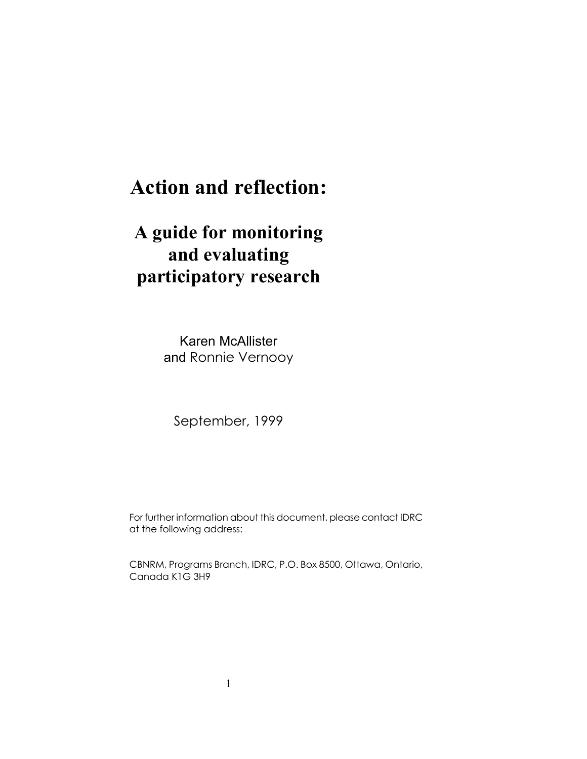# Action and reflection:

## A guide for monitoring and evaluating participatory research

Karen McAllister
and Ronnie Vernooy

September, 1999

For further information about this document, please contact IDRC at the following address:

CBNRM, Programs Branch, IDRC, P.O. Box 8500, Ottawa, Ontario, Canada K1G 3H9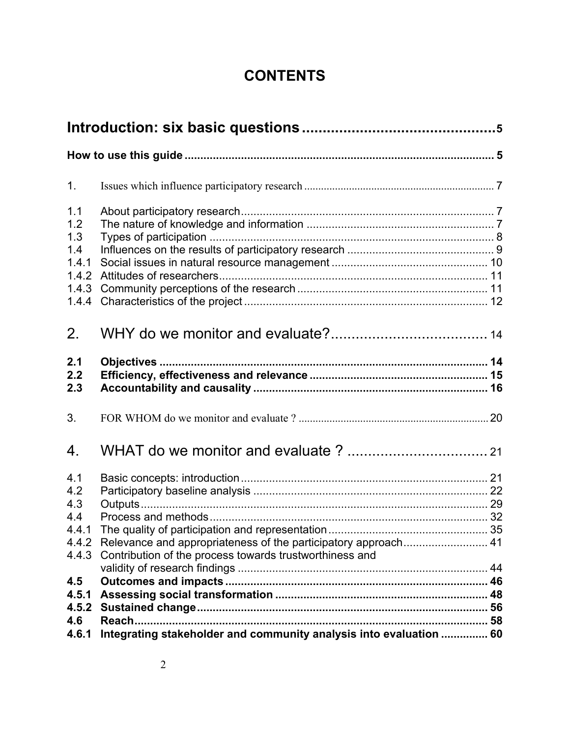# CONTENTS

**Introduction: six basic questions** .............................................. 5

**How to use this guide** .............................................. 5

1. Issues which influence participatory research .............................................. 7

1.1 About participatory research .............................................. 7
1.2 The nature of knowledge and information .............................................. 7
1.3 Types of participation .............................................. 8
1.4 Influences on the results of participatory research .............................................. 9
1.4.1 Social issues in natural resource management .............................................. 10
1.4.2 Attitudes of researchers .............................................. 11
1.4.3 Community perceptions of the research .............................................. 11
1.4.4 Characteristics of the project .............................................. 12

2. WHY do we monitor and evaluate? .............................................. 14

**2.1 Objectives** .............................................. **14**
**2.2 Efficiency, effectiveness and relevance** .............................................. **15**
**2.3 Accountability and causality** .............................................. **16**

3. FOR WHOM do we monitor and evaluate ? .............................................. 20

4. WHAT do we monitor and evaluate ? .............................................. 21

4.1 Basic concepts: introduction .............................................. 21
4.2 Participatory baseline analysis .............................................. 22
4.3 Outputs .............................................. 29
4.4 Process and methods .............................................. 32
4.4.1 The quality of participation and representation .............................................. 35
4.4.2 Relevance and appropriateness of the participatory approach .............................................. 41
4.4.3 Contribution of the process towards trustworthiness and validity of research findings .............................................. 44
**4.5 Outcomes and impacts** .............................................. **46**
**4.5.1 Assessing social transformation** .............................................. **48**
**4.5.2 Sustained change** .............................................. **56**
**4.6 Reach** .............................................. **58**
**4.6.1 Integrating stakeholder and community analysis into evaluation** .............................................. **60**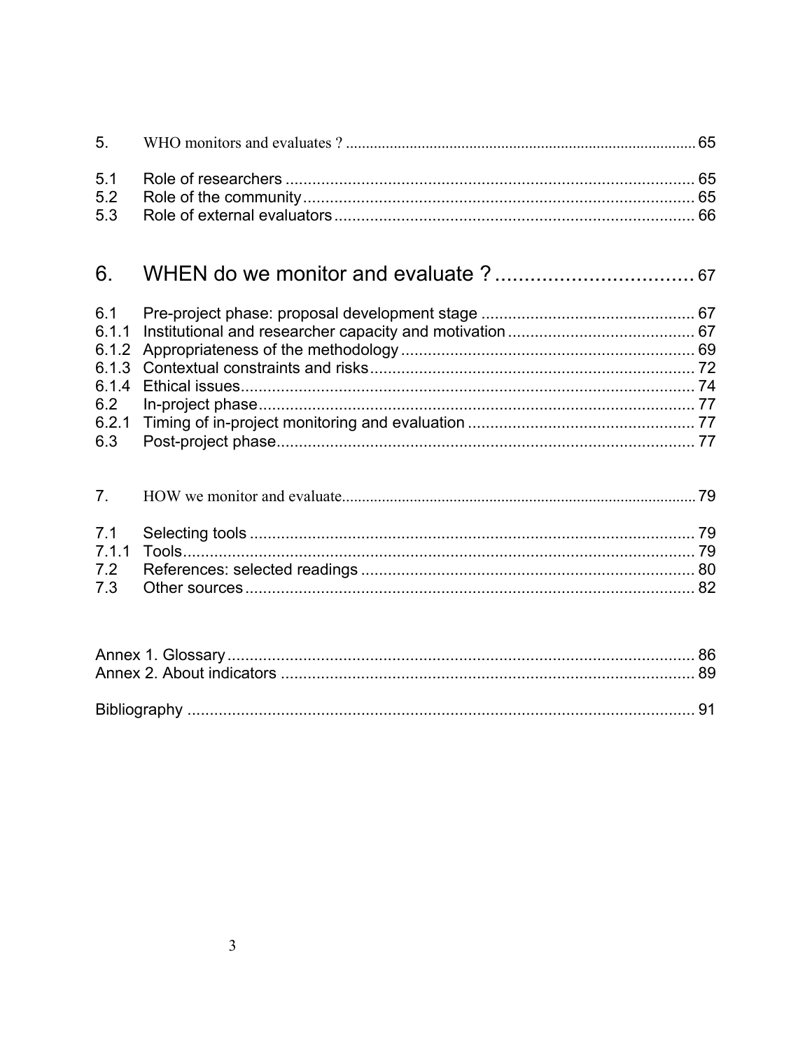| | | |
|---|---|---|
| 5. | WHO monitors and evaluates ? | 65 |
| 5.1 | Role of researchers | 65 |
| 5.2 | Role of the community | 65 |
| 5.3 | Role of external evaluators | 66 |
| **6.** | **WHEN do we monitor and evaluate ?** | **67** |
| 6.1 | Pre-project phase: proposal development stage | 67 |
| 6.1.1 | Institutional and researcher capacity and motivation | 67 |
| 6.1.2 | Appropriateness of the methodology | 69 |
| 6.1.3 | Contextual constraints and risks | 72 |
| 6.1.4 | Ethical issues | 74 |
| 6.2 | In-project phase | 77 |
| 6.2.1 | Timing of in-project monitoring and evaluation | 77 |
| 6.3 | Post-project phase | 77 |
| 7. | HOW we monitor and evaluate | 79 |
| 7.1 | Selecting tools | 79 |
| 7.1.1 | Tools | 79 |
| 7.2 | References: selected readings | 80 |
| 7.3 | Other sources | 82 |

| | |
|---|---|
| Annex 1. Glossary | 86 |
| Annex 2. About indicators | 89 |
| Bibliography | 91 |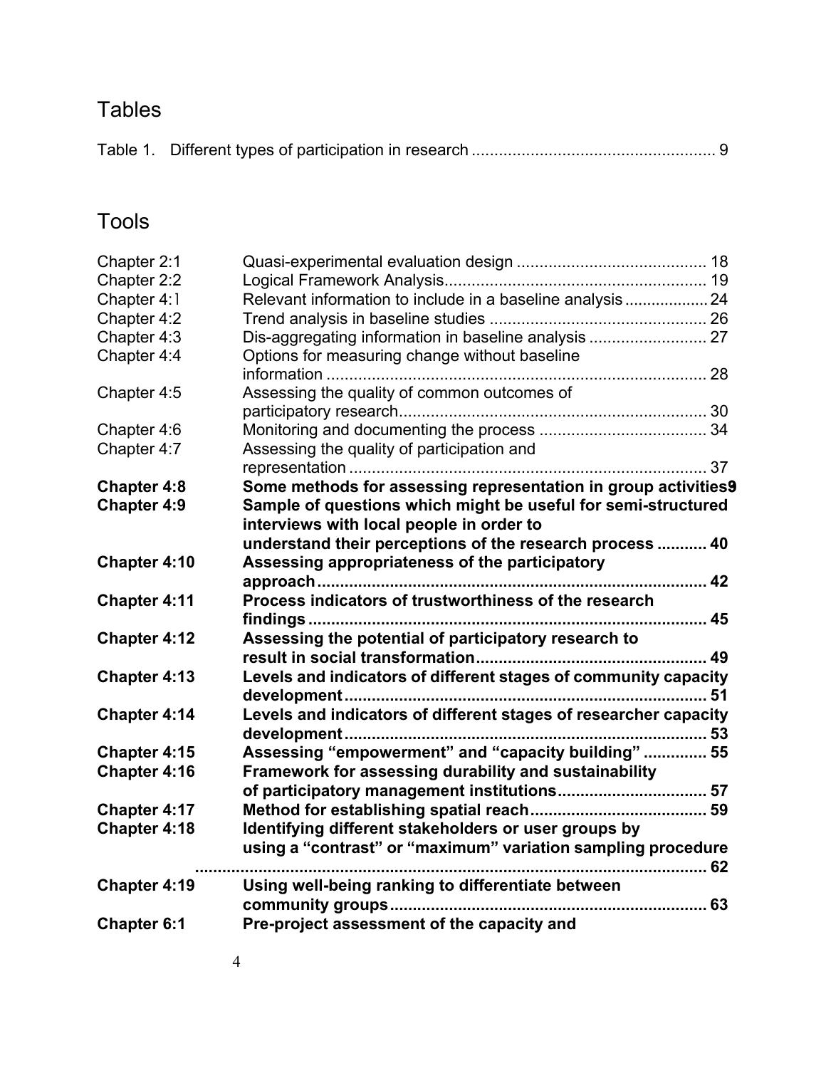## Tables

Table 1. Different types of participation in research ..................................................... 9

## Tools

| | | |
|---|---|---|
| Chapter 2:1 | Quasi-experimental evaluation design | 18 |
| Chapter 2:2 | Logical Framework Analysis | 19 |
| Chapter 4:1 | Relevant information to include in a baseline analysis | 24 |
| Chapter 4:2 | Trend analysis in baseline studies | 26 |
| Chapter 4:3 | Dis-aggregating information in baseline analysis | 27 |
| Chapter 4:4 | Options for measuring change without baseline information | 28 |
| Chapter 4:5 | Assessing the quality of common outcomes of participatory research | 30 |
| Chapter 4:6 | Monitoring and documenting the process | 34 |
| Chapter 4:7 | Assessing the quality of participation and representation | 37 |
| **Chapter 4:8** | **Some methods for assessing representation in group activities** | **39** |
| **Chapter 4:9** | **Sample of questions which might be useful for semi-structured interviews with local people in order to understand their perceptions of the research process** | **40** |
| **Chapter 4:10** | **Assessing appropriateness of the participatory approach** | **42** |
| **Chapter 4:11** | **Process indicators of trustworthiness of the research findings** | **45** |
| **Chapter 4:12** | **Assessing the potential of participatory research to result in social transformation** | **49** |
| **Chapter 4:13** | **Levels and indicators of different stages of community capacity development** | **51** |
| **Chapter 4:14** | **Levels and indicators of different stages of researcher capacity development** | **53** |
| **Chapter 4:15** | **Assessing "empowerment" and "capacity building"** | **55** |
| **Chapter 4:16** | **Framework for assessing durability and sustainability of participatory management institutions** | **57** |
| **Chapter 4:17** | **Method for establishing spatial reach** | **59** |
| **Chapter 4:18** | **Identifying different stakeholders or user groups by using a "contrast" or "maximum" variation sampling procedure** | **62** |
| **Chapter 4:19** | **Using well-being ranking to differentiate between community groups** | **63** |
| **Chapter 6:1** | **Pre-project assessment of the capacity and** | |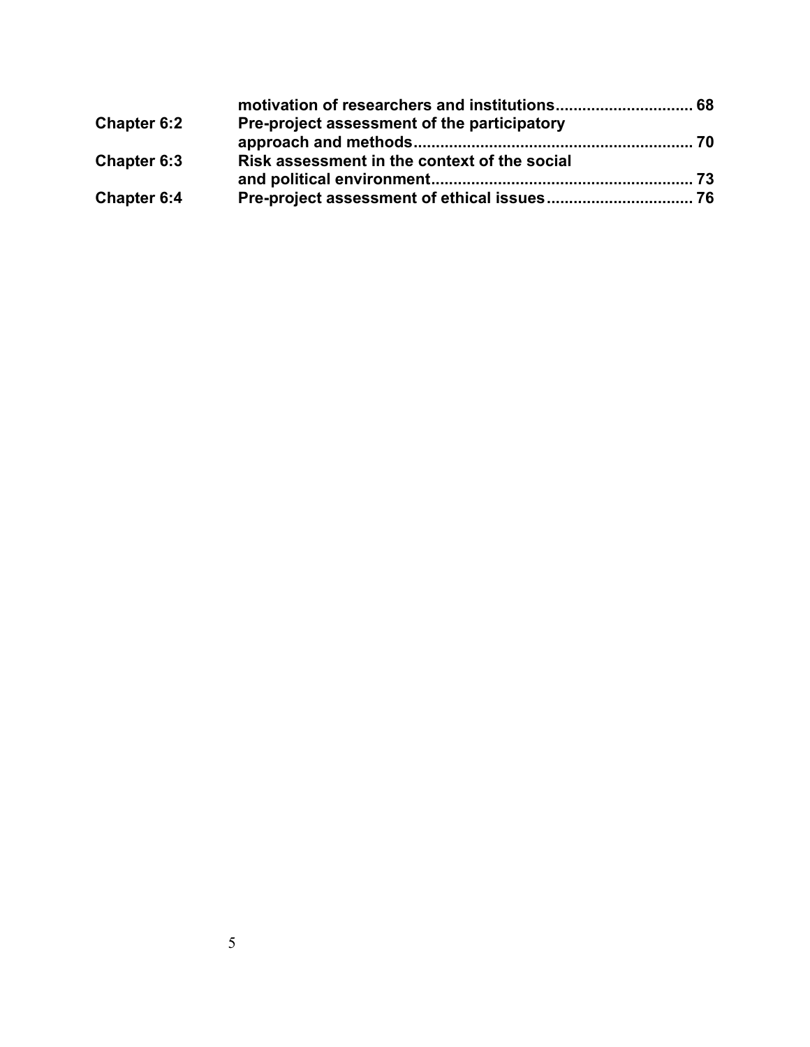| | |
|---|---|
| | **motivation of researchers and institutions.............................. 68** |
| **Chapter 6:2** | **Pre-project assessment of the participatory approach and methods.............................................................. 70** |
| **Chapter 6:3** | **Risk assessment in the context of the social and political environment.......................................................... 73** |
| **Chapter 6:4** | **Pre-project assessment of ethical issues................................. 76** |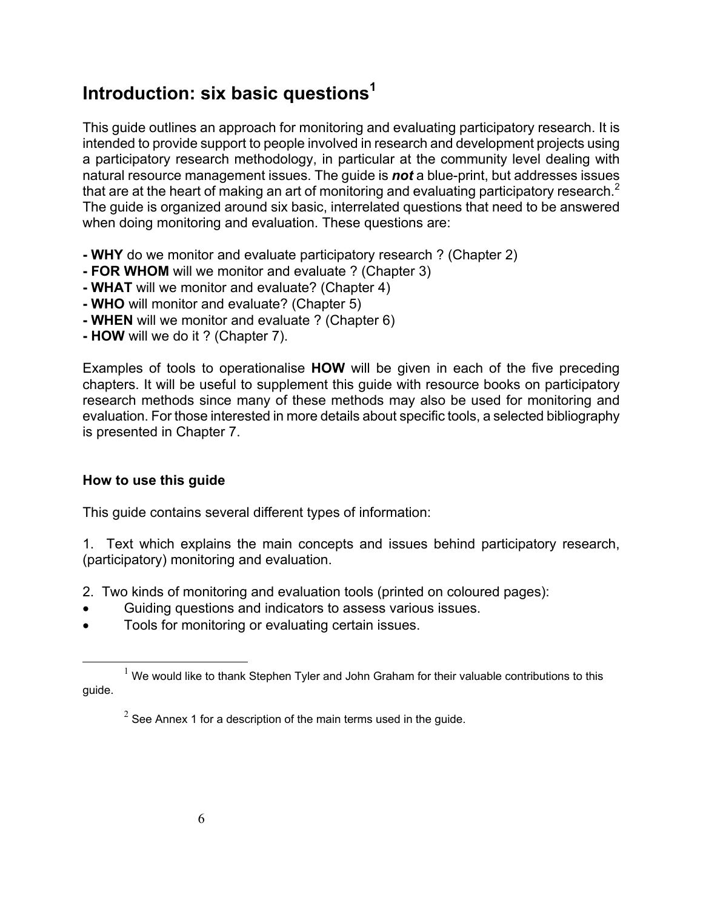# Introduction: six basic questions[1]

This guide outlines an approach for monitoring and evaluating participatory research. It is intended to provide support to people involved in research and development projects using a participatory research methodology, in particular at the community level dealing with natural resource management issues. The guide is ***not*** a blue-print, but addresses issues that are at the heart of making an art of monitoring and evaluating participatory research.[2] The guide is organized around six basic, interrelated questions that need to be answered when doing monitoring and evaluation. These questions are:

- **WHY** do we monitor and evaluate participatory research ? (Chapter 2)
- **FOR WHOM** will we monitor and evaluate ? (Chapter 3)
- **WHAT** will we monitor and evaluate? (Chapter 4)
- **WHO** will monitor and evaluate? (Chapter 5)
- **WHEN** will we monitor and evaluate ? (Chapter 6)
- **HOW** will we do it ? (Chapter 7).

Examples of tools to operationalise **HOW** will be given in each of the five preceding chapters. It will be useful to supplement this guide with resource books on participatory research methods since many of these methods may also be used for monitoring and evaluation. For those interested in more details about specific tools, a selected bibliography is presented in Chapter 7.

### How to use this guide

This guide contains several different types of information:

1. Text which explains the main concepts and issues behind participatory research, (participatory) monitoring and evaluation.

2. Two kinds of monitoring and evaluation tools (printed on coloured pages):

- Guiding questions and indicators to assess various issues.
- Tools for monitoring or evaluating certain issues.

---

[1] We would like to thank Stephen Tyler and John Graham for their valuable contributions to this guide.

[2] See Annex 1 for a description of the main terms used in the guide.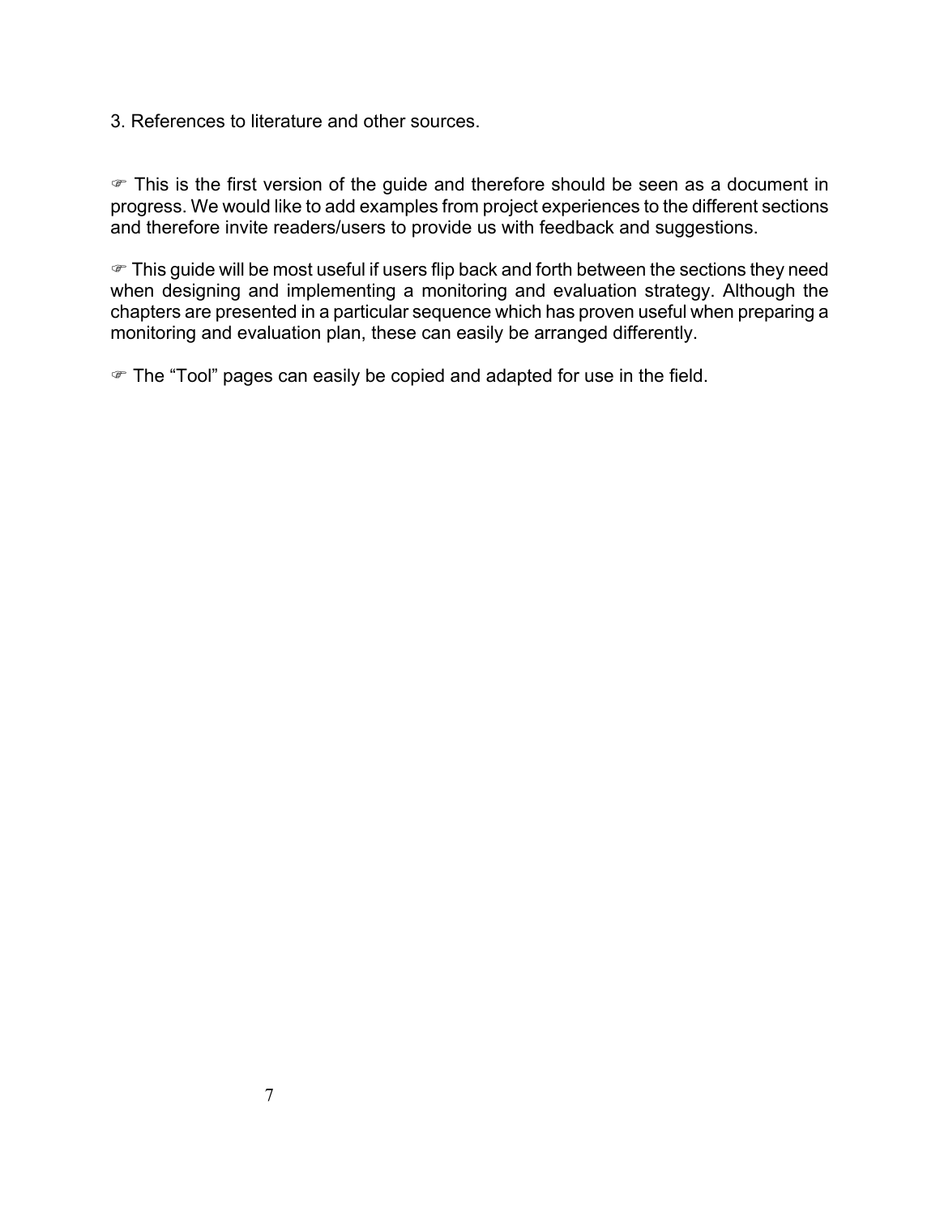3. References to literature and other sources.

☞ This is the first version of the guide and therefore should be seen as a document in progress. We would like to add examples from project experiences to the different sections and therefore invite readers/users to provide us with feedback and suggestions.

☞ This guide will be most useful if users flip back and forth between the sections they need when designing and implementing a monitoring and evaluation strategy. Although the chapters are presented in a particular sequence which has proven useful when preparing a monitoring and evaluation plan, these can easily be arranged differently.

☞ The "Tool" pages can easily be copied and adapted for use in the field.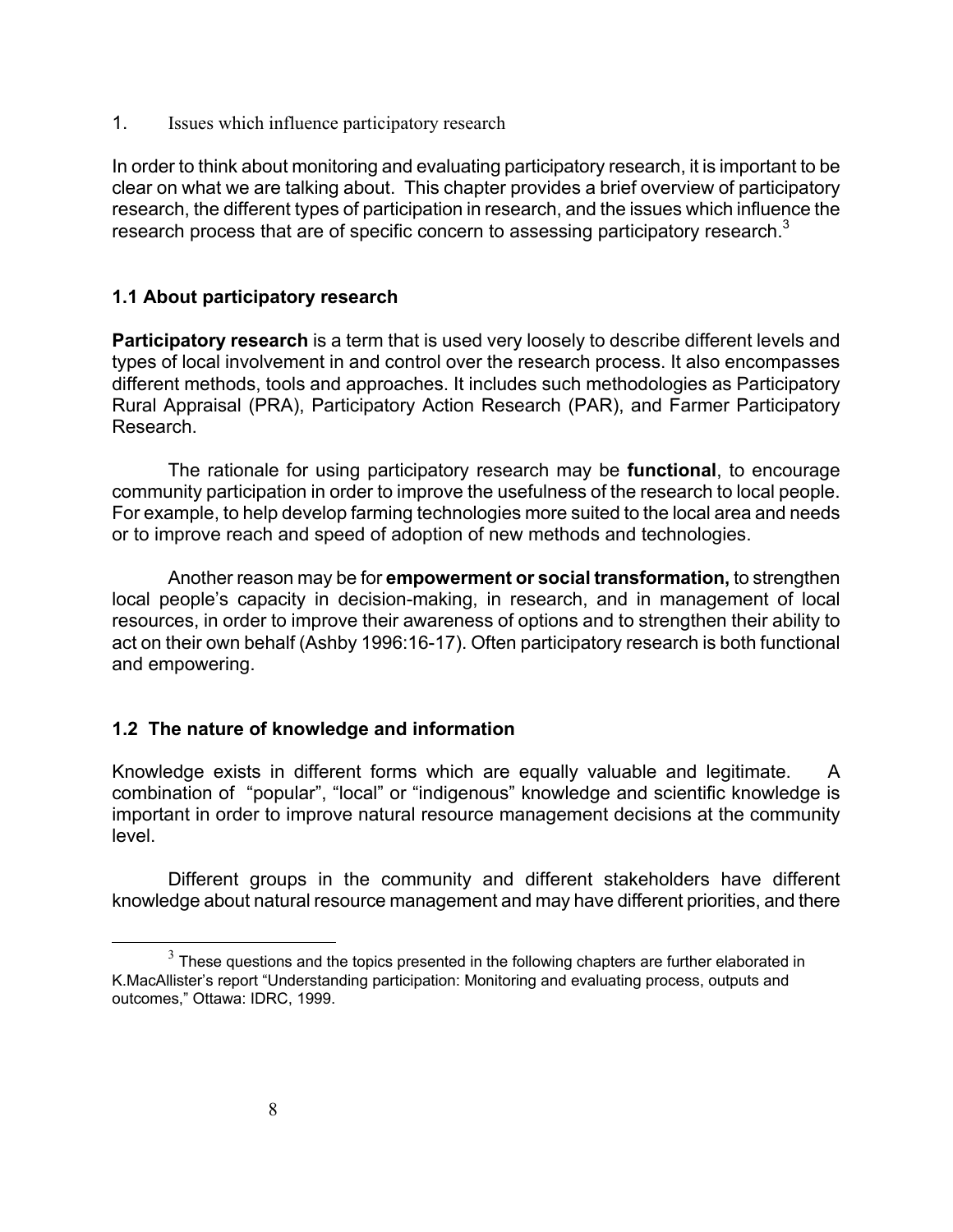# 1. Issues which influence participatory research

In order to think about monitoring and evaluating participatory research, it is important to be clear on what we are talking about. This chapter provides a brief overview of participatory research, the different types of participation in research, and the issues which influence the research process that are of specific concern to assessing participatory research.[3]

## 1.1 About participatory research

**Participatory research** is a term that is used very loosely to describe different levels and types of local involvement in and control over the research process. It also encompasses different methods, tools and approaches. It includes such methodologies as Participatory Rural Appraisal (PRA), Participatory Action Research (PAR), and Farmer Participatory Research.

The rationale for using participatory research may be **functional**, to encourage community participation in order to improve the usefulness of the research to local people. For example, to help develop farming technologies more suited to the local area and needs or to improve reach and speed of adoption of new methods and technologies.

Another reason may be for **empowerment or social transformation,** to strengthen local people's capacity in decision-making, in research, and in management of local resources, in order to improve their awareness of options and to strengthen their ability to act on their own behalf (Ashby 1996:16-17). Often participatory research is both functional and empowering.

## 1.2 The nature of knowledge and information

Knowledge exists in different forms which are equally valuable and legitimate. A combination of "popular", "local" or "indigenous" knowledge and scientific knowledge is important in order to improve natural resource management decisions at the community level.

Different groups in the community and different stakeholders have different knowledge about natural resource management and may have different priorities, and there

---

[3] These questions and the topics presented in the following chapters are further elaborated in K.MacAllister's report "Understanding participation: Monitoring and evaluating process, outputs and outcomes," Ottawa: IDRC, 1999.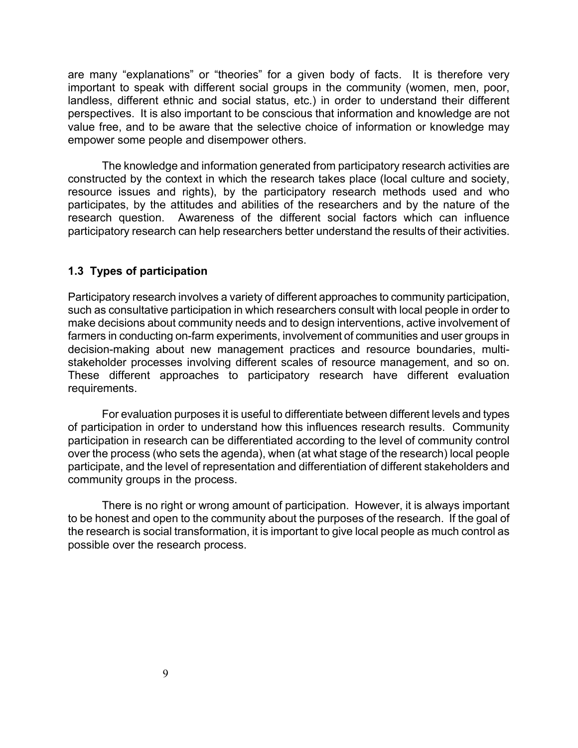are many “explanations” or “theories” for a given body of facts. It is therefore very important to speak with different social groups in the community (women, men, poor, landless, different ethnic and social status, etc.) in order to understand their different perspectives. It is also important to be conscious that information and knowledge are not value free, and to be aware that the selective choice of information or knowledge may empower some people and disempower others.

The knowledge and information generated from participatory research activities are constructed by the context in which the research takes place (local culture and society, resource issues and rights), by the participatory research methods used and who participates, by the attitudes and abilities of the researchers and by the nature of the research question. Awareness of the different social factors which can influence participatory research can help researchers better understand the results of their activities.

### 1.3 Types of participation

Participatory research involves a variety of different approaches to community participation, such as consultative participation in which researchers consult with local people in order to make decisions about community needs and to design interventions, active involvement of farmers in conducting on-farm experiments, involvement of communities and user groups in decision-making about new management practices and resource boundaries, multi-stakeholder processes involving different scales of resource management, and so on. These different approaches to participatory research have different evaluation requirements.

For evaluation purposes it is useful to differentiate between different levels and types of participation in order to understand how this influences research results. Community participation in research can be differentiated according to the level of community control over the process (who sets the agenda), when (at what stage of the research) local people participate, and the level of representation and differentiation of different stakeholders and community groups in the process.

There is no right or wrong amount of participation. However, it is always important to be honest and open to the community about the purposes of the research. If the goal of the research is social transformation, it is important to give local people as much control as possible over the research process.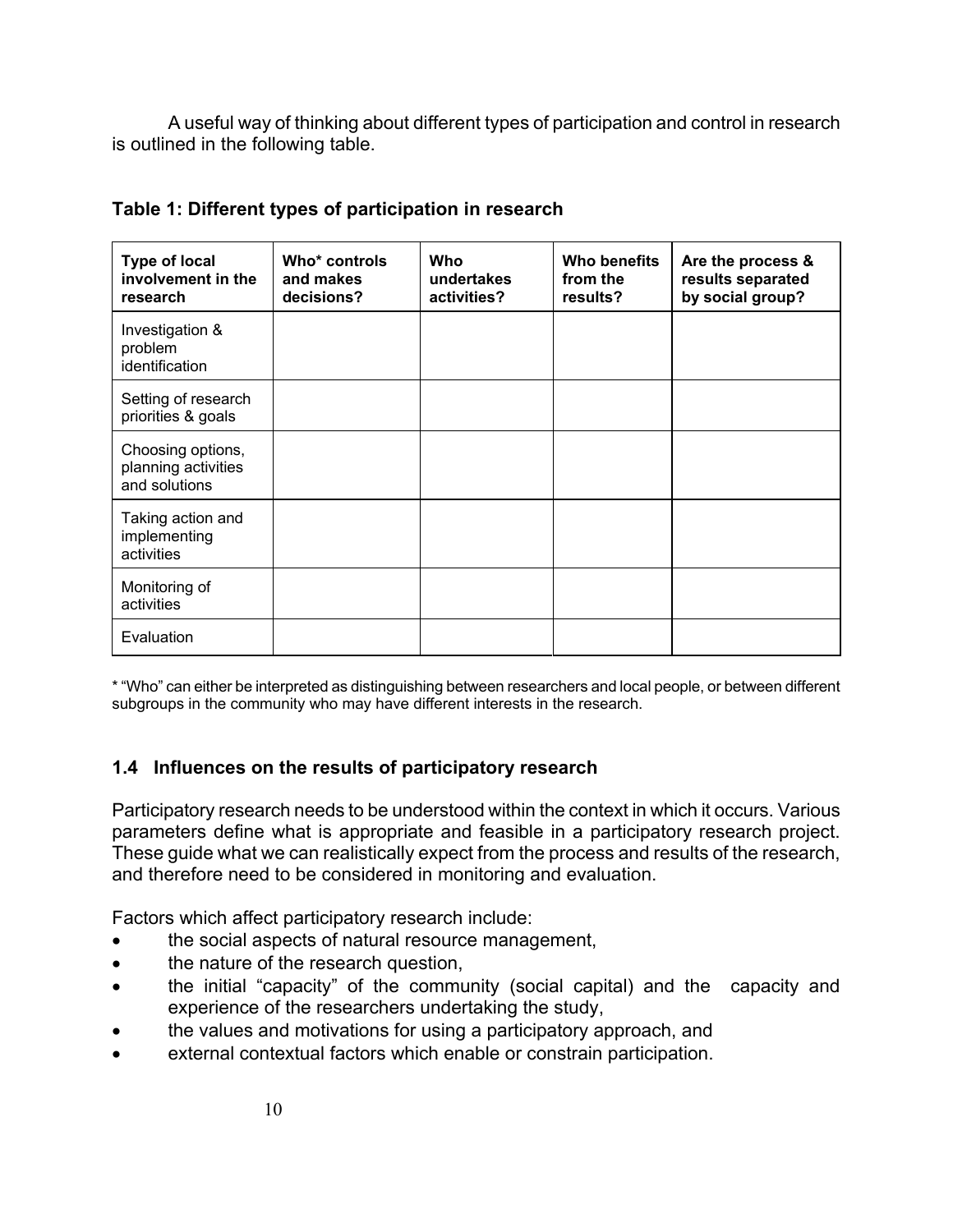A useful way of thinking about different types of participation and control in research is outlined in the following table.

**Table 1: Different types of participation in research**

| Type of local involvement in the research | Who* controls and makes decisions? | Who undertakes activities? | Who benefits from the results? | Are the process & results separated by social group? |
|---|---|---|---|---|
| Investigation & problem identification | | | | |
| Setting of research priorities & goals | | | | |
| Choosing options, planning activities and solutions | | | | |
| Taking action and implementing activities | | | | |
| Monitoring of activities | | | | |
| Evaluation | | | | |

* "Who" can either be interpreted as distinguishing between researchers and local people, or between different subgroups in the community who may have different interests in the research.

### 1.4 Influences on the results of participatory research

Participatory research needs to be understood within the context in which it occurs. Various parameters define what is appropriate and feasible in a participatory research project. These guide what we can realistically expect from the process and results of the research, and therefore need to be considered in monitoring and evaluation.

Factors which affect participatory research include:

- the social aspects of natural resource management,
- the nature of the research question,
- the initial "capacity" of the community (social capital) and the capacity and experience of the researchers undertaking the study,
- the values and motivations for using a participatory approach, and
- external contextual factors which enable or constrain participation.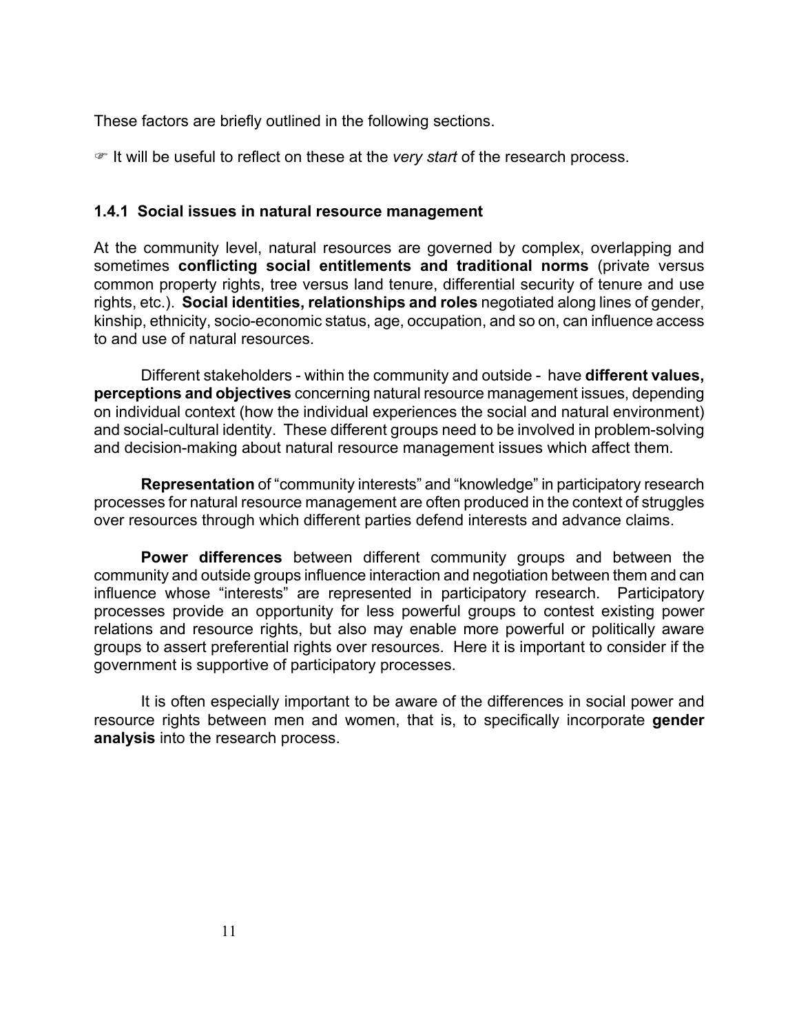These factors are briefly outlined in the following sections.

☞ It will be useful to reflect on these at the *very start* of the research process.

### 1.4.1 Social issues in natural resource management

At the community level, natural resources are governed by complex, overlapping and sometimes **conflicting social entitlements and traditional norms** (private versus common property rights, tree versus land tenure, differential security of tenure and use rights, etc.). **Social identities, relationships and roles** negotiated along lines of gender, kinship, ethnicity, socio-economic status, age, occupation, and so on, can influence access to and use of natural resources.

Different stakeholders - within the community and outside - have **different values, perceptions and objectives** concerning natural resource management issues, depending on individual context (how the individual experiences the social and natural environment) and social-cultural identity. These different groups need to be involved in problem-solving and decision-making about natural resource management issues which affect them.

**Representation** of "community interests" and "knowledge" in participatory research processes for natural resource management are often produced in the context of struggles over resources through which different parties defend interests and advance claims.

**Power differences** between different community groups and between the community and outside groups influence interaction and negotiation between them and can influence whose "interests" are represented in participatory research. Participatory processes provide an opportunity for less powerful groups to contest existing power relations and resource rights, but also may enable more powerful or politically aware groups to assert preferential rights over resources. Here it is important to consider if the government is supportive of participatory processes.

It is often especially important to be aware of the differences in social power and resource rights between men and women, that is, to specifically incorporate **gender analysis** into the research process.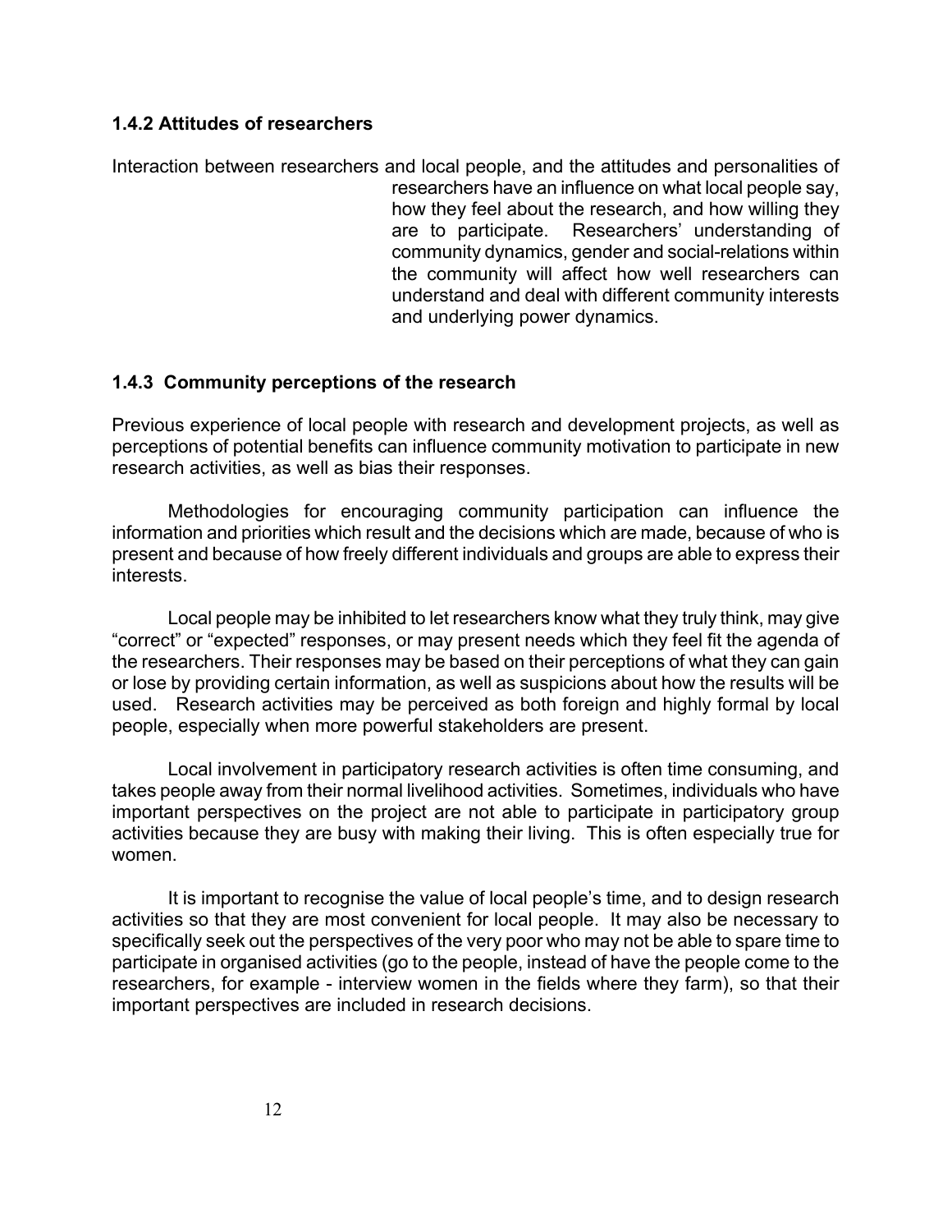### 1.4.2 Attitudes of researchers

Interaction between researchers and local people, and the attitudes and personalities of researchers have an influence on what local people say, how they feel about the research, and how willing they are to participate. Researchers' understanding of community dynamics, gender and social-relations within the community will affect how well researchers can understand and deal with different community interests and underlying power dynamics.

### 1.4.3 Community perceptions of the research

Previous experience of local people with research and development projects, as well as perceptions of potential benefits can influence community motivation to participate in new research activities, as well as bias their responses.

Methodologies for encouraging community participation can influence the information and priorities which result and the decisions which are made, because of who is present and because of how freely different individuals and groups are able to express their interests.

Local people may be inhibited to let researchers know what they truly think, may give "correct" or "expected" responses, or may present needs which they feel fit the agenda of the researchers. Their responses may be based on their perceptions of what they can gain or lose by providing certain information, as well as suspicions about how the results will be used. Research activities may be perceived as both foreign and highly formal by local people, especially when more powerful stakeholders are present.

Local involvement in participatory research activities is often time consuming, and takes people away from their normal livelihood activities. Sometimes, individuals who have important perspectives on the project are not able to participate in participatory group activities because they are busy with making their living. This is often especially true for women.

It is important to recognise the value of local people's time, and to design research activities so that they are most convenient for local people. It may also be necessary to specifically seek out the perspectives of the very poor who may not be able to spare time to participate in organised activities (go to the people, instead of have the people come to the researchers, for example - interview women in the fields where they farm), so that their important perspectives are included in research decisions.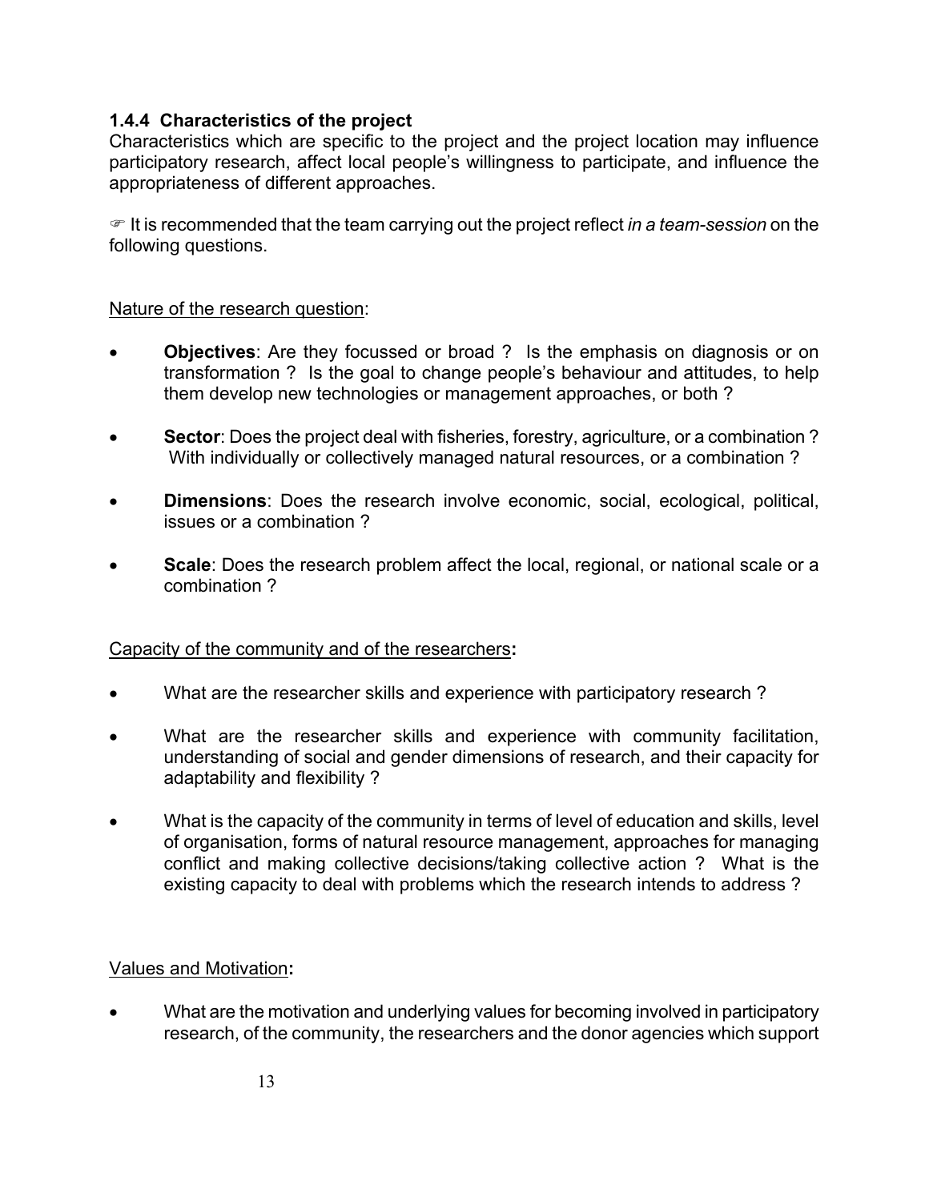### 1.4.4 Characteristics of the project

Characteristics which are specific to the project and the project location may influence participatory research, affect local people's willingness to participate, and influence the appropriateness of different approaches.

☞ It is recommended that the team carrying out the project reflect *in a team-session* on the following questions.

Nature of the research question:

- **Objectives**: Are they focussed or broad ? Is the emphasis on diagnosis or on transformation ? Is the goal to change people's behaviour and attitudes, to help them develop new technologies or management approaches, or both ?
- **Sector**: Does the project deal with fisheries, forestry, agriculture, or a combination ? With individually or collectively managed natural resources, or a combination ?
- **Dimensions**: Does the research involve economic, social, ecological, political, issues or a combination ?
- **Scale**: Does the research problem affect the local, regional, or national scale or a combination ?

Capacity of the community and of the researchers**:**

- What are the researcher skills and experience with participatory research ?
- What are the researcher skills and experience with community facilitation, understanding of social and gender dimensions of research, and their capacity for adaptability and flexibility ?
- What is the capacity of the community in terms of level of education and skills, level of organisation, forms of natural resource management, approaches for managing conflict and making collective decisions/taking collective action ? What is the existing capacity to deal with problems which the research intends to address ?

Values and Motivation**:**

- What are the motivation and underlying values for becoming involved in participatory research, of the community, the researchers and the donor agencies which support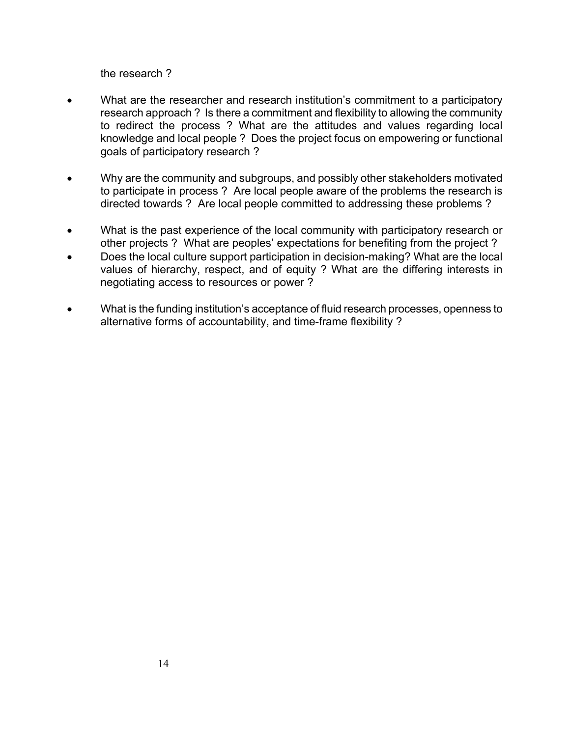the research ?

- What are the researcher and research institution's commitment to a participatory research approach ? Is there a commitment and flexibility to allowing the community to redirect the process ? What are the attitudes and values regarding local knowledge and local people ? Does the project focus on empowering or functional goals of participatory research ?

- Why are the community and subgroups, and possibly other stakeholders motivated to participate in process ? Are local people aware of the problems the research is directed towards ? Are local people committed to addressing these problems ?

- What is the past experience of the local community with participatory research or other projects ? What are peoples' expectations for benefiting from the project ?
- Does the local culture support participation in decision-making? What are the local values of hierarchy, respect, and of equity ? What are the differing interests in negotiating access to resources or power ?

- What is the funding institution's acceptance of fluid research processes, openness to alternative forms of accountability, and time-frame flexibility ?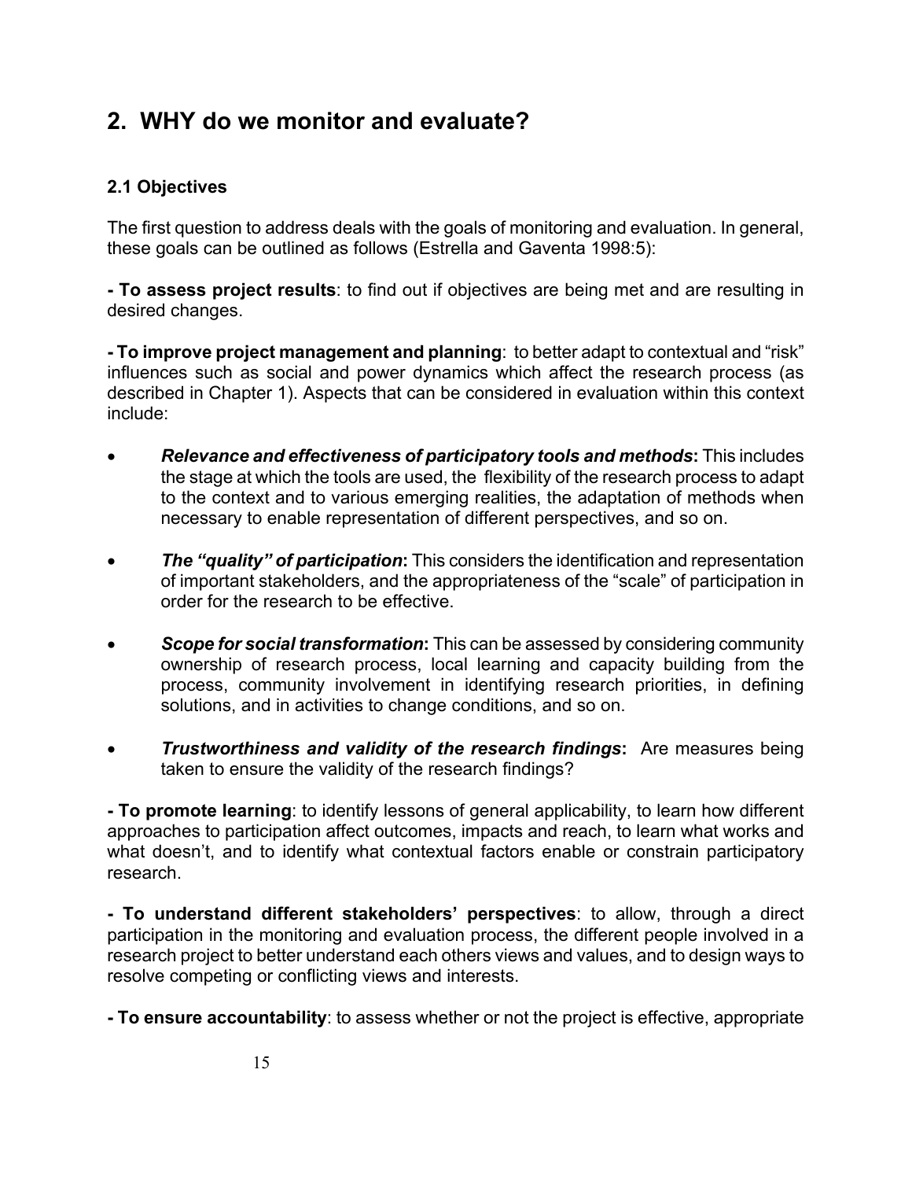## 2. WHY do we monitor and evaluate?

### 2.1 Objectives

The first question to address deals with the goals of monitoring and evaluation. In general, these goals can be outlined as follows (Estrella and Gaventa 1998:5):

**- To assess project results**: to find out if objectives are being met and are resulting in desired changes.

**- To improve project management and planning**: to better adapt to contextual and "risk" influences such as social and power dynamics which affect the research process (as described in Chapter 1). Aspects that can be considered in evaluation within this context include:

- ***Relevance and effectiveness of participatory tools and methods*****:** This includes the stage at which the tools are used, the flexibility of the research process to adapt to the context and to various emerging realities, the adaptation of methods when necessary to enable representation of different perspectives, and so on.

- ***The "quality" of participation*****:** This considers the identification and representation of important stakeholders, and the appropriateness of the "scale" of participation in order for the research to be effective.

- ***Scope for social transformation*****:** This can be assessed by considering community ownership of research process, local learning and capacity building from the process, community involvement in identifying research priorities, in defining solutions, and in activities to change conditions, and so on.

- ***Trustworthiness and validity of the research findings*****:** Are measures being taken to ensure the validity of the research findings?

**- To promote learning**: to identify lessons of general applicability, to learn how different approaches to participation affect outcomes, impacts and reach, to learn what works and what doesn't, and to identify what contextual factors enable or constrain participatory research.

**- To understand different stakeholders' perspectives**: to allow, through a direct participation in the monitoring and evaluation process, the different people involved in a research project to better understand each others views and values, and to design ways to resolve competing or conflicting views and interests.

**- To ensure accountability**: to assess whether or not the project is effective, appropriate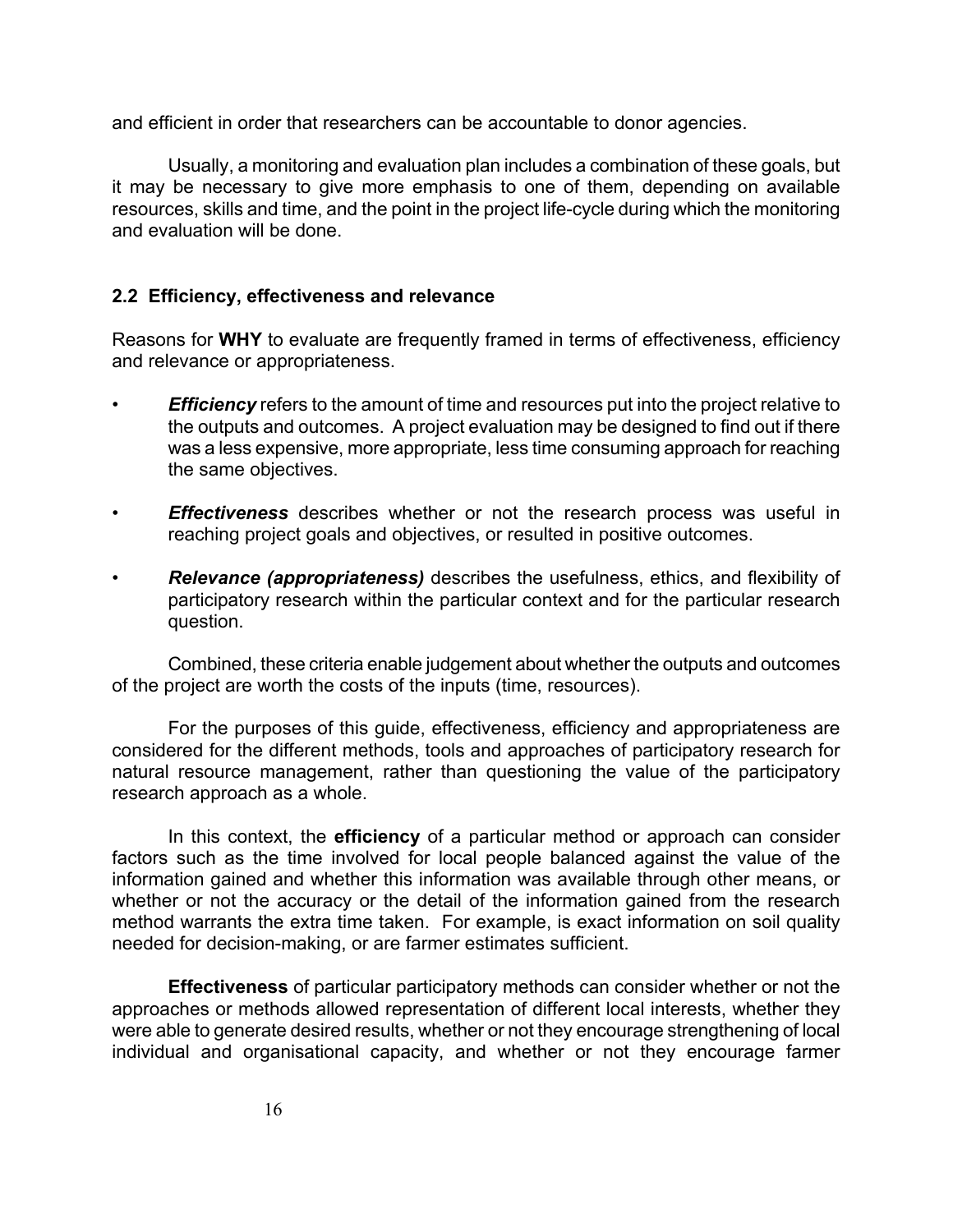and efficient in order that researchers can be accountable to donor agencies.

Usually, a monitoring and evaluation plan includes a combination of these goals, but it may be necessary to give more emphasis to one of them, depending on available resources, skills and time, and the point in the project life-cycle during which the monitoring and evaluation will be done.

### 2.2 Efficiency, effectiveness and relevance

Reasons for **WHY** to evaluate are frequently framed in terms of effectiveness, efficiency and relevance or appropriateness.

- ***Efficiency*** refers to the amount of time and resources put into the project relative to the outputs and outcomes. A project evaluation may be designed to find out if there was a less expensive, more appropriate, less time consuming approach for reaching the same objectives.
- ***Effectiveness*** describes whether or not the research process was useful in reaching project goals and objectives, or resulted in positive outcomes.
- ***Relevance (appropriateness)*** describes the usefulness, ethics, and flexibility of participatory research within the particular context and for the particular research question.

Combined, these criteria enable judgement about whether the outputs and outcomes of the project are worth the costs of the inputs (time, resources).

For the purposes of this guide, effectiveness, efficiency and appropriateness are considered for the different methods, tools and approaches of participatory research for natural resource management, rather than questioning the value of the participatory research approach as a whole.

In this context, the **efficiency** of a particular method or approach can consider factors such as the time involved for local people balanced against the value of the information gained and whether this information was available through other means, or whether or not the accuracy or the detail of the information gained from the research method warrants the extra time taken. For example, is exact information on soil quality needed for decision-making, or are farmer estimates sufficient.

**Effectiveness** of particular participatory methods can consider whether or not the approaches or methods allowed representation of different local interests, whether they were able to generate desired results, whether or not they encourage strengthening of local individual and organisational capacity, and whether or not they encourage farmer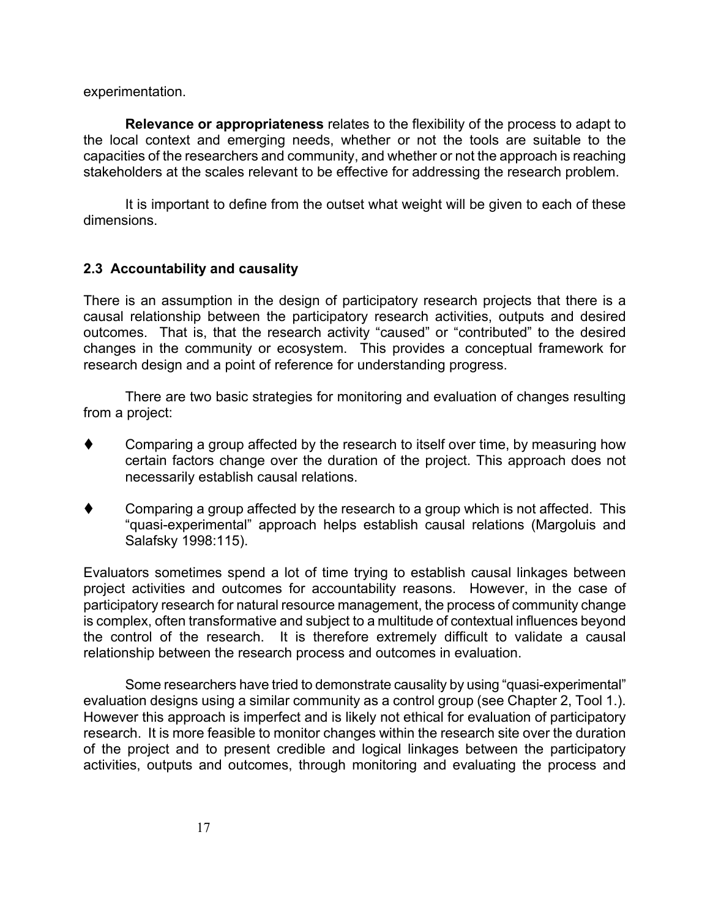experimentation.

**Relevance or appropriateness** relates to the flexibility of the process to adapt to the local context and emerging needs, whether or not the tools are suitable to the capacities of the researchers and community, and whether or not the approach is reaching stakeholders at the scales relevant to be effective for addressing the research problem.

It is important to define from the outset what weight will be given to each of these dimensions.

## 2.3 Accountability and causality

There is an assumption in the design of participatory research projects that there is a causal relationship between the participatory research activities, outputs and desired outcomes. That is, that the research activity "caused" or "contributed" to the desired changes in the community or ecosystem. This provides a conceptual framework for research design and a point of reference for understanding progress.

There are two basic strategies for monitoring and evaluation of changes resulting from a project:

- Comparing a group affected by the research to itself over time, by measuring how certain factors change over the duration of the project. This approach does not necessarily establish causal relations.
- Comparing a group affected by the research to a group which is not affected. This "quasi-experimental" approach helps establish causal relations (Margoluis and Salafsky 1998:115).

Evaluators sometimes spend a lot of time trying to establish causal linkages between project activities and outcomes for accountability reasons. However, in the case of participatory research for natural resource management, the process of community change is complex, often transformative and subject to a multitude of contextual influences beyond the control of the research. It is therefore extremely difficult to validate a causal relationship between the research process and outcomes in evaluation.

Some researchers have tried to demonstrate causality by using "quasi-experimental" evaluation designs using a similar community as a control group (see Chapter 2, Tool 1.). However this approach is imperfect and is likely not ethical for evaluation of participatory research. It is more feasible to monitor changes within the research site over the duration of the project and to present credible and logical linkages between the participatory activities, outputs and outcomes, through monitoring and evaluating the process and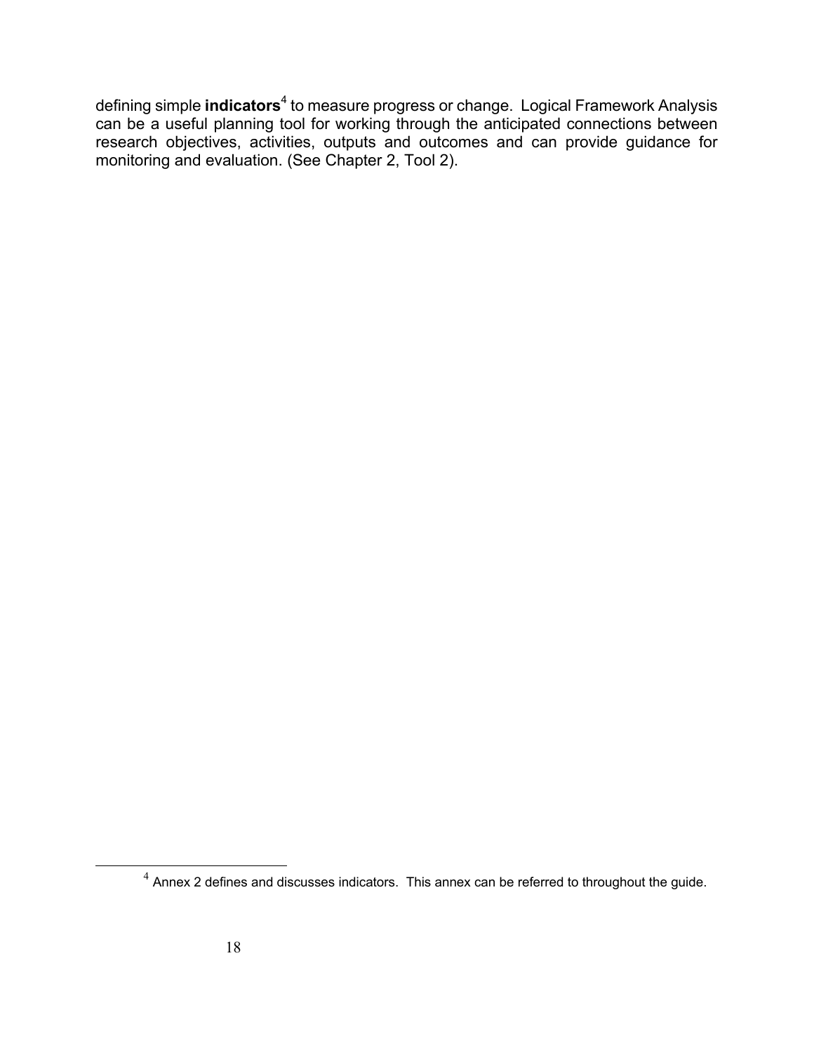defining simple **indicators**[4] to measure progress or change. Logical Framework Analysis can be a useful planning tool for working through the anticipated connections between research objectives, activities, outputs and outcomes and can provide guidance for monitoring and evaluation. (See Chapter 2, Tool 2).

[4] Annex 2 defines and discusses indicators. This annex can be referred to throughout the guide.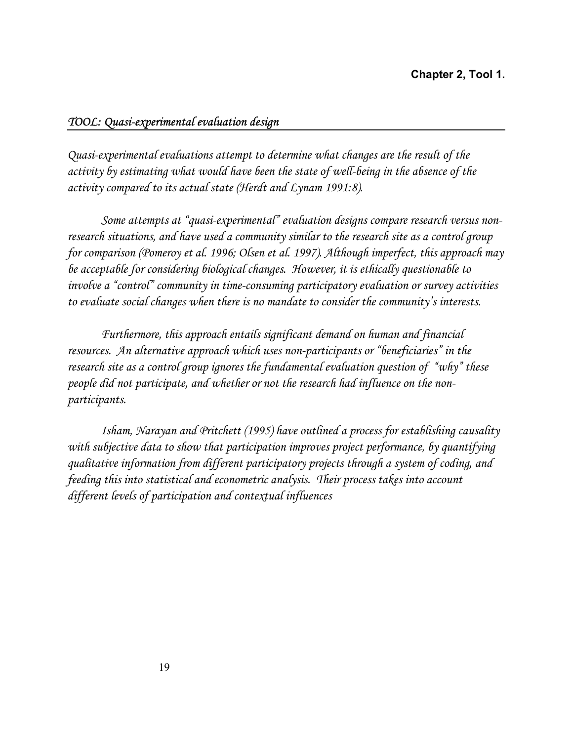**Chapter 2, Tool 1.**

## *TOOL: Quasi-experimental evaluation design*

*Quasi-experimental evaluations attempt to determine what changes are the result of the activity by estimating what would have been the state of well-being in the absence of the activity compared to its actual state (Herdt and Lynam 1991:8).*

*Some attempts at "quasi-experimental" evaluation designs compare research versus non-research situations, and have used a community similar to the research site as a control group for comparison (Pomeroy et al. 1996; Olsen et al. 1997). Although imperfect, this approach may be acceptable for considering biological changes. However, it is ethically questionable to involve a "control" community in time-consuming participatory evaluation or survey activities to evaluate social changes when there is no mandate to consider the community's interests.*

*Furthermore, this approach entails significant demand on human and financial resources. An alternative approach which uses non-participants or "beneficiaries" in the research site as a control group ignores the fundamental evaluation question of "why" these people did not participate, and whether or not the research had influence on the non-participants.*

*Isham, Narayan and Pritchett (1995) have outlined a process for establishing causality with subjective data to show that participation improves project performance, by quantifying qualitative information from different participatory projects through a system of coding, and feeding this into statistical and econometric analysis. Their process takes into account different levels of participation and contextual influences*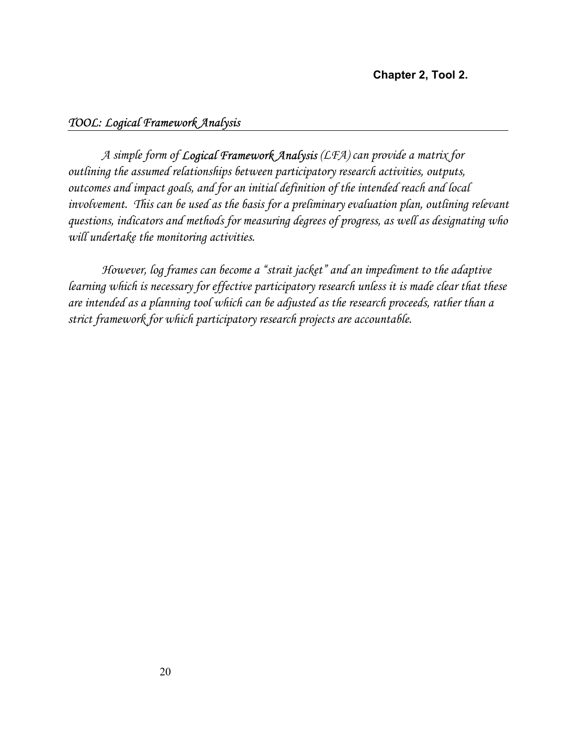**Chapter 2, Tool 2.**

## *TOOL: Logical Framework Analysis*

*A simple form of **Logical Framework Analysis** (LFA) can provide a matrix for outlining the assumed relationships between participatory research activities, outputs, outcomes and impact goals, and for an initial definition of the intended reach and local involvement. This can be used as the basis for a preliminary evaluation plan, outlining relevant questions, indicators and methods for measuring degrees of progress, as well as designating who will undertake the monitoring activities.*

*However, log frames can become a "strait jacket" and an impediment to the adaptive learning which is necessary for effective participatory research unless it is made clear that these are intended as a planning tool which can be adjusted as the research proceeds, rather than a strict framework for which participatory research projects are accountable.*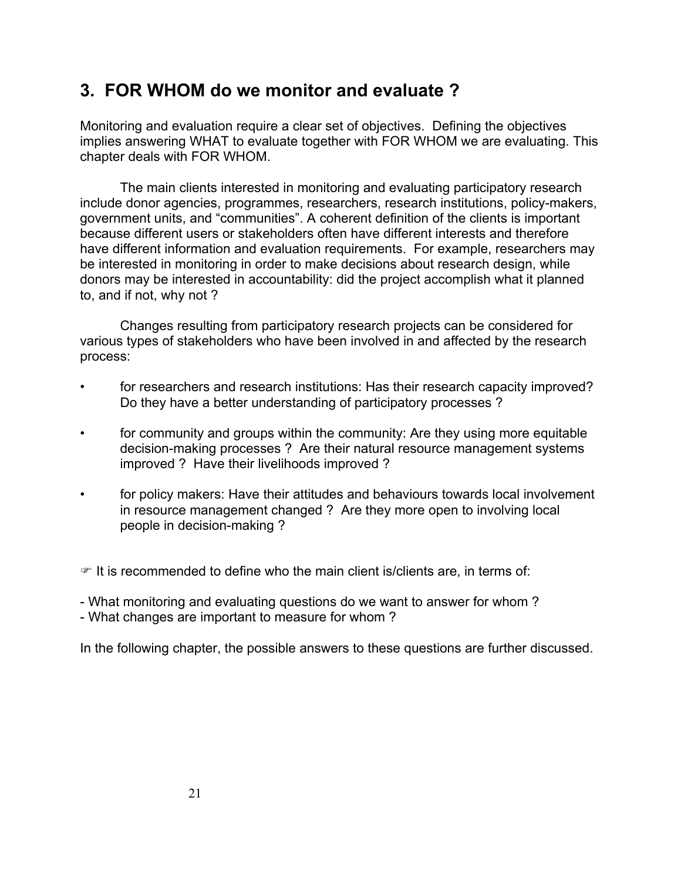## 3. FOR WHOM do we monitor and evaluate ?

Monitoring and evaluation require a clear set of objectives. Defining the objectives implies answering WHAT to evaluate together with FOR WHOM we are evaluating. This chapter deals with FOR WHOM.

The main clients interested in monitoring and evaluating participatory research include donor agencies, programmes, researchers, research institutions, policy-makers, government units, and "communities". A coherent definition of the clients is important because different users or stakeholders often have different interests and therefore have different information and evaluation requirements. For example, researchers may be interested in monitoring in order to make decisions about research design, while donors may be interested in accountability: did the project accomplish what it planned to, and if not, why not ?

Changes resulting from participatory research projects can be considered for various types of stakeholders who have been involved in and affected by the research process:

- for researchers and research institutions: Has their research capacity improved? Do they have a better understanding of participatory processes ?
- for community and groups within the community: Are they using more equitable decision-making processes ? Are their natural resource management systems improved ? Have their livelihoods improved ?
- for policy makers: Have their attitudes and behaviours towards local involvement in resource management changed ? Are they more open to involving local people in decision-making ?

☞ It is recommended to define who the main client is/clients are, in terms of:

- What monitoring and evaluating questions do we want to answer for whom ?
- What changes are important to measure for whom ?

In the following chapter, the possible answers to these questions are further discussed.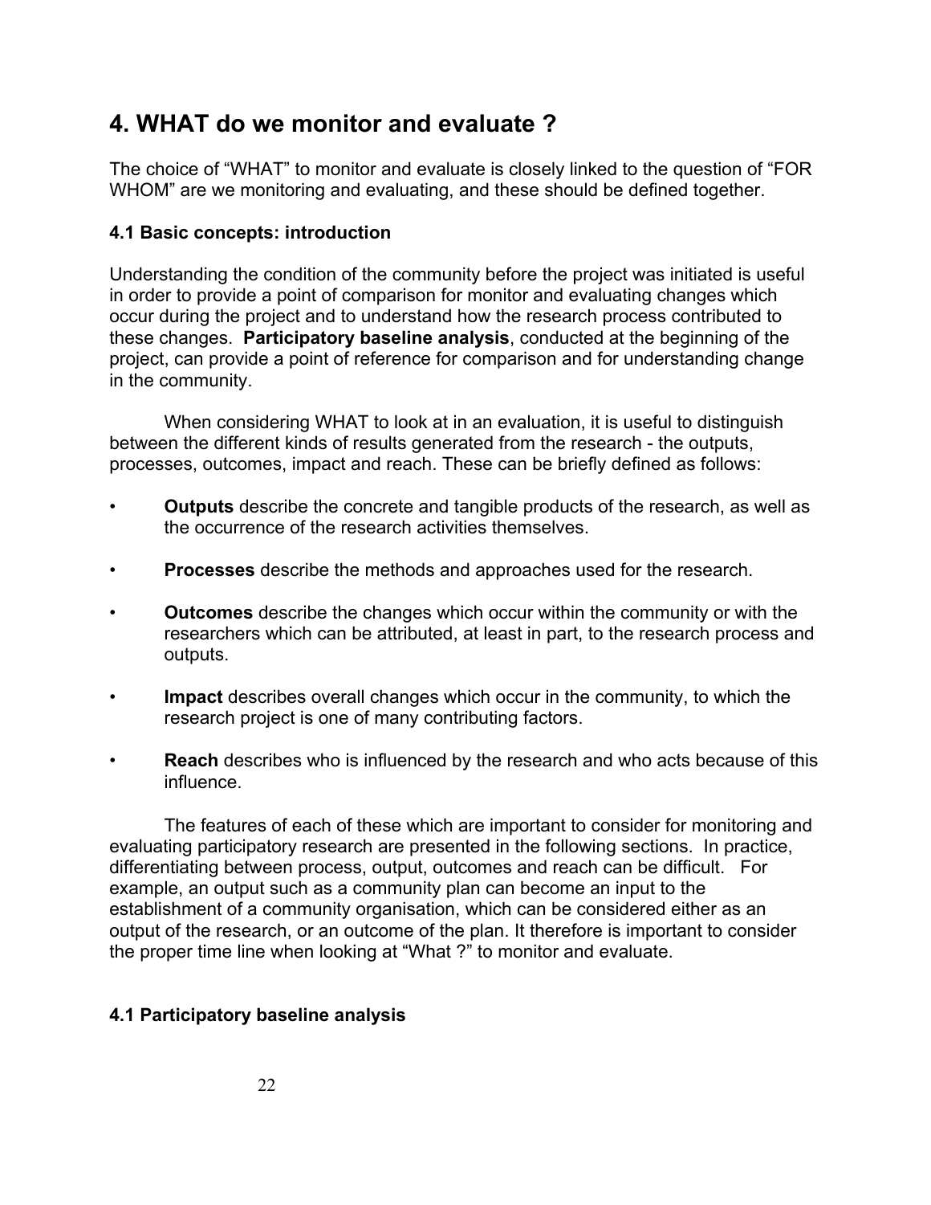## 4. WHAT do we monitor and evaluate ?

The choice of "WHAT" to monitor and evaluate is closely linked to the question of "FOR WHOM" are we monitoring and evaluating, and these should be defined together.

### 4.1 Basic concepts: introduction

Understanding the condition of the community before the project was initiated is useful in order to provide a point of comparison for monitor and evaluating changes which occur during the project and to understand how the research process contributed to these changes. **Participatory baseline analysis**, conducted at the beginning of the project, can provide a point of reference for comparison and for understanding change in the community.

When considering WHAT to look at in an evaluation, it is useful to distinguish between the different kinds of results generated from the research - the outputs, processes, outcomes, impact and reach. These can be briefly defined as follows:

- **Outputs** describe the concrete and tangible products of the research, as well as the occurrence of the research activities themselves.
- **Processes** describe the methods and approaches used for the research.
- **Outcomes** describe the changes which occur within the community or with the researchers which can be attributed, at least in part, to the research process and outputs.
- **Impact** describes overall changes which occur in the community, to which the research project is one of many contributing factors.
- **Reach** describes who is influenced by the research and who acts because of this influence.

The features of each of these which are important to consider for monitoring and evaluating participatory research are presented in the following sections. In practice, differentiating between process, output, outcomes and reach can be difficult. For example, an output such as a community plan can become an input to the establishment of a community organisation, which can be considered either as an output of the research, or an outcome of the plan. It therefore is important to consider the proper time line when looking at "What ?" to monitor and evaluate.

### 4.1 Participatory baseline analysis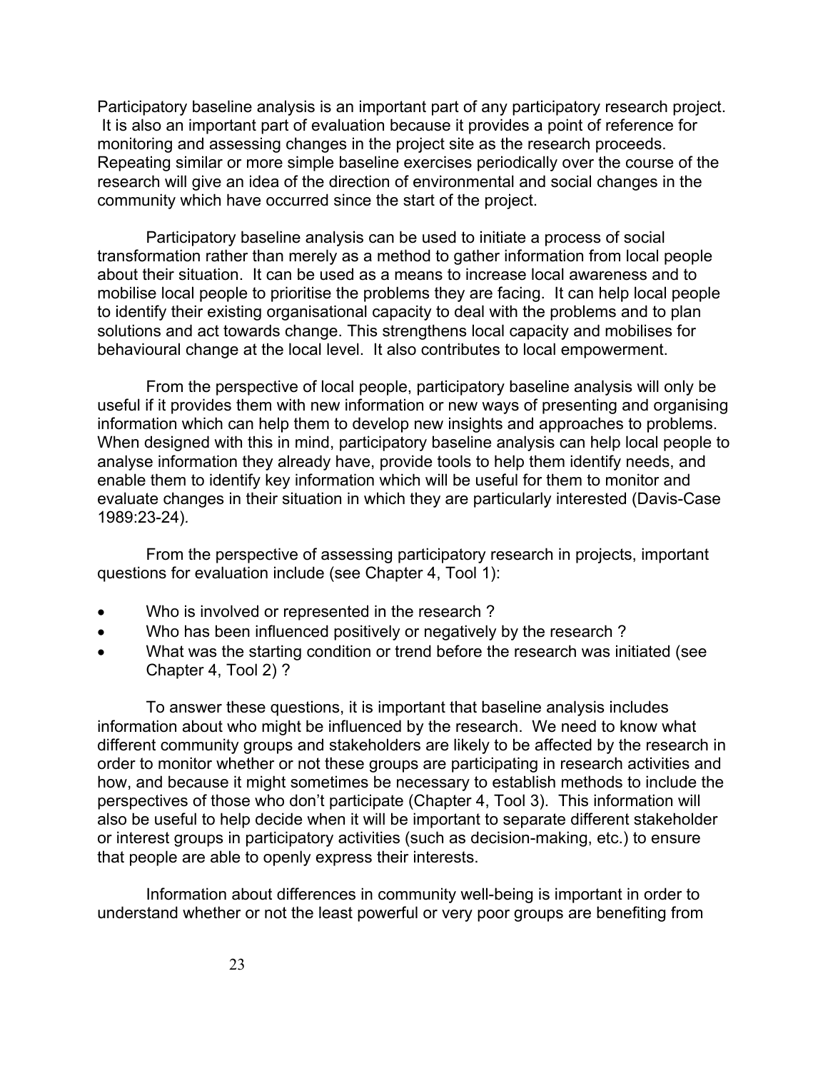Participatory baseline analysis is an important part of any participatory research project. It is also an important part of evaluation because it provides a point of reference for monitoring and assessing changes in the project site as the research proceeds. Repeating similar or more simple baseline exercises periodically over the course of the research will give an idea of the direction of environmental and social changes in the community which have occurred since the start of the project.

Participatory baseline analysis can be used to initiate a process of social transformation rather than merely as a method to gather information from local people about their situation. It can be used as a means to increase local awareness and to mobilise local people to prioritise the problems they are facing. It can help local people to identify their existing organisational capacity to deal with the problems and to plan solutions and act towards change. This strengthens local capacity and mobilises for behavioural change at the local level. It also contributes to local empowerment.

From the perspective of local people, participatory baseline analysis will only be useful if it provides them with new information or new ways of presenting and organising information which can help them to develop new insights and approaches to problems. When designed with this in mind, participatory baseline analysis can help local people to analyse information they already have, provide tools to help them identify needs, and enable them to identify key information which will be useful for them to monitor and evaluate changes in their situation in which they are particularly interested (Davis-Case 1989:23-24).

From the perspective of assessing participatory research in projects, important questions for evaluation include (see Chapter 4, Tool 1):

- Who is involved or represented in the research ?
- Who has been influenced positively or negatively by the research ?
- What was the starting condition or trend before the research was initiated (see Chapter 4, Tool 2) ?

To answer these questions, it is important that baseline analysis includes information about who might be influenced by the research. We need to know what different community groups and stakeholders are likely to be affected by the research in order to monitor whether or not these groups are participating in research activities and how, and because it might sometimes be necessary to establish methods to include the perspectives of those who don't participate (Chapter 4, Tool 3). This information will also be useful to help decide when it will be important to separate different stakeholder or interest groups in participatory activities (such as decision-making, etc.) to ensure that people are able to openly express their interests.

Information about differences in community well-being is important in order to understand whether or not the least powerful or very poor groups are benefiting from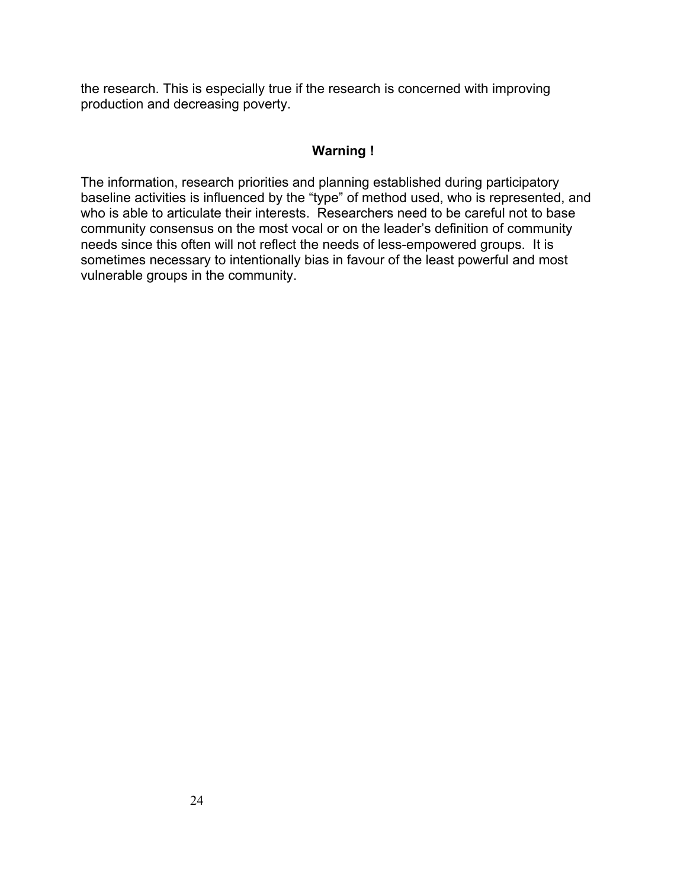the research. This is especially true if the research is concerned with improving production and decreasing poverty.

**Warning !**

The information, research priorities and planning established during participatory baseline activities is influenced by the “type” of method used, who is represented, and who is able to articulate their interests. Researchers need to be careful not to base community consensus on the most vocal or on the leader’s definition of community needs since this often will not reflect the needs of less-empowered groups. It is sometimes necessary to intentionally bias in favour of the least powerful and most vulnerable groups in the community.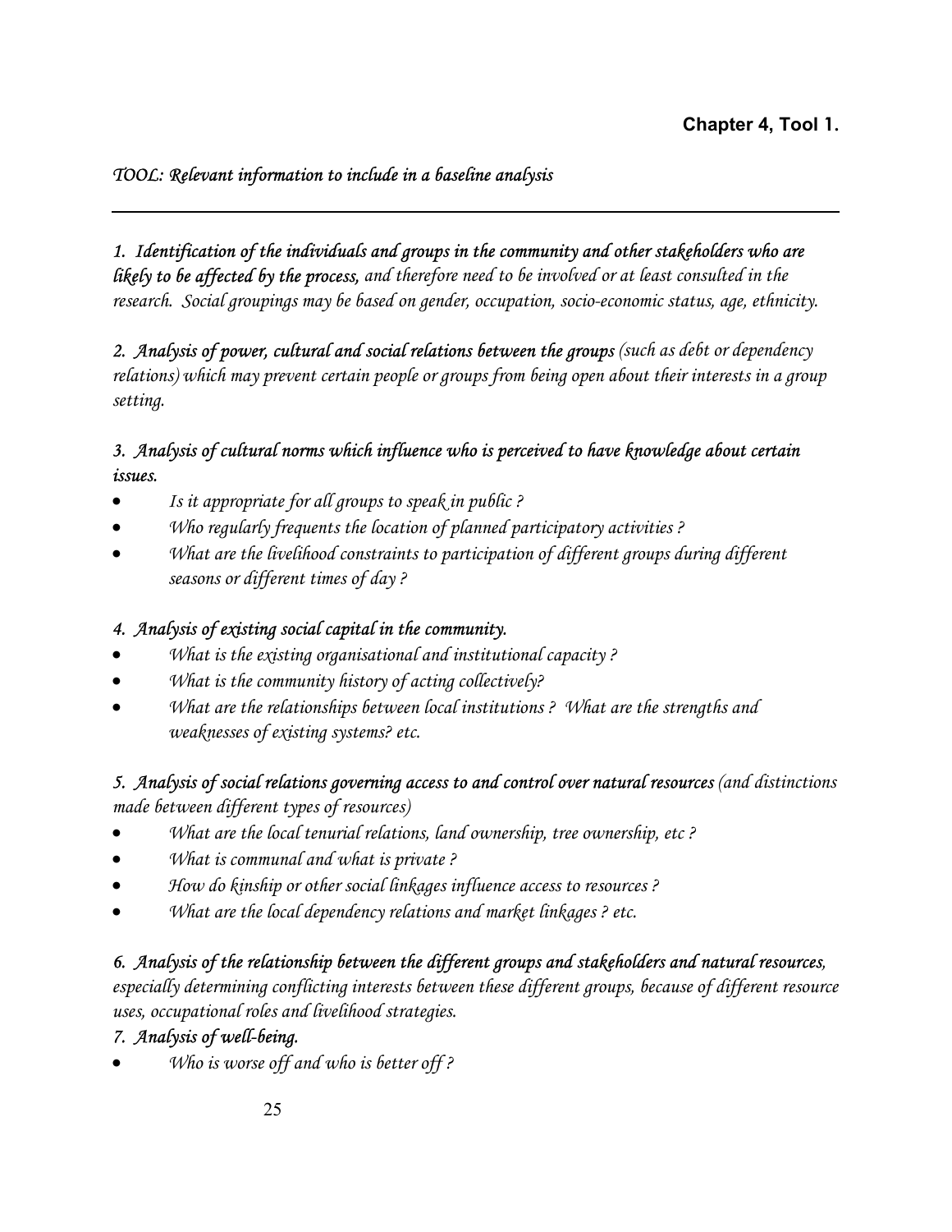**Chapter 4, Tool 1.**

*TOOL: Relevant information to include in a baseline analysis*

---

*1. **Identification of the individuals and groups in the community and other stakeholders who are likely to be affected by the process,** and therefore need to be involved or at least consulted in the research. Social groupings may be based on gender, occupation, socio-economic status, age, ethnicity.*

*2. **Analysis of power, cultural and social relations between the groups** (such as debt or dependency relations) which may prevent certain people or groups from being open about their interests in a group setting.*

***3. Analysis of cultural norms which influence who is perceived to have knowledge about certain issues.***

- *Is it appropriate for all groups to speak in public ?*
- *Who regularly frequents the location of planned participatory activities ?*
- *What are the livelihood constraints to participation of different groups during different seasons or different times of day ?*

***4. Analysis of existing social capital in the community.***

- *What is the existing organisational and institutional capacity ?*
- *What is the community history of acting collectively?*
- *What are the relationships between local institutions ? What are the strengths and weaknesses of existing systems? etc.*

*5. **Analysis of social relations governing access to and control over natural resources** (and distinctions made between different types of resources)*

- *What are the local tenurial relations, land ownership, tree ownership, etc ?*
- *What is communal and what is private ?*
- *How do kinship or other social linkages influence access to resources ?*
- *What are the local dependency relations and market linkages ? etc.*

*6. **Analysis of the relationship between the different groups and stakeholders and natural resources,** especially determining conflicting interests between these different groups, because of different resource uses, occupational roles and livelihood strategies.*

***7. Analysis of well-being.***

- *Who is worse off and who is better off ?*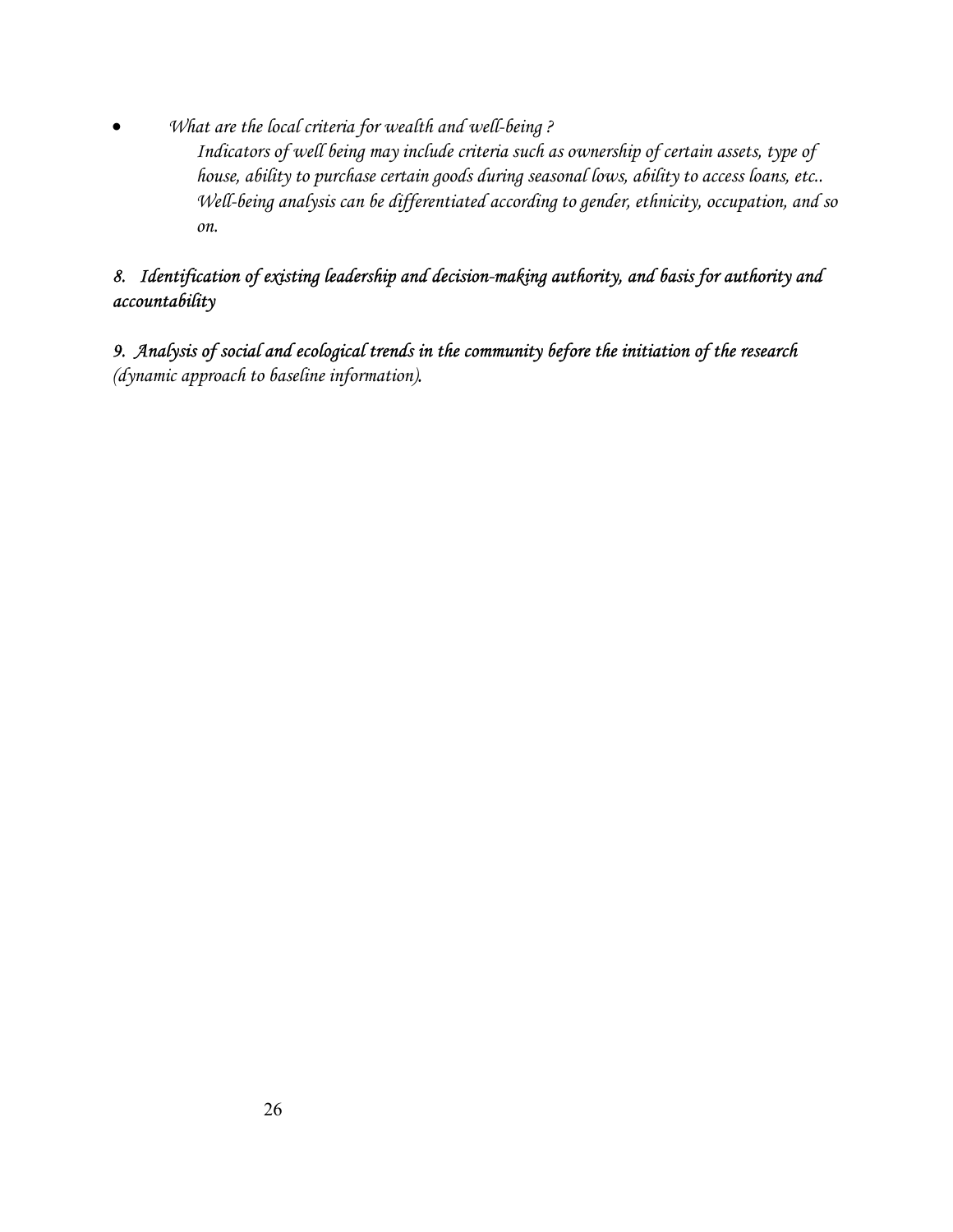- *What are the local criteria for wealth and well-being ?*

  *Indicators of well being may include criteria such as ownership of certain assets, type of house, ability to purchase certain goods during seasonal lows, ability to access loans, etc.. Well-being analysis can be differentiated according to gender, ethnicity, occupation, and so on.*

***8. Identification of existing leadership and decision-making authority, and basis for authority and accountability***

***9. Analysis of social and ecological trends in the community before the initiation of the research*** *(dynamic approach to baseline information).*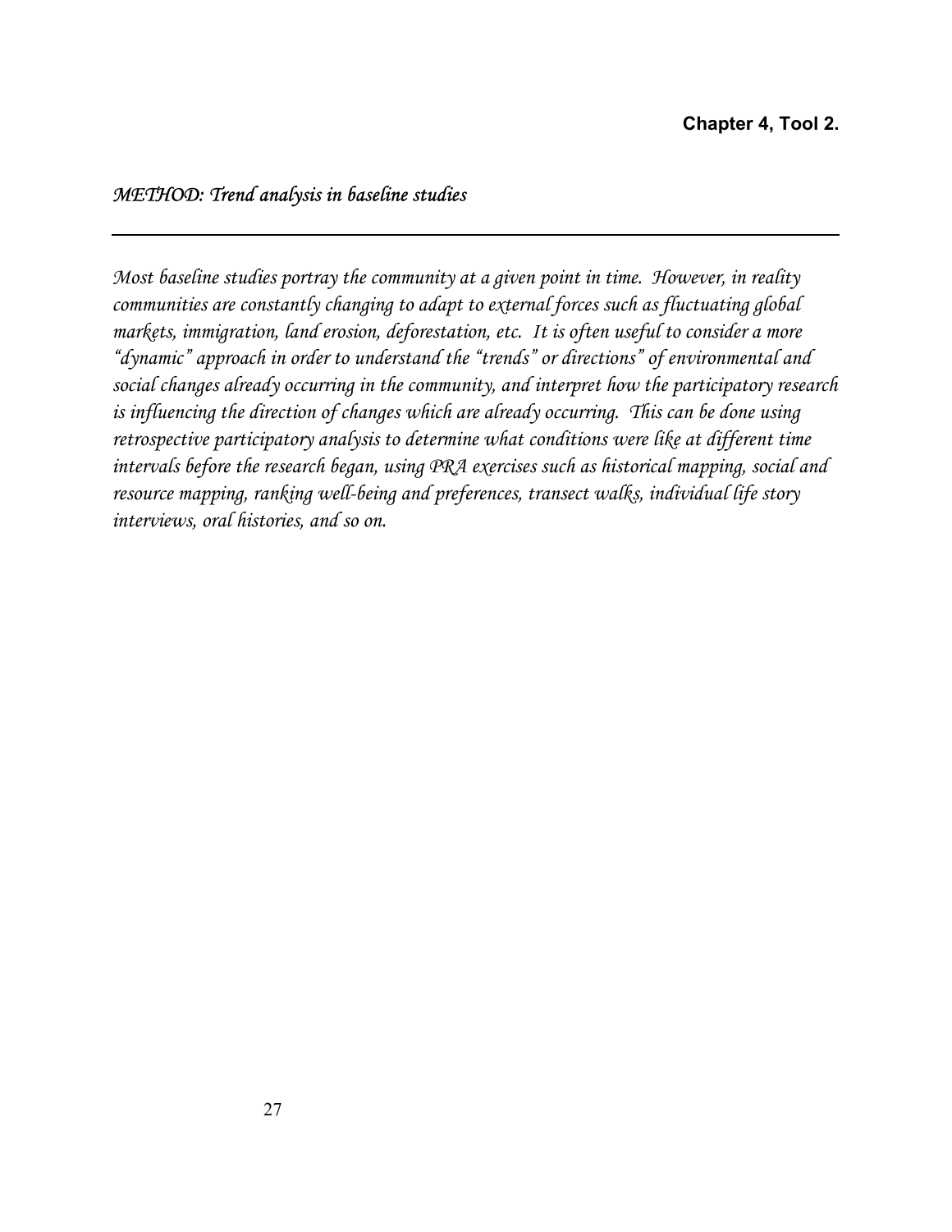**Chapter 4, Tool 2.**

*METHOD: Trend analysis in baseline studies*

---

*Most baseline studies portray the community at a given point in time. However, in reality communities are constantly changing to adapt to external forces such as fluctuating global markets, immigration, land erosion, deforestation, etc. It is often useful to consider a more "dynamic" approach in order to understand the "trends" or directions" of environmental and social changes already occurring in the community, and interpret how the participatory research is influencing the direction of changes which are already occurring. This can be done using retrospective participatory analysis to determine what conditions were like at different time intervals before the research began, using PRA exercises such as historical mapping, social and resource mapping, ranking well-being and preferences, transect walks, individual life story interviews, oral histories, and so on.*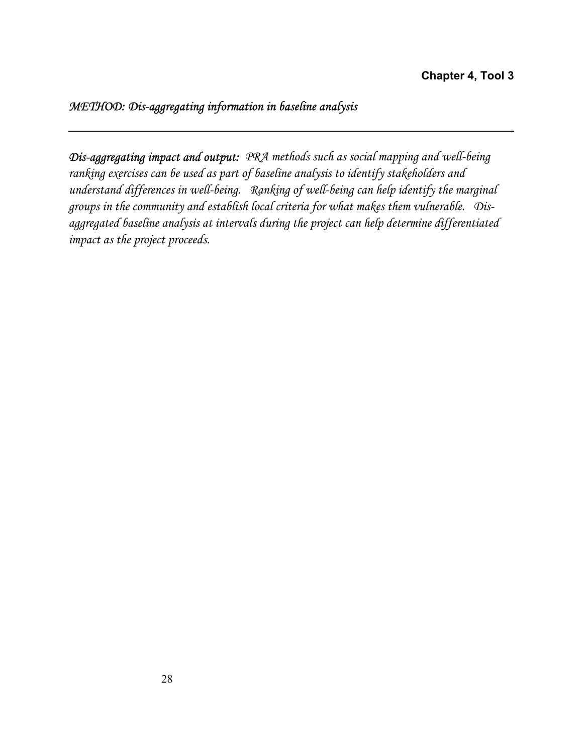**Chapter 4, Tool 3**

*METHOD: Dis-aggregating information in baseline analysis*

---

***Dis-aggregating impact and output:*** *PRA methods such as social mapping and well-being ranking exercises can be used as part of baseline analysis to identify stakeholders and understand differences in well-being. Ranking of well-being can help identify the marginal groups in the community and establish local criteria for what makes them vulnerable. Dis-aggregated baseline analysis at intervals during the project can help determine differentiated impact as the project proceeds.*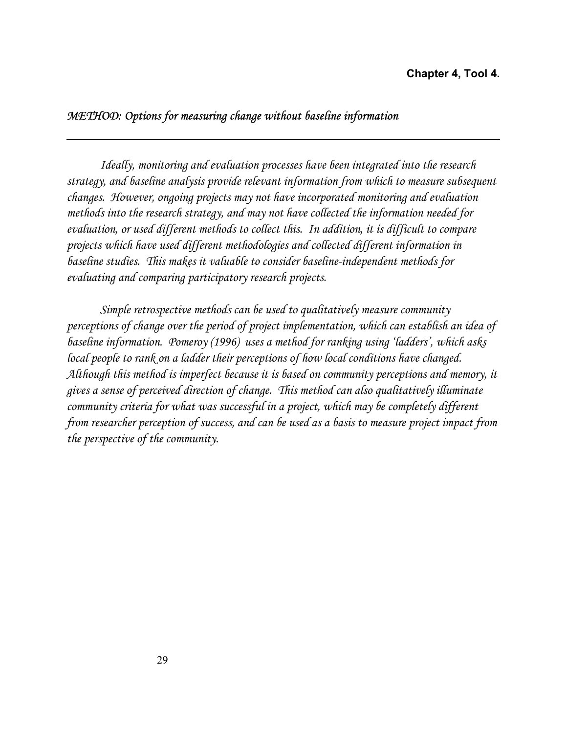**Chapter 4, Tool 4.**

*METHOD: Options for measuring change without baseline information*

---

*Ideally, monitoring and evaluation processes have been integrated into the research strategy, and baseline analysis provide relevant information from which to measure subsequent changes. However, ongoing projects may not have incorporated monitoring and evaluation methods into the research strategy, and may not have collected the information needed for evaluation, or used different methods to collect this. In addition, it is difficult to compare projects which have used different methodologies and collected different information in baseline studies. This makes it valuable to consider baseline-independent methods for evaluating and comparing participatory research projects.*

*Simple retrospective methods can be used to qualitatively measure community perceptions of change over the period of project implementation, which can establish an idea of baseline information. Pomeroy (1996) uses a method for ranking using 'ladders', which asks local people to rank on a ladder their perceptions of how local conditions have changed. Although this method is imperfect because it is based on community perceptions and memory, it gives a sense of perceived direction of change. This method can also qualitatively illuminate community criteria for what was successful in a project, which may be completely different from researcher perception of success, and can be used as a basis to measure project impact from the perspective of the community.*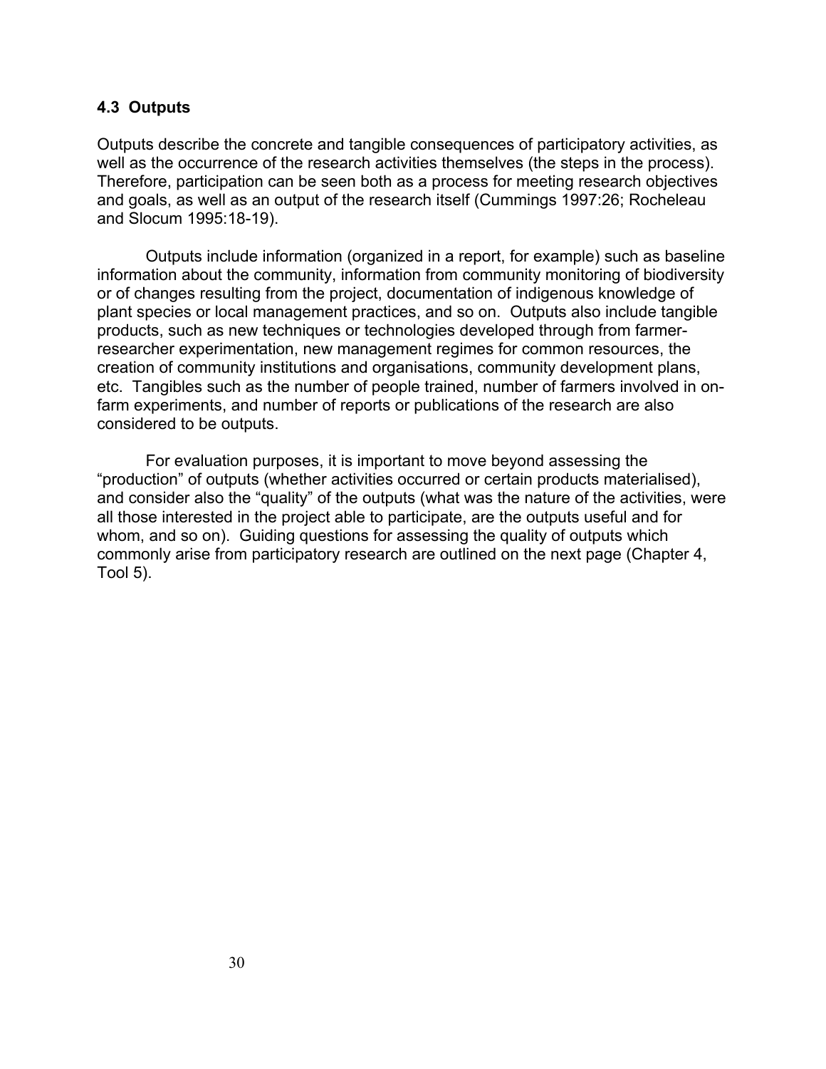### 4.3 Outputs

Outputs describe the concrete and tangible consequences of participatory activities, as well as the occurrence of the research activities themselves (the steps in the process). Therefore, participation can be seen both as a process for meeting research objectives and goals, as well as an output of the research itself (Cummings 1997:26; Rocheleau and Slocum 1995:18-19).

Outputs include information (organized in a report, for example) such as baseline information about the community, information from community monitoring of biodiversity or of changes resulting from the project, documentation of indigenous knowledge of plant species or local management practices, and so on. Outputs also include tangible products, such as new techniques or technologies developed through from farmer-researcher experimentation, new management regimes for common resources, the creation of community institutions and organisations, community development plans, etc. Tangibles such as the number of people trained, number of farmers involved in on-farm experiments, and number of reports or publications of the research are also considered to be outputs.

For evaluation purposes, it is important to move beyond assessing the "production" of outputs (whether activities occurred or certain products materialised), and consider also the "quality" of the outputs (what was the nature of the activities, were all those interested in the project able to participate, are the outputs useful and for whom, and so on). Guiding questions for assessing the quality of outputs which commonly arise from participatory research are outlined on the next page (Chapter 4, Tool 5).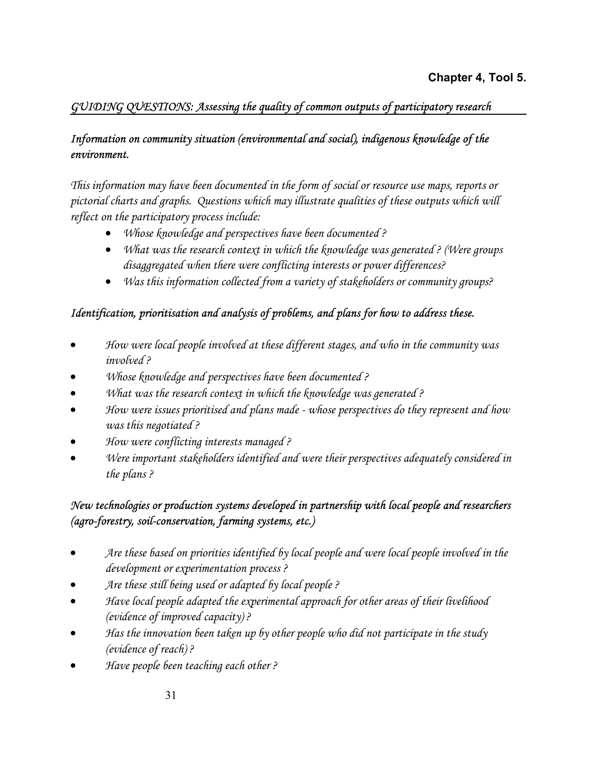**Chapter 4, Tool 5.**

## *GUIDING QUESTIONS: Assessing the quality of common outputs of participatory research*

### *Information on community situation (environmental and social), indigenous knowledge of the environment.*

*This information may have been documented in the form of social or resource use maps, reports or pictorial charts and graphs. Questions which may illustrate qualities of these outputs which will reflect on the participatory process include:*

- *Whose knowledge and perspectives have been documented ?*
- *What was the research context in which the knowledge was generated ? (Were groups disaggregated when there were conflicting interests or power differences?*
- *Was this information collected from a variety of stakeholders or community groups?*

### *Identification, prioritisation and analysis of problems, and plans for how to address these.*

- *How were local people involved at these different stages, and who in the community was involved ?*
- *Whose knowledge and perspectives have been documented ?*
- *What was the research context in which the knowledge was generated ?*
- *How were issues prioritised and plans made - whose perspectives do they represent and how was this negotiated ?*
- *How were conflicting interests managed ?*
- *Were important stakeholders identified and were their perspectives adequately considered in the plans ?*

### *New technologies or production systems developed in partnership with local people and researchers (agro-forestry, soil-conservation, farming systems, etc.)*

- *Are these based on priorities identified by local people and were local people involved in the development or experimentation process ?*
- *Are these still being used or adapted by local people ?*
- *Have local people adapted the experimental approach for other areas of their livelihood (evidence of improved capacity) ?*
- *Has the innovation been taken up by other people who did not participate in the study (evidence of reach) ?*
- *Have people been teaching each other ?*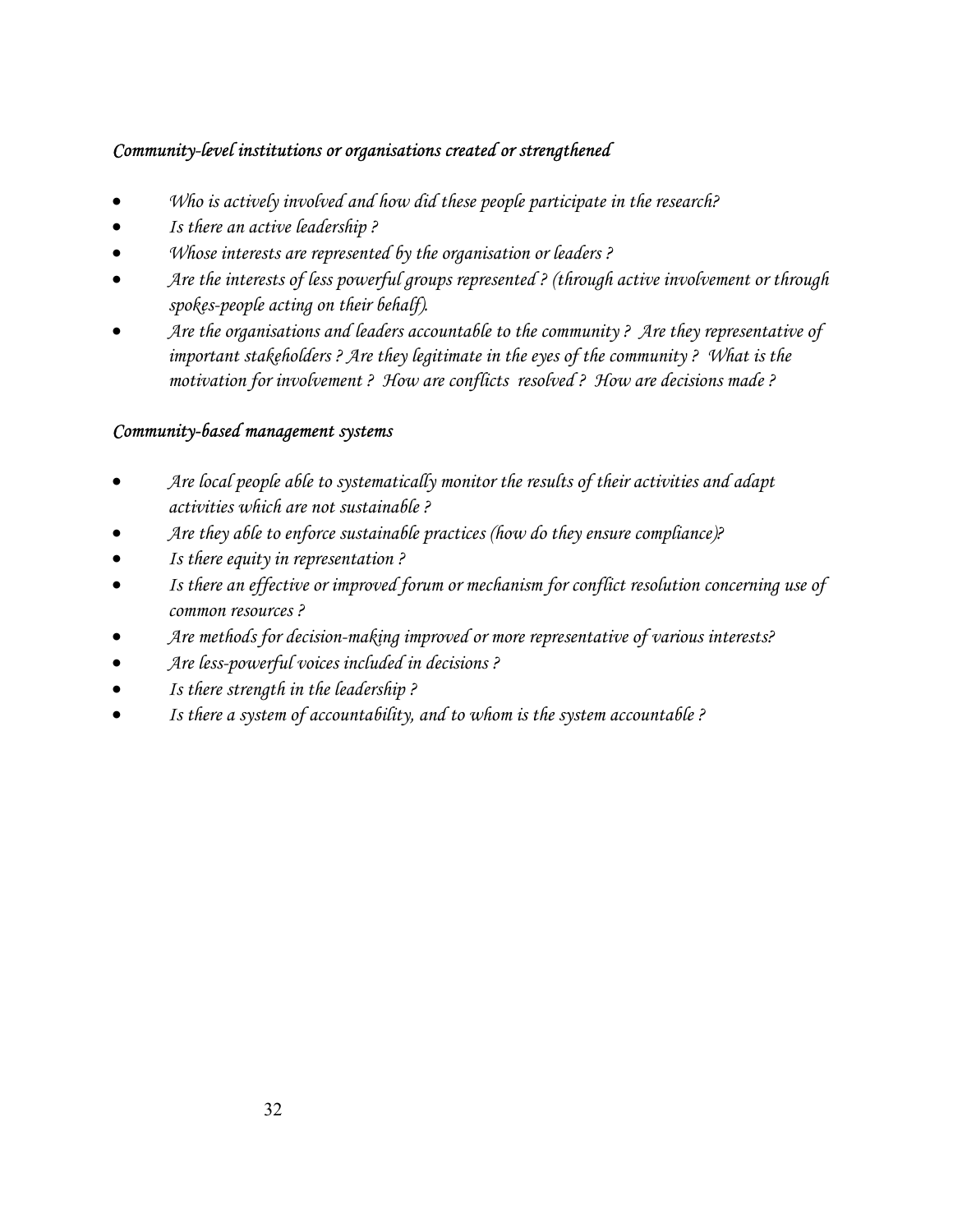*Community-level institutions or organisations created or strengthened*

- *Who is actively involved and how did these people participate in the research?*
- *Is there an active leadership ?*
- *Whose interests are represented by the organisation or leaders ?*
- *Are the interests of less powerful groups represented ? (through active involvement or through spokes-people acting on their behalf).*
- *Are the organisations and leaders accountable to the community ? Are they representative of important stakeholders ? Are they legitimate in the eyes of the community ? What is the motivation for involvement ? How are conflicts resolved ? How are decisions made ?*

*Community-based management systems*

- *Are local people able to systematically monitor the results of their activities and adapt activities which are not sustainable ?*
- *Are they able to enforce sustainable practices (how do they ensure compliance)?*
- *Is there equity in representation ?*
- *Is there an effective or improved forum or mechanism for conflict resolution concerning use of common resources ?*
- *Are methods for decision-making improved or more representative of various interests?*
- *Are less-powerful voices included in decisions ?*
- *Is there strength in the leadership ?*
- *Is there a system of accountability, and to whom is the system accountable ?*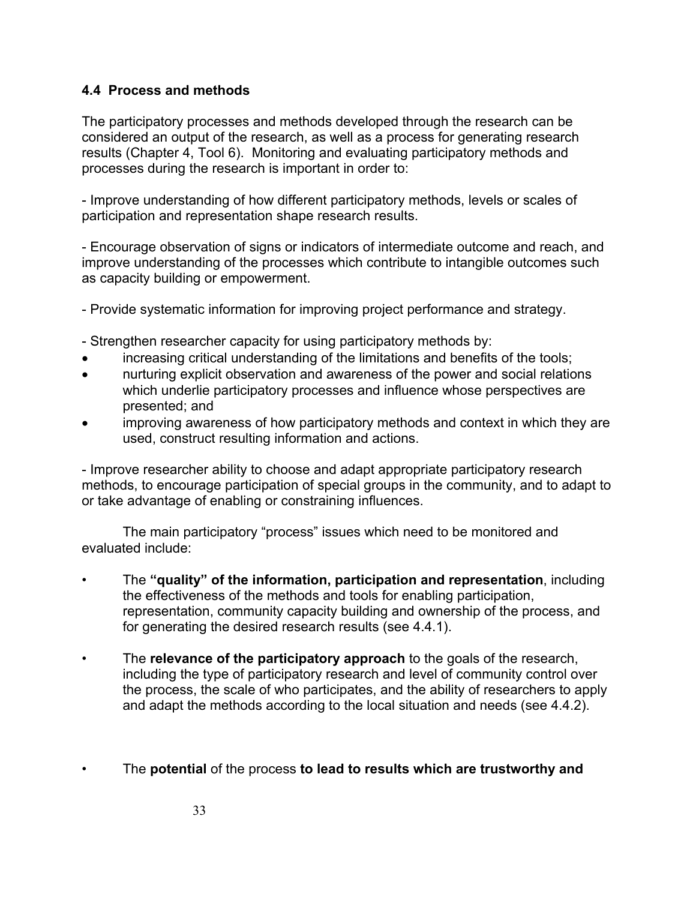### 4.4 Process and methods

The participatory processes and methods developed through the research can be considered an output of the research, as well as a process for generating research results (Chapter 4, Tool 6). Monitoring and evaluating participatory methods and processes during the research is important in order to:

- Improve understanding of how different participatory methods, levels or scales of participation and representation shape research results.

- Encourage observation of signs or indicators of intermediate outcome and reach, and improve understanding of the processes which contribute to intangible outcomes such as capacity building or empowerment.

- Provide systematic information for improving project performance and strategy.

- Strengthen researcher capacity for using participatory methods by:
  - increasing critical understanding of the limitations and benefits of the tools;
  - nurturing explicit observation and awareness of the power and social relations which underlie participatory processes and influence whose perspectives are presented; and
  - improving awareness of how participatory methods and context in which they are used, construct resulting information and actions.

- Improve researcher ability to choose and adapt appropriate participatory research methods, to encourage participation of special groups in the community, and to adapt to or take advantage of enabling or constraining influences.

The main participatory "process" issues which need to be monitored and evaluated include:

- The **"quality" of the information, participation and representation**, including the effectiveness of the methods and tools for enabling participation, representation, community capacity building and ownership of the process, and for generating the desired research results (see 4.4.1).

- The **relevance of the participatory approach** to the goals of the research, including the type of participatory research and level of community control over the process, the scale of who participates, and the ability of researchers to apply and adapt the methods according to the local situation and needs (see 4.4.2).

- The **potential** of the process **to lead to results which are trustworthy and**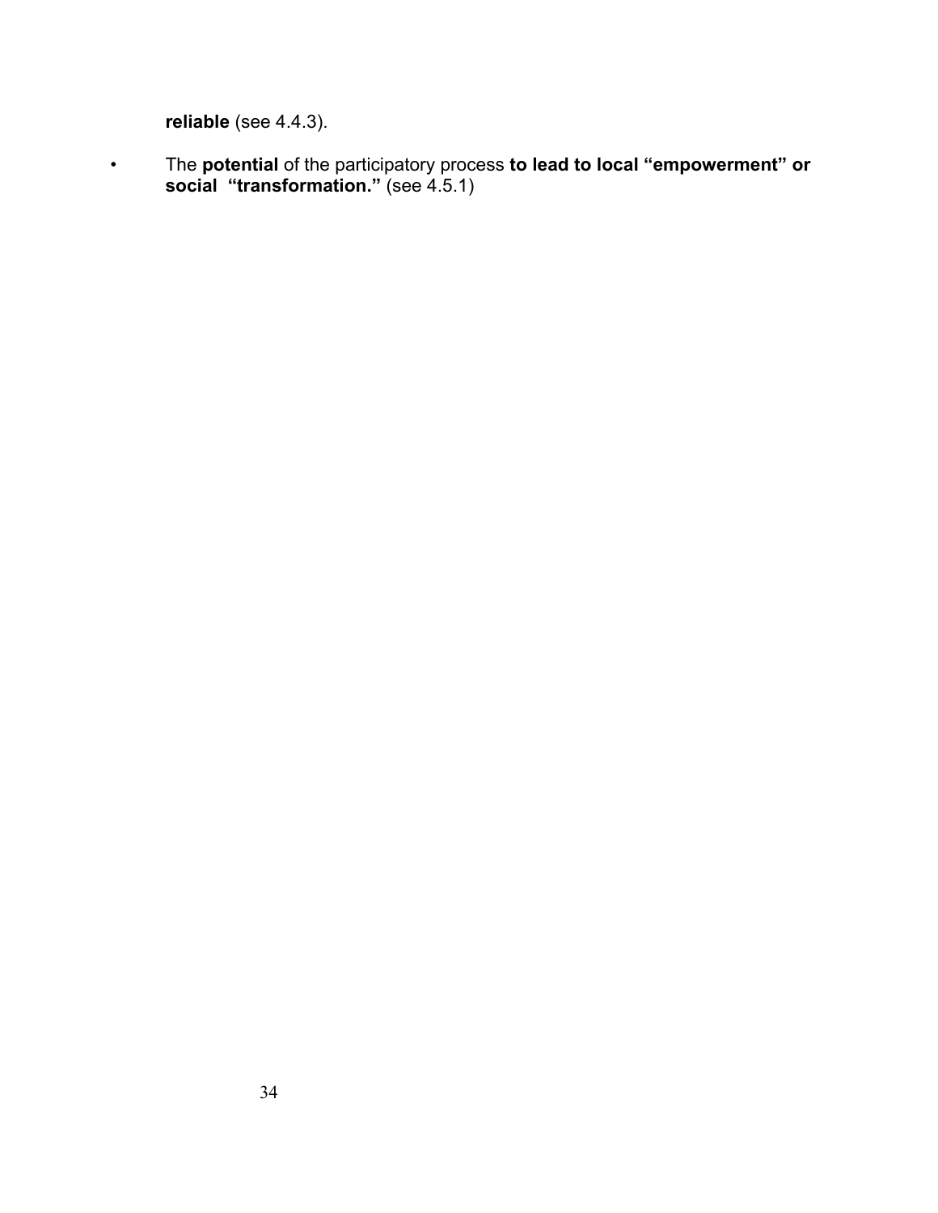**reliable** (see 4.4.3).

- The **potential** of the participatory process **to lead to local "empowerment" or social "transformation."** (see 4.5.1)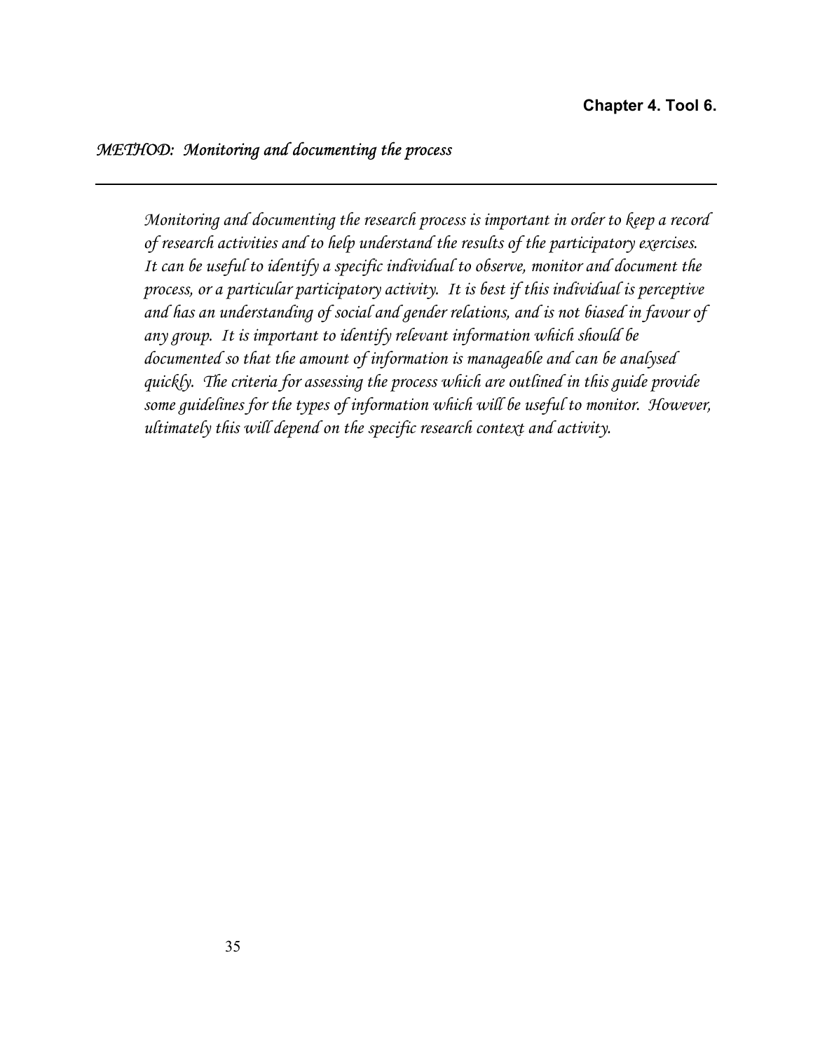**Chapter 4. Tool 6.**

## *METHOD: Monitoring and documenting the process*

---

*Monitoring and documenting the research process is important in order to keep a record of research activities and to help understand the results of the participatory exercises. It can be useful to identify a specific individual to observe, monitor and document the process, or a particular participatory activity. It is best if this individual is perceptive and has an understanding of social and gender relations, and is not biased in favour of any group. It is important to identify relevant information which should be documented so that the amount of information is manageable and can be analysed quickly. The criteria for assessing the process which are outlined in this guide provide some guidelines for the types of information which will be useful to monitor. However, ultimately this will depend on the specific research context and activity.*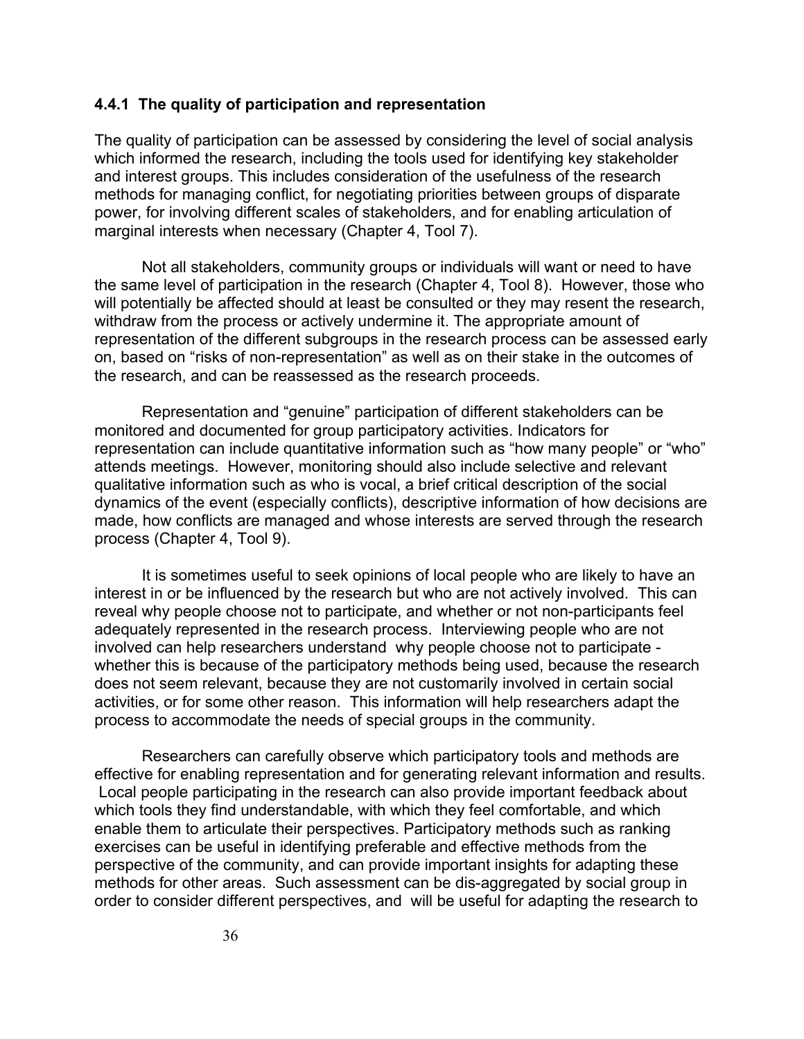### 4.4.1 The quality of participation and representation

The quality of participation can be assessed by considering the level of social analysis which informed the research, including the tools used for identifying key stakeholder and interest groups. This includes consideration of the usefulness of the research methods for managing conflict, for negotiating priorities between groups of disparate power, for involving different scales of stakeholders, and for enabling articulation of marginal interests when necessary (Chapter 4, Tool 7).

Not all stakeholders, community groups or individuals will want or need to have the same level of participation in the research (Chapter 4, Tool 8). However, those who will potentially be affected should at least be consulted or they may resent the research, withdraw from the process or actively undermine it. The appropriate amount of representation of the different subgroups in the research process can be assessed early on, based on "risks of non-representation" as well as on their stake in the outcomes of the research, and can be reassessed as the research proceeds.

Representation and "genuine" participation of different stakeholders can be monitored and documented for group participatory activities. Indicators for representation can include quantitative information such as "how many people" or "who" attends meetings. However, monitoring should also include selective and relevant qualitative information such as who is vocal, a brief critical description of the social dynamics of the event (especially conflicts), descriptive information of how decisions are made, how conflicts are managed and whose interests are served through the research process (Chapter 4, Tool 9).

It is sometimes useful to seek opinions of local people who are likely to have an interest in or be influenced by the research but who are not actively involved. This can reveal why people choose not to participate, and whether or not non-participants feel adequately represented in the research process. Interviewing people who are not involved can help researchers understand why people choose not to participate - whether this is because of the participatory methods being used, because the research does not seem relevant, because they are not customarily involved in certain social activities, or for some other reason. This information will help researchers adapt the process to accommodate the needs of special groups in the community.

Researchers can carefully observe which participatory tools and methods are effective for enabling representation and for generating relevant information and results. Local people participating in the research can also provide important feedback about which tools they find understandable, with which they feel comfortable, and which enable them to articulate their perspectives. Participatory methods such as ranking exercises can be useful in identifying preferable and effective methods from the perspective of the community, and can provide important insights for adapting these methods for other areas. Such assessment can be dis-aggregated by social group in order to consider different perspectives, and will be useful for adapting the research to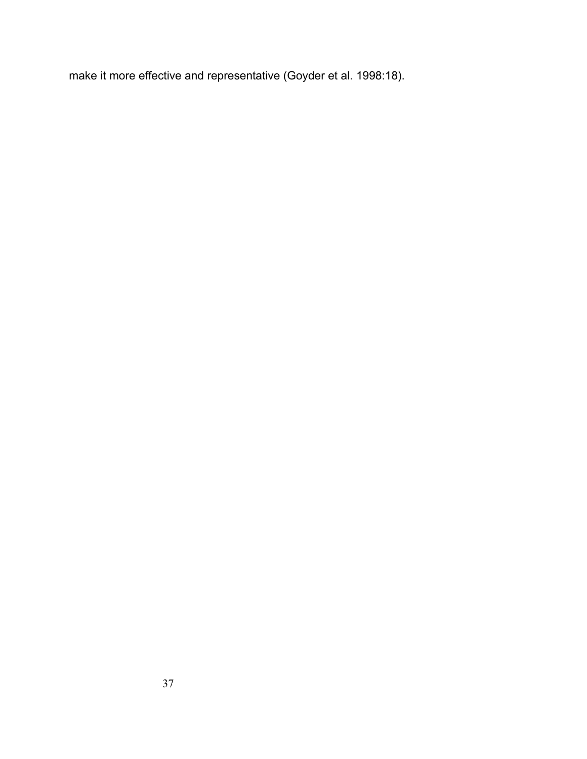make it more effective and representative (Goyder et al. 1998:18).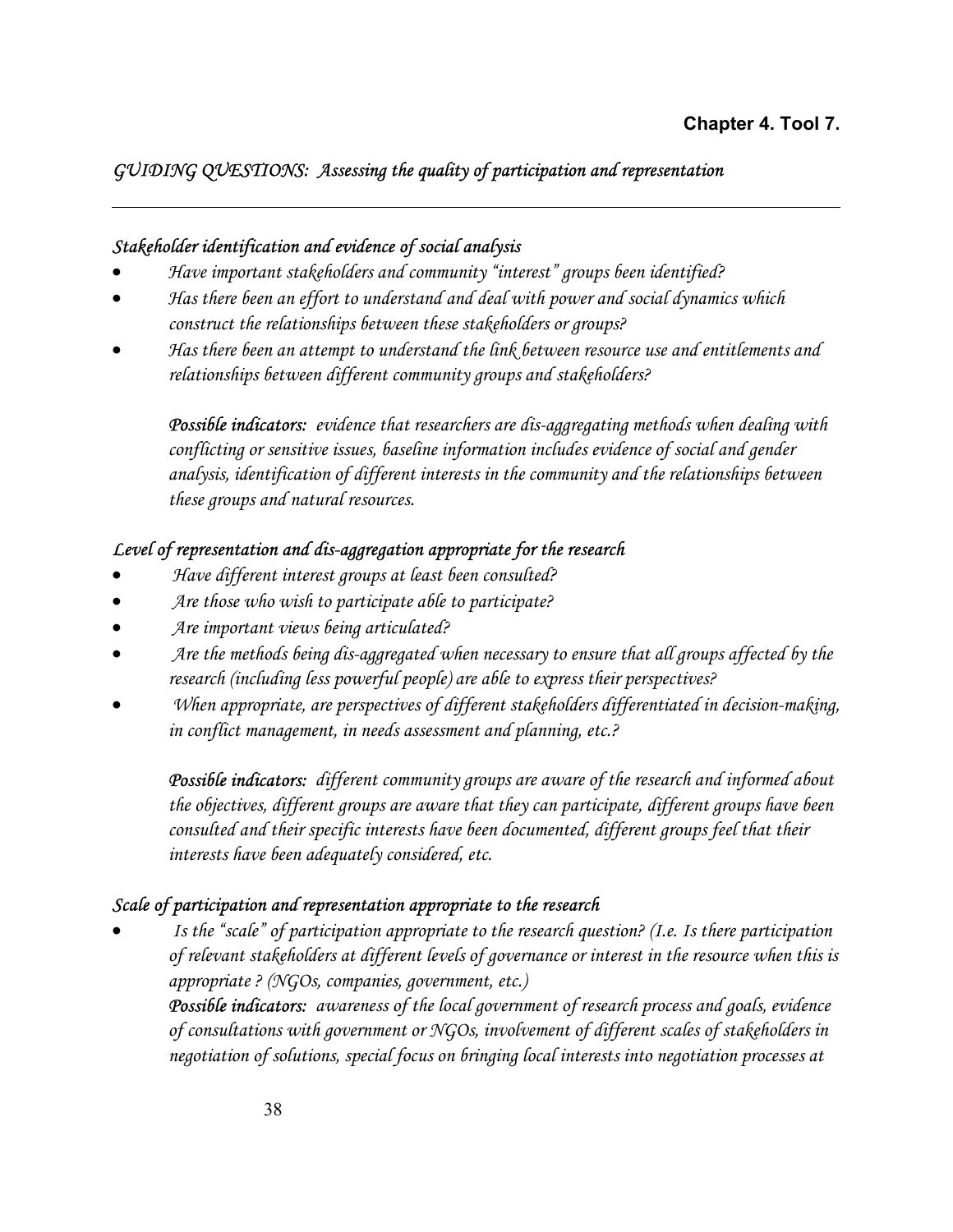**Chapter 4. Tool 7.**

## *GUIDING QUESTIONS: Assessing the quality of participation and representation*

---

### *Stakeholder identification and evidence of social analysis*

- *Have important stakeholders and community "interest" groups been identified?*
- *Has there been an effort to understand and deal with power and social dynamics which construct the relationships between these stakeholders or groups?*
- *Has there been an attempt to understand the link between resource use and entitlements and relationships between different community groups and stakeholders?*

  ***Possible indicators:*** *evidence that researchers are dis-aggregating methods when dealing with conflicting or sensitive issues, baseline information includes evidence of social and gender analysis, identification of different interests in the community and the relationships between these groups and natural resources.*

### *Level of representation and dis-aggregation appropriate for the research*

- *Have different interest groups at least been consulted?*
- *Are those who wish to participate able to participate?*
- *Are important views being articulated?*
- *Are the methods being dis-aggregated when necessary to ensure that all groups affected by the research (including less powerful people) are able to express their perspectives?*
- *When appropriate, are perspectives of different stakeholders differentiated in decision-making, in conflict management, in needs assessment and planning, etc.?*

  ***Possible indicators:*** *different community groups are aware of the research and informed about the objectives, different groups are aware that they can participate, different groups have been consulted and their specific interests have been documented, different groups feel that their interests have been adequately considered, etc.*

### *Scale of participation and representation appropriate to the research*

- *Is the "scale" of participation appropriate to the research question? (I.e. Is there participation of relevant stakeholders at different levels of governance or interest in the resource when this is appropriate ? (NGOs, companies, government, etc.)*

  ***Possible indicators:*** *awareness of the local government of research process and goals, evidence of consultations with government or NGOs, involvement of different scales of stakeholders in negotiation of solutions, special focus on bringing local interests into negotiation processes at*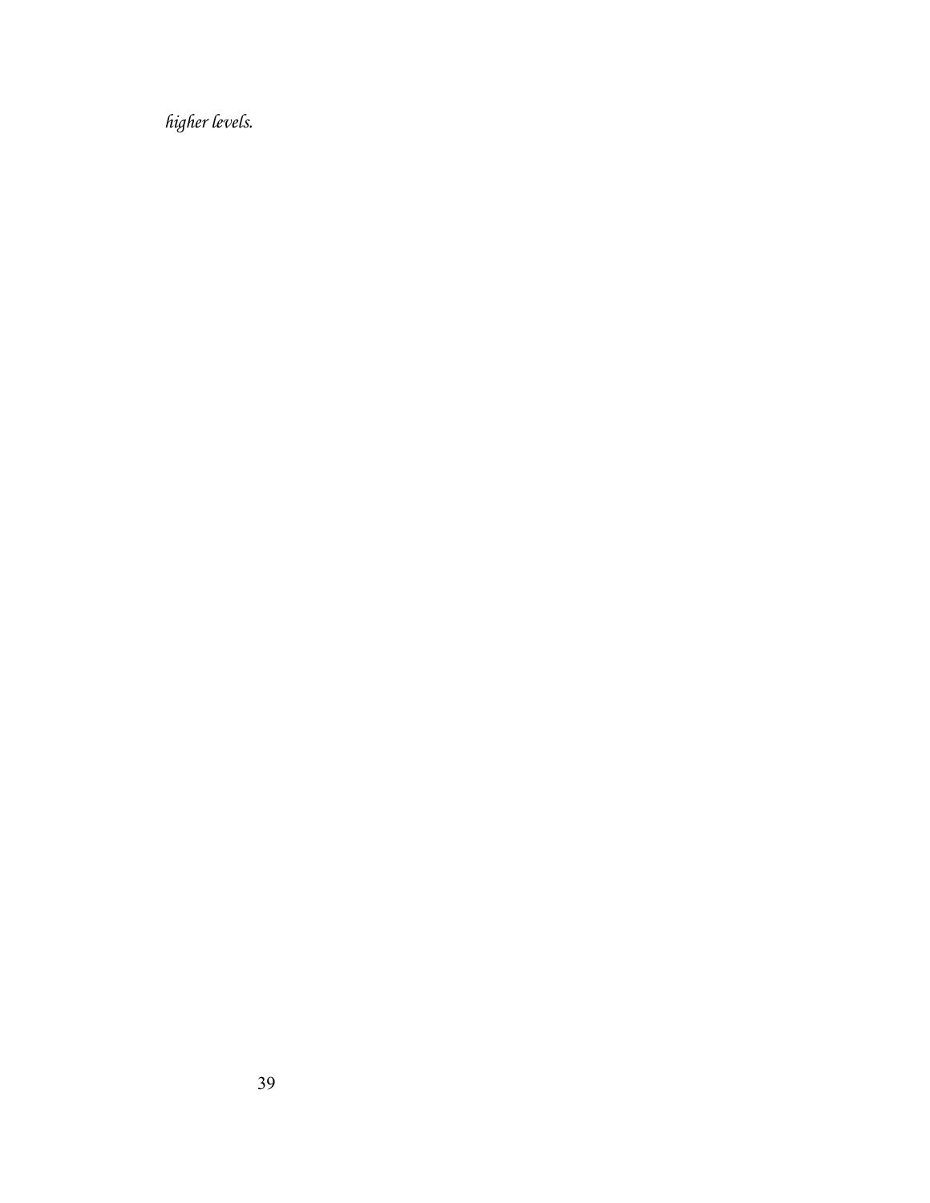*higher levels.*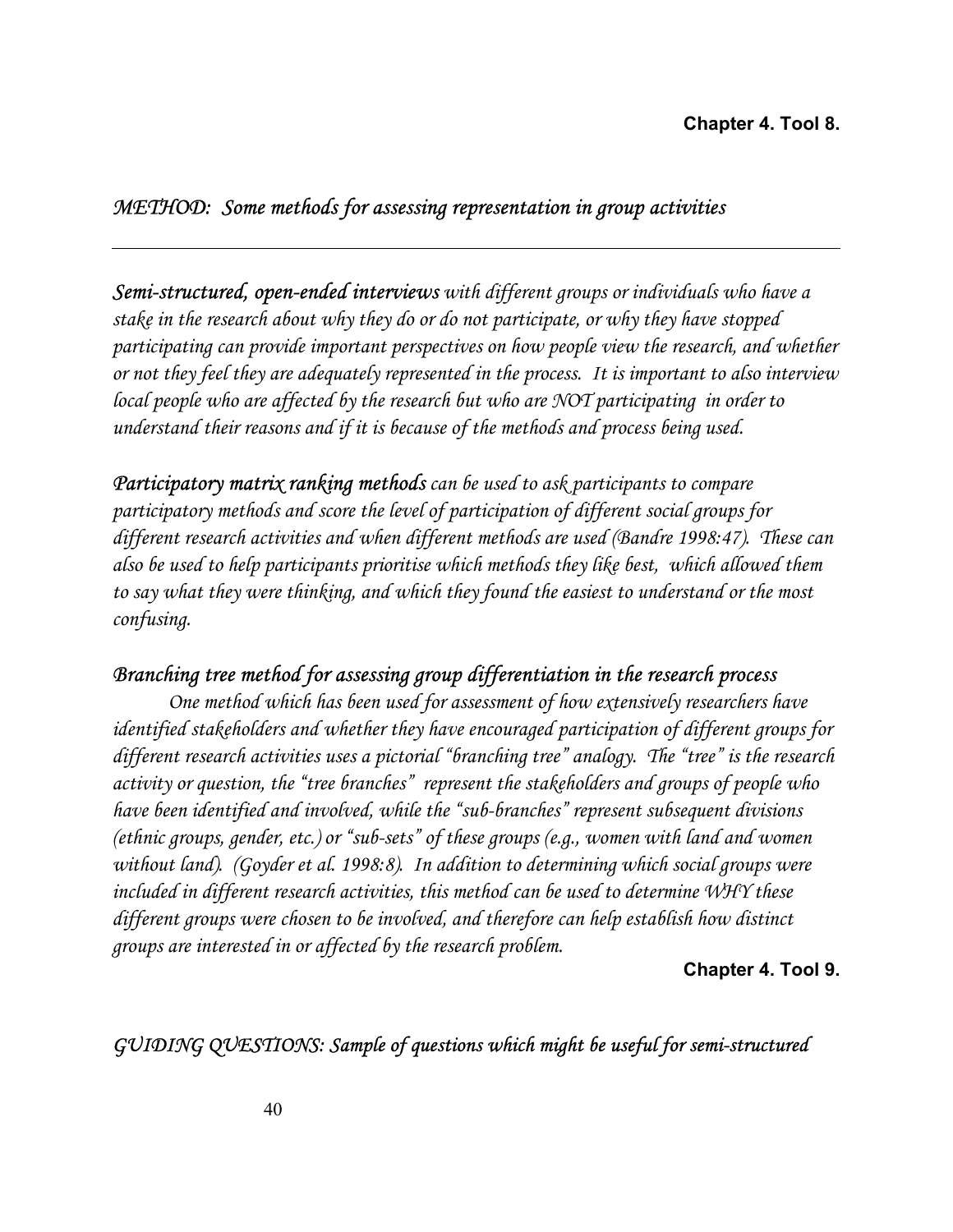**Chapter 4. Tool 8.**

## *METHOD: Some methods for assessing representation in group activities*

---

***Semi-structured, open-ended interviews*** *with different groups or individuals who have a stake in the research about why they do or do not participate, or why they have stopped participating can provide important perspectives on how people view the research, and whether or not they feel they are adequately represented in the process. It is important to also interview local people who are affected by the research but who are NOT participating in order to understand their reasons and if it is because of the methods and process being used.*

***Participatory matrix ranking methods*** *can be used to ask participants to compare participatory methods and score the level of participation of different social groups for different research activities and when different methods are used (Bandre 1998:47). These can also be used to help participants prioritise which methods they like best, which allowed them to say what they were thinking, and which they found the easiest to understand or the most confusing.*

*Branching tree method for assessing group differentiation in the research process*

*One method which has been used for assessment of how extensively researchers have identified stakeholders and whether they have encouraged participation of different groups for different research activities uses a pictorial "branching tree" analogy. The "tree" is the research activity or question, the "tree branches" represent the stakeholders and groups of people who have been identified and involved, while the "sub-branches" represent subsequent divisions (ethnic groups, gender, etc.) or "sub-sets" of these groups (e.g., women with land and women without land). (Goyder et al. 1998:8). In addition to determining which social groups were included in different research activities, this method can be used to determine WHY these different groups were chosen to be involved, and therefore can help establish how distinct groups are interested in or affected by the research problem.*

**Chapter 4. Tool 9.**

## *GUIDING QUESTIONS: Sample of questions which might be useful for semi-structured*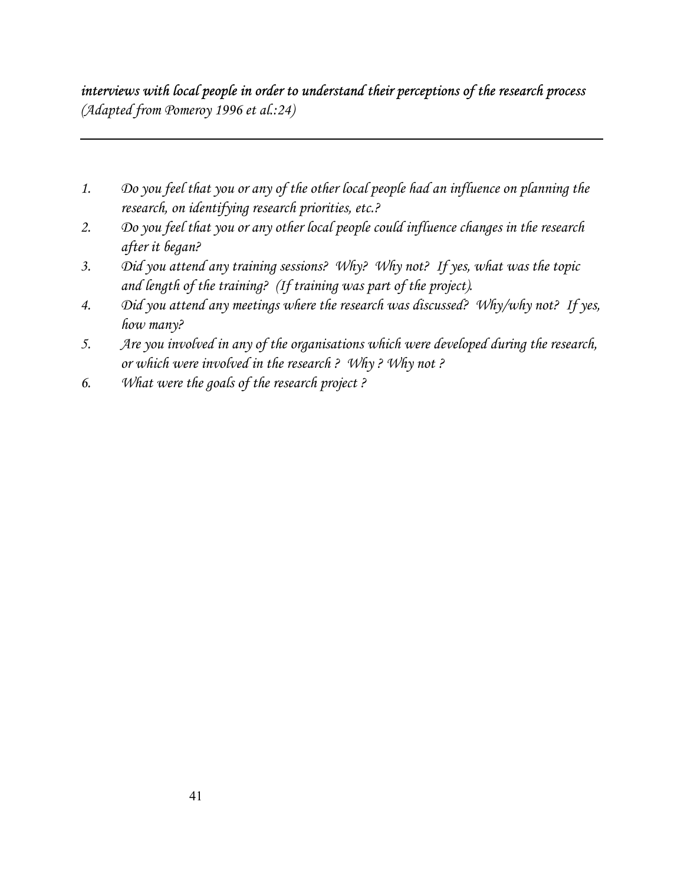***interviews with local people in order to understand their perceptions of the research process***
*(Adapted from Pomeroy 1996 et al.:24)*

---

1. *Do you feel that you or any of the other local people had an influence on planning the research, on identifying research priorities, etc.?*
2. *Do you feel that you or any other local people could influence changes in the research after it began?*
3. *Did you attend any training sessions? Why? Why not? If yes, what was the topic and length of the training? (If training was part of the project).*
4. *Did you attend any meetings where the research was discussed? Why/why not? If yes, how many?*
5. *Are you involved in any of the organisations which were developed during the research, or which were involved in the research ? Why ? Why not ?*
6. *What were the goals of the research project ?*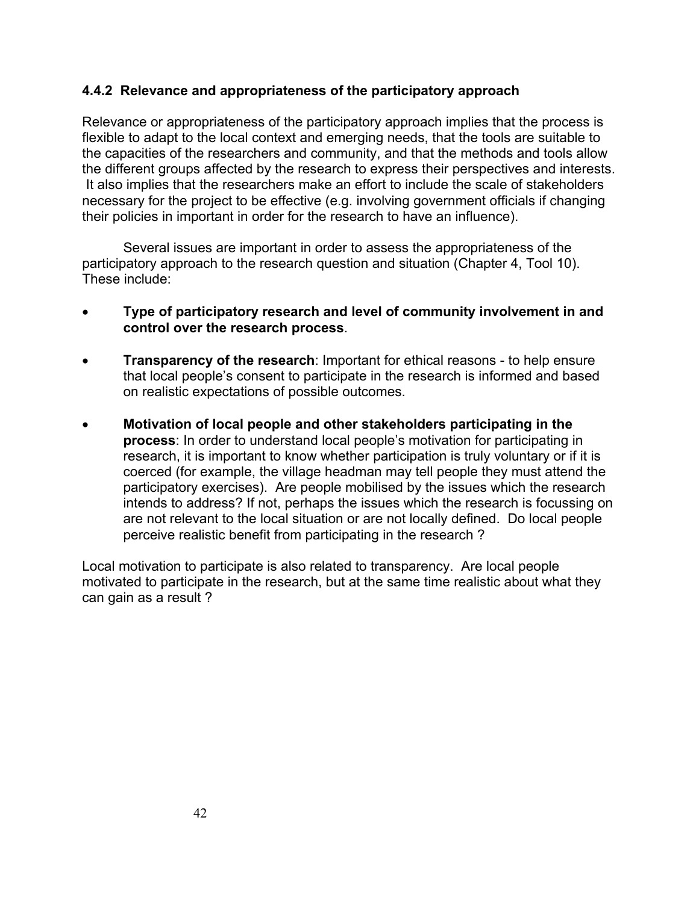### 4.4.2 Relevance and appropriateness of the participatory approach

Relevance or appropriateness of the participatory approach implies that the process is flexible to adapt to the local context and emerging needs, that the tools are suitable to the capacities of the researchers and community, and that the methods and tools allow the different groups affected by the research to express their perspectives and interests. It also implies that the researchers make an effort to include the scale of stakeholders necessary for the project to be effective (e.g. involving government officials if changing their policies in important in order for the research to have an influence).

Several issues are important in order to assess the appropriateness of the participatory approach to the research question and situation (Chapter 4, Tool 10). These include:

- **Type of participatory research and level of community involvement in and control over the research process**.
- **Transparency of the research**: Important for ethical reasons - to help ensure that local people's consent to participate in the research is informed and based on realistic expectations of possible outcomes.
- **Motivation of local people and other stakeholders participating in the process**: In order to understand local people's motivation for participating in research, it is important to know whether participation is truly voluntary or if it is coerced (for example, the village headman may tell people they must attend the participatory exercises). Are people mobilised by the issues which the research intends to address? If not, perhaps the issues which the research is focussing on are not relevant to the local situation or are not locally defined. Do local people perceive realistic benefit from participating in the research ?

Local motivation to participate is also related to transparency. Are local people motivated to participate in the research, but at the same time realistic about what they can gain as a result ?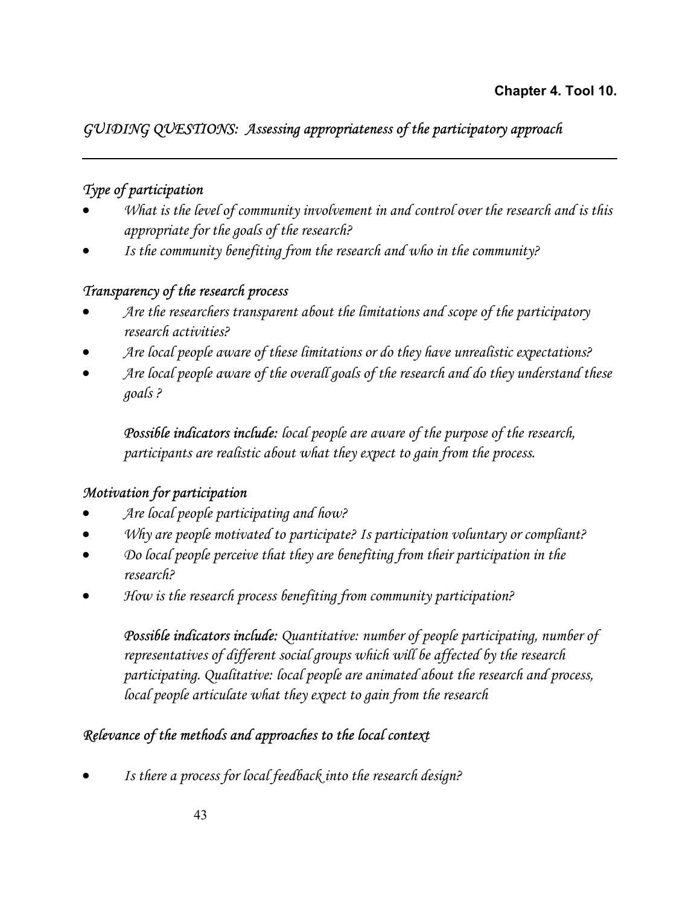**Chapter 4. Tool 10.**

## *GUIDING QUESTIONS: Assessing appropriateness of the participatory approach*

---

### *Type of participation*

- *What is the level of community involvement in and control over the research and is this appropriate for the goals of the research?*
- *Is the community benefiting from the research and who in the community?*

### *Transparency of the research process*

- *Are the researchers transparent about the limitations and scope of the participatory research activities?*
- *Are local people aware of these limitations or do they have unrealistic expectations?*
- *Are local people aware of the overall goals of the research and do they understand these goals ?*

*__Possible indicators include:__ local people are aware of the purpose of the research, participants are realistic about what they expect to gain from the process.*

### *Motivation for participation*

- *Are local people participating and how?*
- *Why are people motivated to participate? Is participation voluntary or compliant?*
- *Do local people perceive that they are benefiting from their participation in the research?*
- *How is the research process benefiting from community participation?*

*__Possible indicators include:__ Quantitative: number of people participating, number of representatives of different social groups which will be affected by the research participating. Qualitative: local people are animated about the research and process, local people articulate what they expect to gain from the research*

### *Relevance of the methods and approaches to the local context*

- *Is there a process for local feedback into the research design?*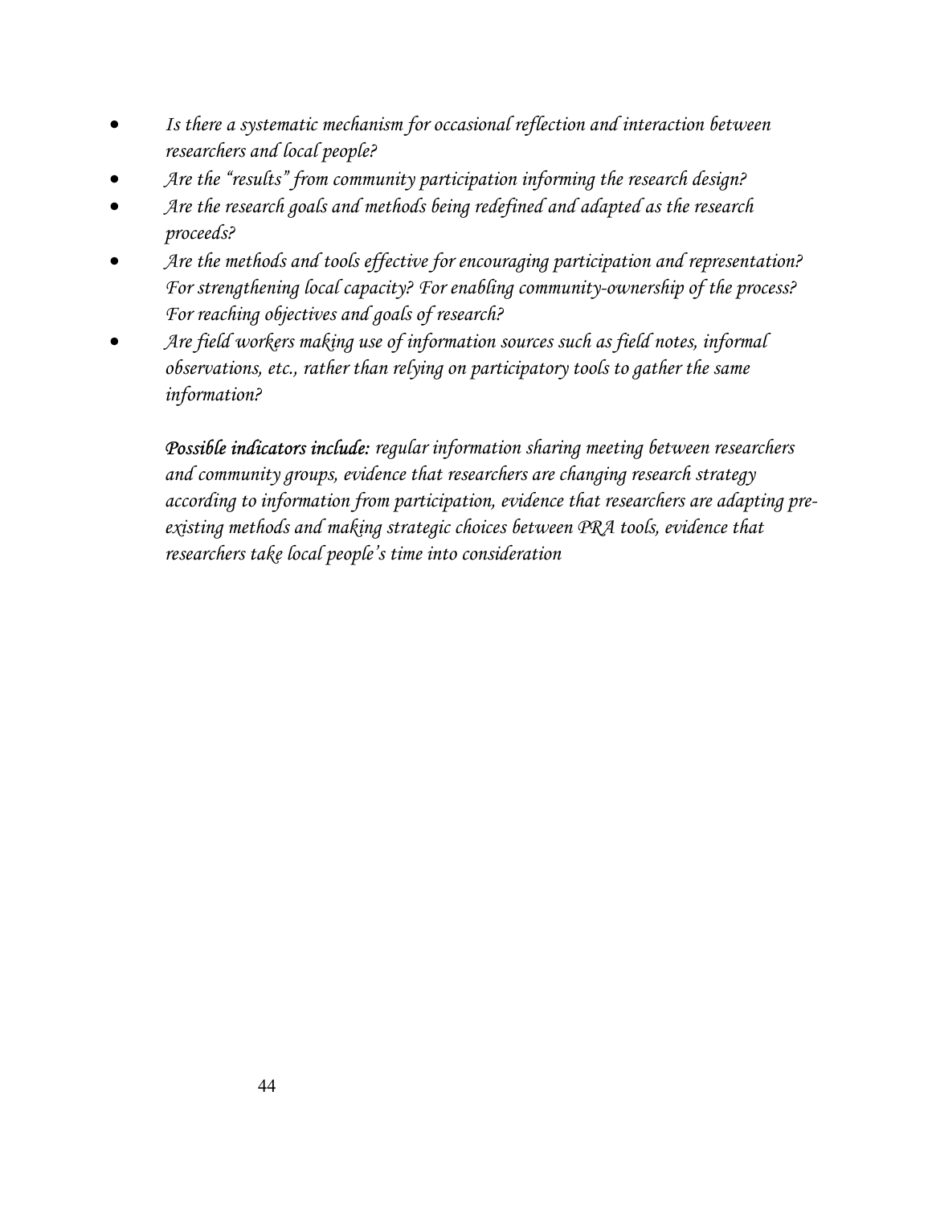- *Is there a systematic mechanism for occasional reflection and interaction between researchers and local people?*
- *Are the "results" from community participation informing the research design?*
- *Are the research goals and methods being redefined and adapted as the research proceeds?*
- *Are the methods and tools effective for encouraging participation and representation? For strengthening local capacity? For enabling community-ownership of the process? For reaching objectives and goals of research?*
- *Are field workers making use of information sources such as field notes, informal observations, etc., rather than relying on participatory tools to gather the same information?*

***Possible indicators include:*** *regular information sharing meeting between researchers and community groups, evidence that researchers are changing research strategy according to information from participation, evidence that researchers are adapting pre-existing methods and making strategic choices between PRA tools, evidence that researchers take local people's time into consideration*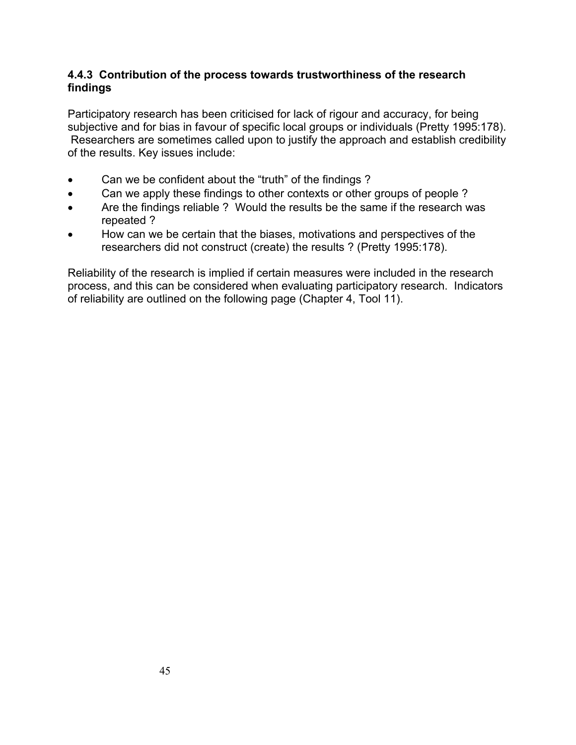### 4.4.3 Contribution of the process towards trustworthiness of the research findings

Participatory research has been criticised for lack of rigour and accuracy, for being subjective and for bias in favour of specific local groups or individuals (Pretty 1995:178). Researchers are sometimes called upon to justify the approach and establish credibility of the results. Key issues include:

- Can we be confident about the "truth" of the findings ?
- Can we apply these findings to other contexts or other groups of people ?
- Are the findings reliable ? Would the results be the same if the research was repeated ?
- How can we be certain that the biases, motivations and perspectives of the researchers did not construct (create) the results ? (Pretty 1995:178).

Reliability of the research is implied if certain measures were included in the research process, and this can be considered when evaluating participatory research. Indicators of reliability are outlined on the following page (Chapter 4, Tool 11).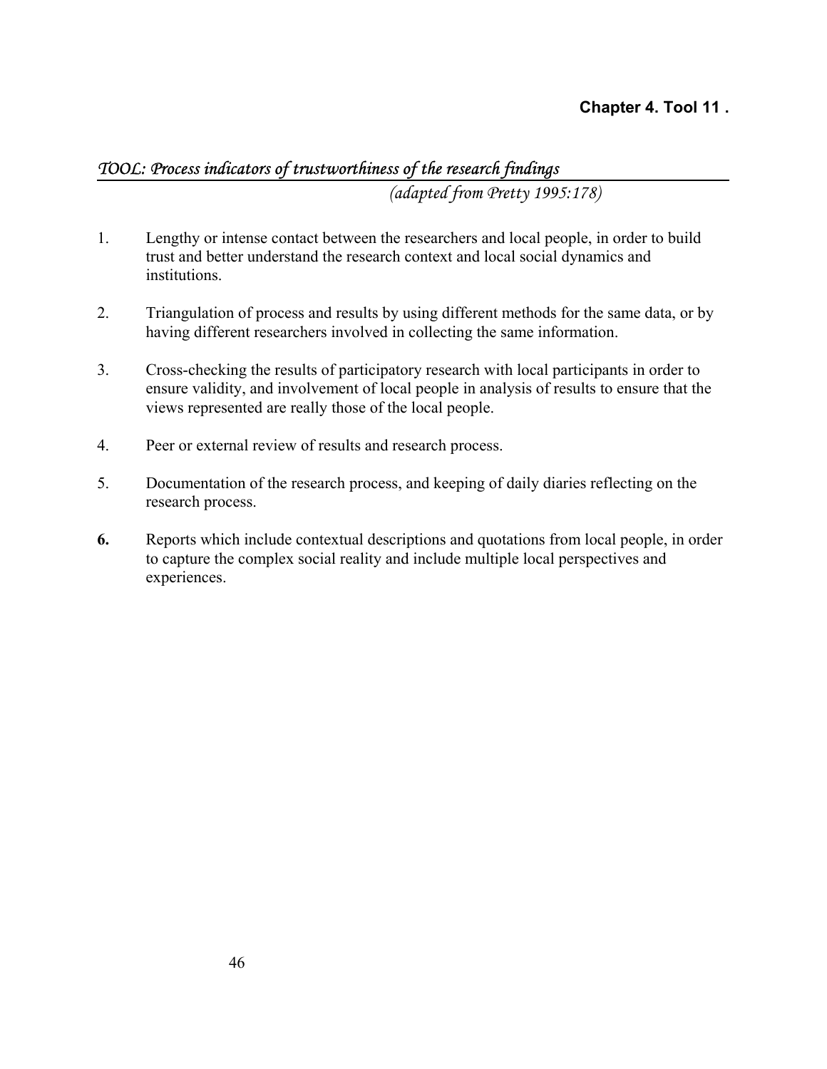**Chapter 4. Tool 11 .**

*TOOL: Process indicators of trustworthiness of the research findings*

*(adapted from Pretty 1995:178)*

1. Lengthy or intense contact between the researchers and local people, in order to build trust and better understand the research context and local social dynamics and institutions.

2. Triangulation of process and results by using different methods for the same data, or by having different researchers involved in collecting the same information.

3. Cross-checking the results of participatory research with local participants in order to ensure validity, and involvement of local people in analysis of results to ensure that the views represented are really those of the local people.

4. Peer or external review of results and research process.

5. Documentation of the research process, and keeping of daily diaries reflecting on the research process.

6. Reports which include contextual descriptions and quotations from local people, in order to capture the complex social reality and include multiple local perspectives and experiences.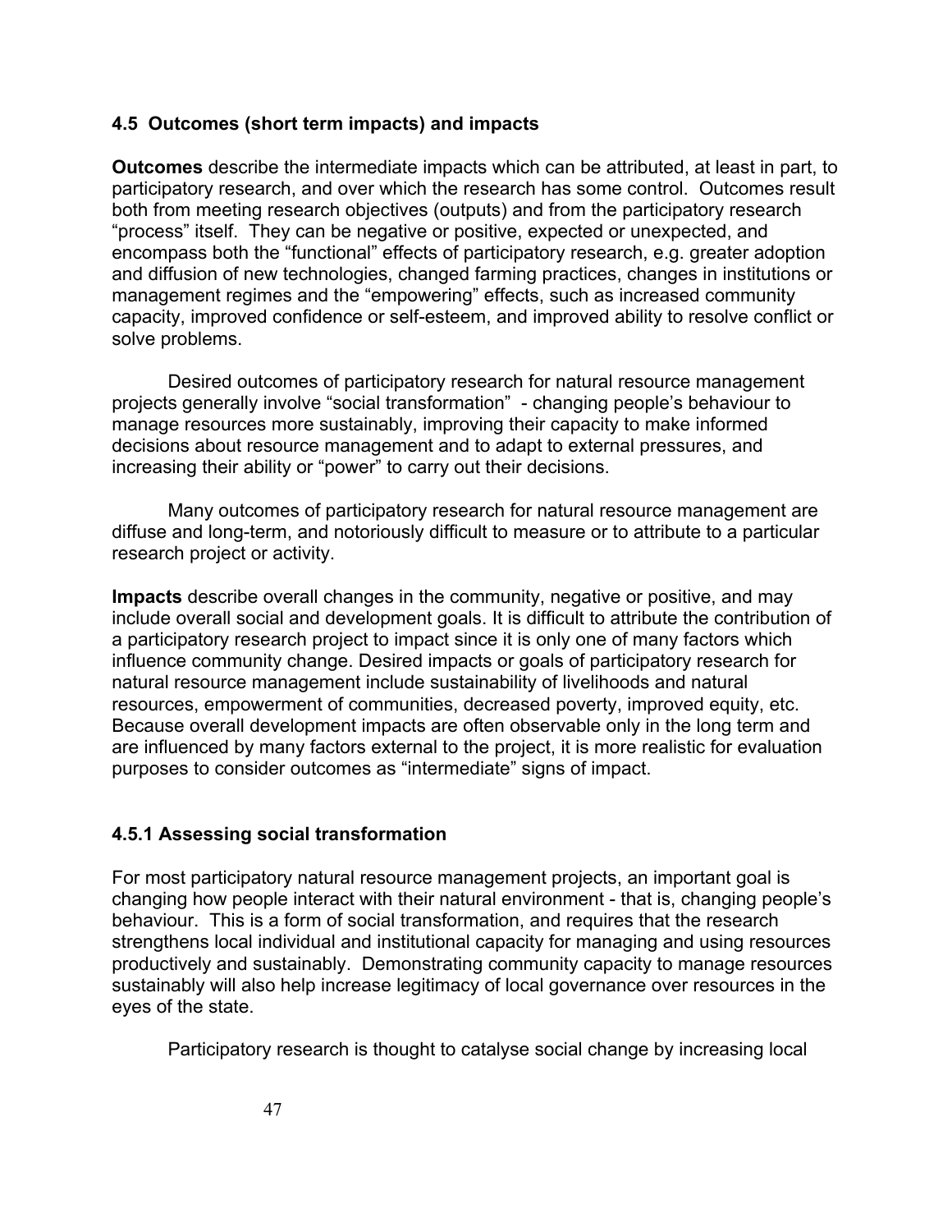### 4.5 Outcomes (short term impacts) and impacts

**Outcomes** describe the intermediate impacts which can be attributed, at least in part, to participatory research, and over which the research has some control. Outcomes result both from meeting research objectives (outputs) and from the participatory research "process" itself. They can be negative or positive, expected or unexpected, and encompass both the "functional" effects of participatory research, e.g. greater adoption and diffusion of new technologies, changed farming practices, changes in institutions or management regimes and the "empowering" effects, such as increased community capacity, improved confidence or self-esteem, and improved ability to resolve conflict or solve problems.

Desired outcomes of participatory research for natural resource management projects generally involve "social transformation" - changing people's behaviour to manage resources more sustainably, improving their capacity to make informed decisions about resource management and to adapt to external pressures, and increasing their ability or "power" to carry out their decisions.

Many outcomes of participatory research for natural resource management are diffuse and long-term, and notoriously difficult to measure or to attribute to a particular research project or activity.

**Impacts** describe overall changes in the community, negative or positive, and may include overall social and development goals. It is difficult to attribute the contribution of a participatory research project to impact since it is only one of many factors which influence community change. Desired impacts or goals of participatory research for natural resource management include sustainability of livelihoods and natural resources, empowerment of communities, decreased poverty, improved equity, etc. Because overall development impacts are often observable only in the long term and are influenced by many factors external to the project, it is more realistic for evaluation purposes to consider outcomes as "intermediate" signs of impact.

#### 4.5.1 Assessing social transformation

For most participatory natural resource management projects, an important goal is changing how people interact with their natural environment - that is, changing people's behaviour. This is a form of social transformation, and requires that the research strengthens local individual and institutional capacity for managing and using resources productively and sustainably. Demonstrating community capacity to manage resources sustainably will also help increase legitimacy of local governance over resources in the eyes of the state.

Participatory research is thought to catalyse social change by increasing local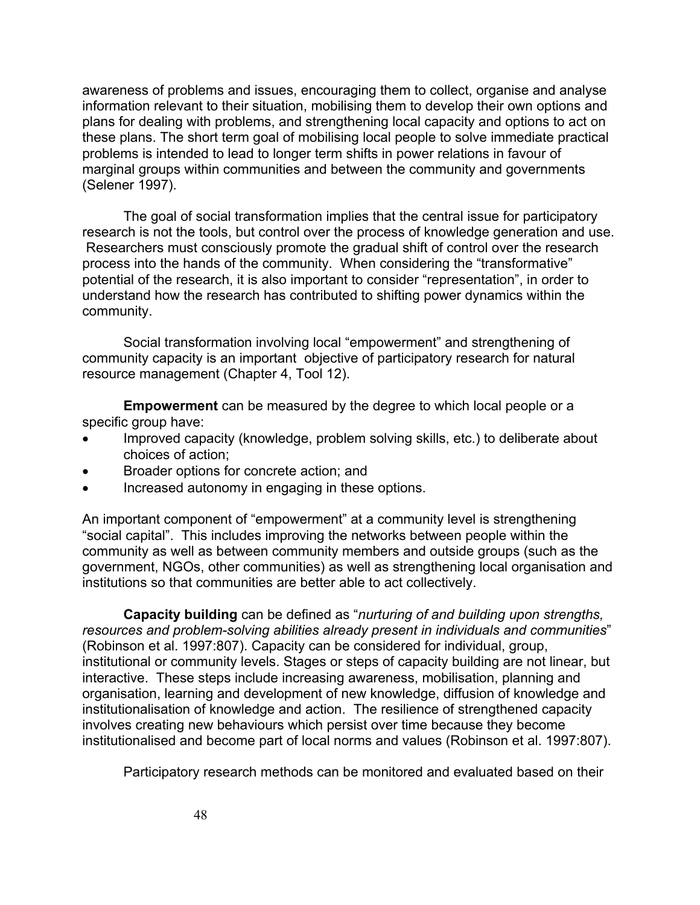awareness of problems and issues, encouraging them to collect, organise and analyse information relevant to their situation, mobilising them to develop their own options and plans for dealing with problems, and strengthening local capacity and options to act on these plans. The short term goal of mobilising local people to solve immediate practical problems is intended to lead to longer term shifts in power relations in favour of marginal groups within communities and between the community and governments (Selener 1997).

The goal of social transformation implies that the central issue for participatory research is not the tools, but control over the process of knowledge generation and use. Researchers must consciously promote the gradual shift of control over the research process into the hands of the community. When considering the "transformative" potential of the research, it is also important to consider "representation", in order to understand how the research has contributed to shifting power dynamics within the community.

Social transformation involving local "empowerment" and strengthening of community capacity is an important objective of participatory research for natural resource management (Chapter 4, Tool 12).

**Empowerment** can be measured by the degree to which local people or a specific group have:

- Improved capacity (knowledge, problem solving skills, etc.) to deliberate about choices of action;
- Broader options for concrete action; and
- Increased autonomy in engaging in these options.

An important component of "empowerment" at a community level is strengthening "social capital". This includes improving the networks between people within the community as well as between community members and outside groups (such as the government, NGOs, other communities) as well as strengthening local organisation and institutions so that communities are better able to act collectively.

**Capacity building** can be defined as "*nurturing of and building upon strengths, resources and problem-solving abilities already present in individuals and communities*" (Robinson et al. 1997:807). Capacity can be considered for individual, group, institutional or community levels. Stages or steps of capacity building are not linear, but interactive. These steps include increasing awareness, mobilisation, planning and organisation, learning and development of new knowledge, diffusion of knowledge and institutionalisation of knowledge and action. The resilience of strengthened capacity involves creating new behaviours which persist over time because they become institutionalised and become part of local norms and values (Robinson et al. 1997:807).

Participatory research methods can be monitored and evaluated based on their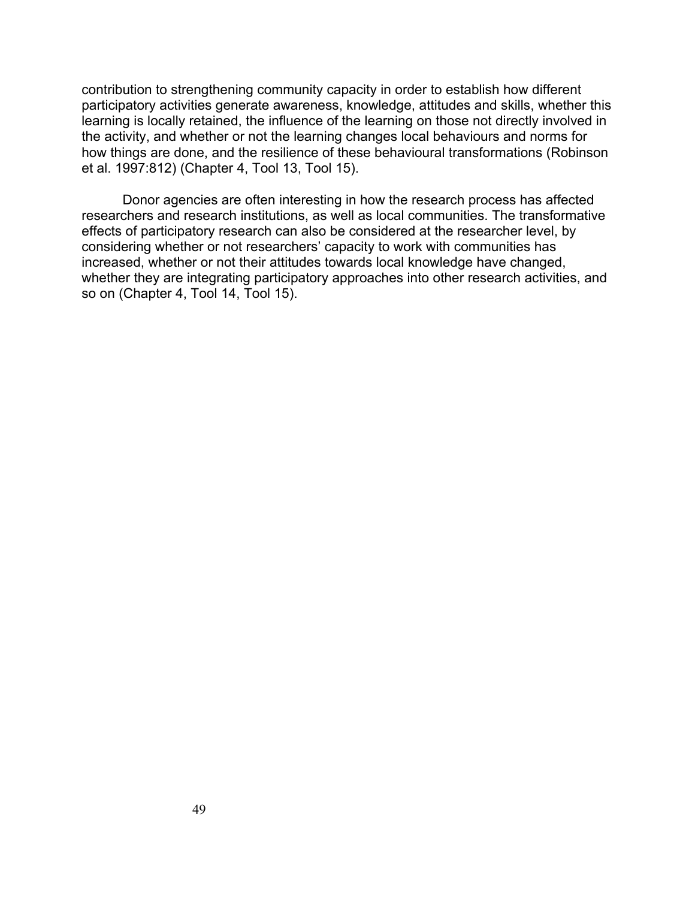contribution to strengthening community capacity in order to establish how different participatory activities generate awareness, knowledge, attitudes and skills, whether this learning is locally retained, the influence of the learning on those not directly involved in the activity, and whether or not the learning changes local behaviours and norms for how things are done, and the resilience of these behavioural transformations (Robinson et al. 1997:812) (Chapter 4, Tool 13, Tool 15).

Donor agencies are often interesting in how the research process has affected researchers and research institutions, as well as local communities. The transformative effects of participatory research can also be considered at the researcher level, by considering whether or not researchers' capacity to work with communities has increased, whether or not their attitudes towards local knowledge have changed, whether they are integrating participatory approaches into other research activities, and so on (Chapter 4, Tool 14, Tool 15).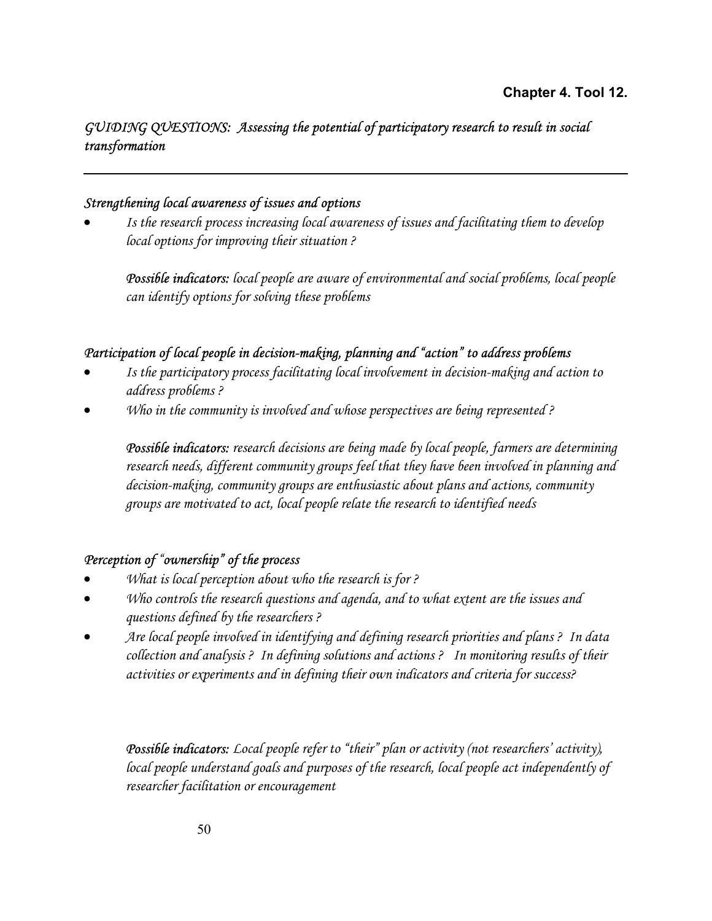**Chapter 4. Tool 12.**

*GUIDING QUESTIONS: Assessing the potential of participatory research to result in social transformation*

---

*Strengthening local awareness of issues and options*

- *Is the research process increasing local awareness of issues and facilitating them to develop local options for improving their situation ?*

  ***Possible indicators:*** *local people are aware of environmental and social problems, local people can identify options for solving these problems*

*Participation of local people in decision-making, planning and "action" to address problems*

- *Is the participatory process facilitating local involvement in decision-making and action to address problems ?*
- *Who in the community is involved and whose perspectives are being represented ?*

  ***Possible indicators:*** *research decisions are being made by local people, farmers are determining research needs, different community groups feel that they have been involved in planning and decision-making, community groups are enthusiastic about plans and actions, community groups are motivated to act, local people relate the research to identified needs*

*Perception of "ownership" of the process*

- *What is local perception about who the research is for ?*
- *Who controls the research questions and agenda, and to what extent are the issues and questions defined by the researchers ?*
- *Are local people involved in identifying and defining research priorities and plans ? In data collection and analysis ? In defining solutions and actions ? In monitoring results of their activities or experiments and in defining their own indicators and criteria for success?*

  ***Possible indicators:*** *Local people refer to "their" plan or activity (not researchers' activity), local people understand goals and purposes of the research, local people act independently of researcher facilitation or encouragement*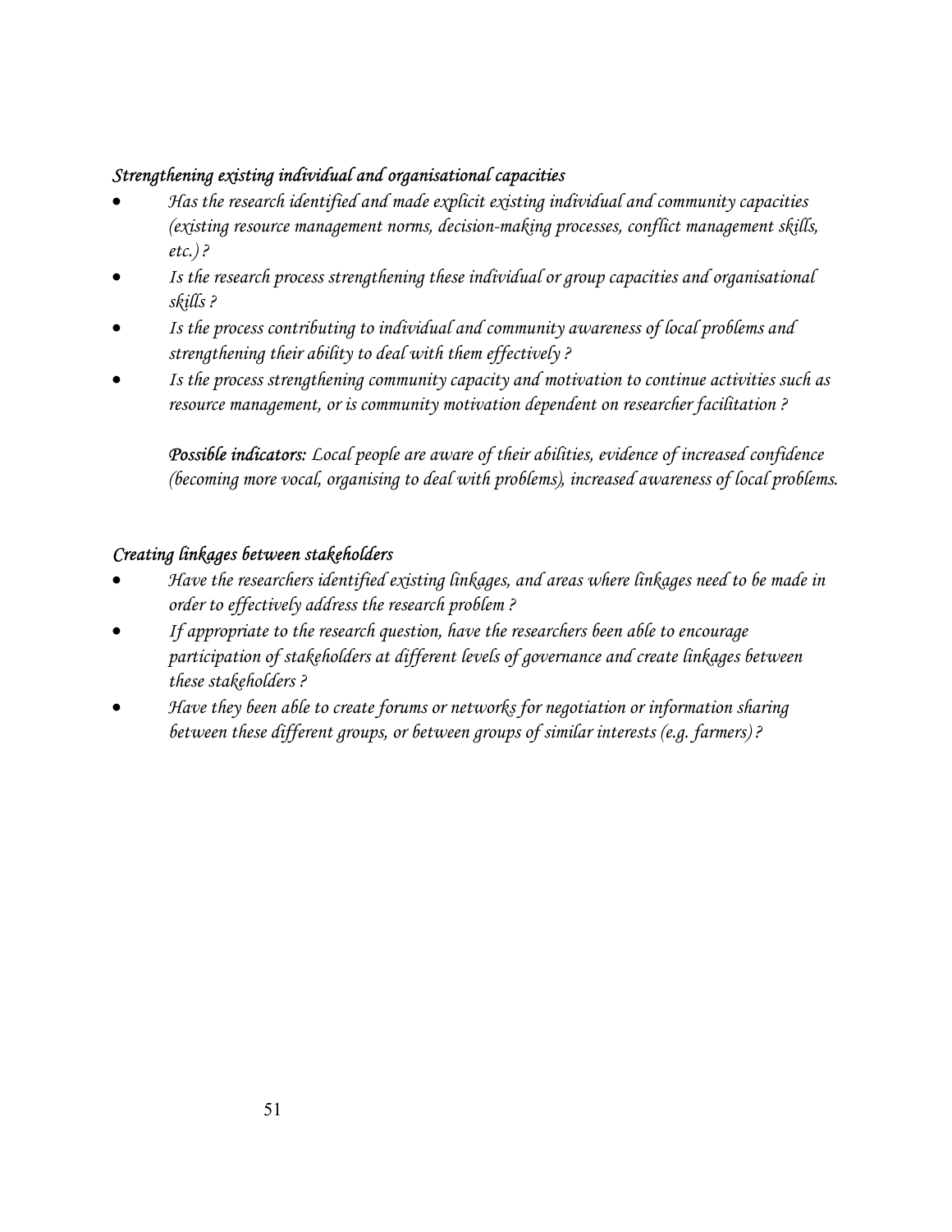*Strengthening existing individual and organisational capacities*

- *Has the research identified and made explicit existing individual and community capacities (existing resource management norms, decision-making processes, conflict management skills, etc.) ?*
- *Is the research process strengthening these individual or group capacities and organisational skills ?*
- *Is the process contributing to individual and community awareness of local problems and strengthening their ability to deal with them effectively ?*
- *Is the process strengthening community capacity and motivation to continue activities such as resource management, or is community motivation dependent on researcher facilitation ?*

  ***Possible indicators:*** *Local people are aware of their abilities, evidence of increased confidence (becoming more vocal, organising to deal with problems), increased awareness of local problems.*

*Creating linkages between stakeholders*

- *Have the researchers identified existing linkages, and areas where linkages need to be made in order to effectively address the research problem ?*
- *If appropriate to the research question, have the researchers been able to encourage participation of stakeholders at different levels of governance and create linkages between these stakeholders ?*
- *Have they been able to create forums or networks for negotiation or information sharing between these different groups, or between groups of similar interests (e.g. farmers) ?*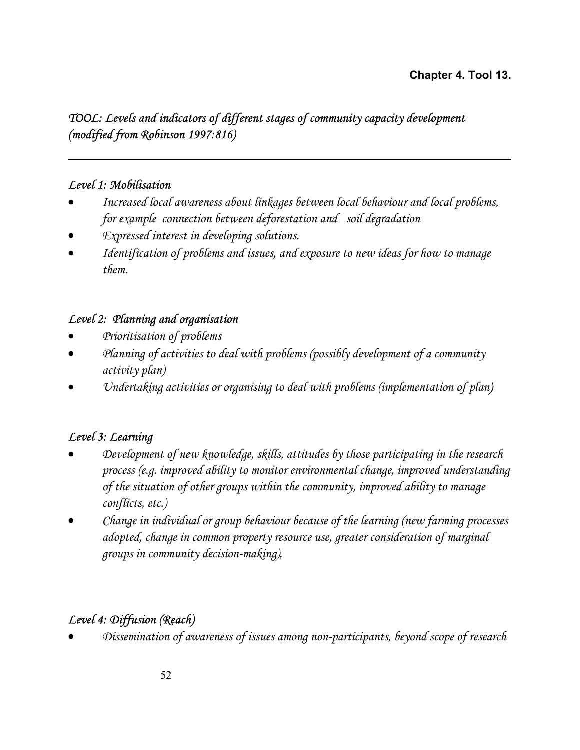**Chapter 4. Tool 13.**

*TOOL: Levels and indicators of different stages of community capacity development (modified from Robinson 1997:816)*

---

*Level 1: Mobilisation*

- *Increased local awareness about linkages between local behaviour and local problems, for example connection between deforestation and soil degradation*
- *Expressed interest in developing solutions.*
- *Identification of problems and issues, and exposure to new ideas for how to manage them.*

*Level 2: Planning and organisation*

- *Prioritisation of problems*
- *Planning of activities to deal with problems (possibly development of a community activity plan)*
- *Undertaking activities or organising to deal with problems (implementation of plan)*

*Level 3: Learning*

- *Development of new knowledge, skills, attitudes by those participating in the research process (e.g. improved ability to monitor environmental change, improved understanding of the situation of other groups within the community, improved ability to manage conflicts, etc.)*
- *Change in individual or group behaviour because of the learning (new farming processes adopted, change in common property resource use, greater consideration of marginal groups in community decision-making),*

*Level 4: Diffusion (Reach)*

- *Dissemination of awareness of issues among non-participants, beyond scope of research*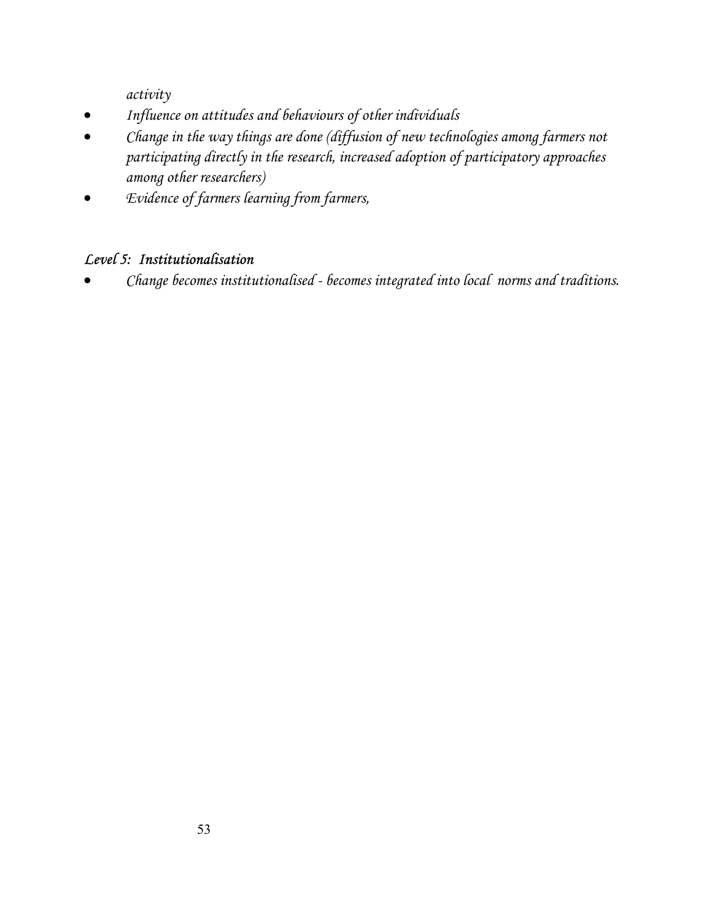*activity*

- *Influence on attitudes and behaviours of other individuals*
- *Change in the way things are done (diffusion of new technologies among farmers not participating directly in the research, increased adoption of participatory approaches among other researchers)*
- *Evidence of farmers learning from farmers,*

### *Level 5: Institutionalisation*

- *Change becomes institutionalised - becomes integrated into local norms and traditions.*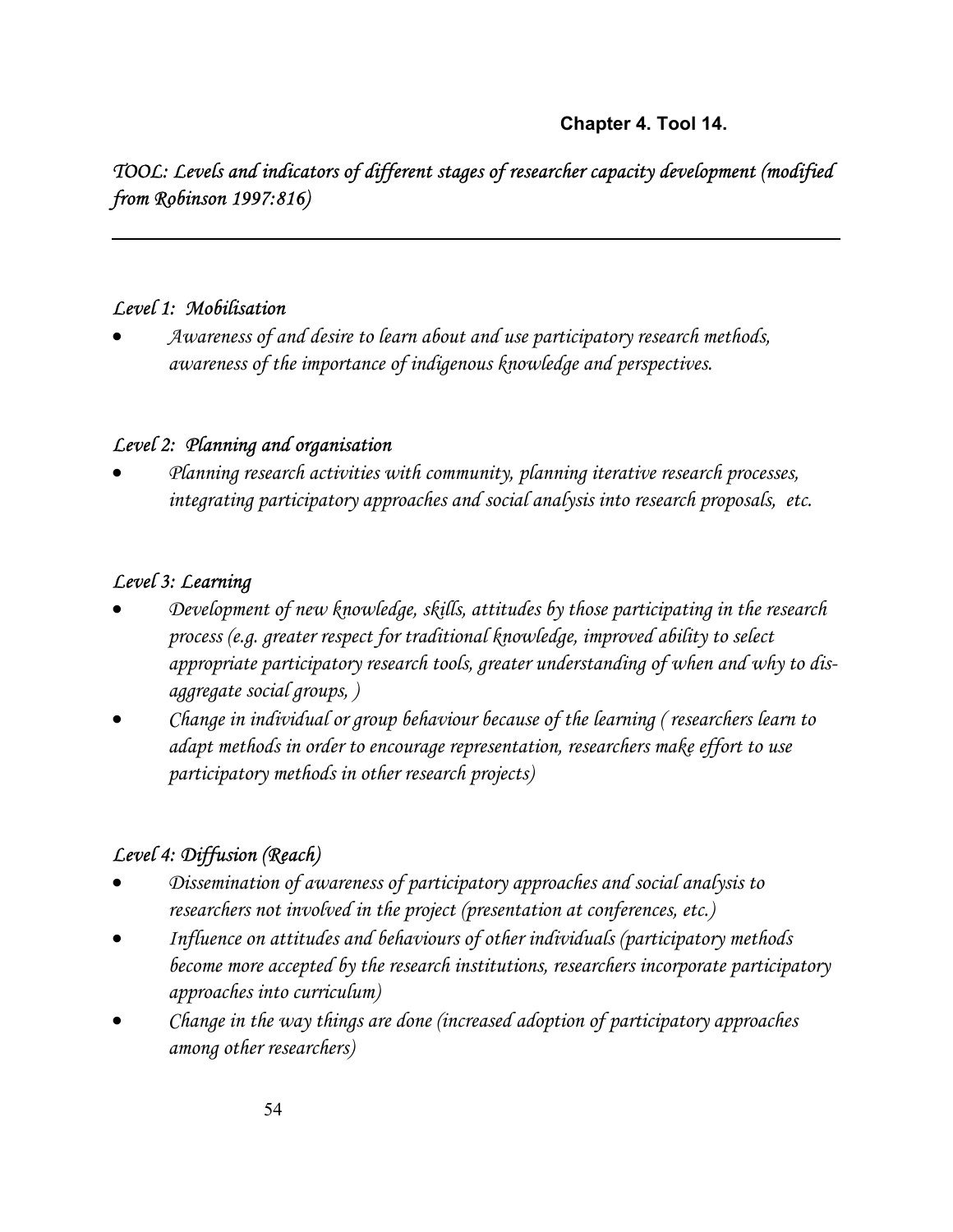**Chapter 4. Tool 14.**

*TOOL: Levels and indicators of different stages of researcher capacity development (modified from Robinson 1997:816)*

---

*Level 1: Mobilisation*

- *Awareness of and desire to learn about and use participatory research methods, awareness of the importance of indigenous knowledge and perspectives.*

*Level 2: Planning and organisation*

- *Planning research activities with community, planning iterative research processes, integrating participatory approaches and social analysis into research proposals, etc.*

*Level 3: Learning*

- *Development of new knowledge, skills, attitudes by those participating in the research process (e.g. greater respect for traditional knowledge, improved ability to select appropriate participatory research tools, greater understanding of when and why to dis-aggregate social groups, )*
- *Change in individual or group behaviour because of the learning ( researchers learn to adapt methods in order to encourage representation, researchers make effort to use participatory methods in other research projects)*

*Level 4: Diffusion (Reach)*

- *Dissemination of awareness of participatory approaches and social analysis to researchers not involved in the project (presentation at conferences, etc.)*
- *Influence on attitudes and behaviours of other individuals (participatory methods become more accepted by the research institutions, researchers incorporate participatory approaches into curriculum)*
- *Change in the way things are done (increased adoption of participatory approaches among other researchers)*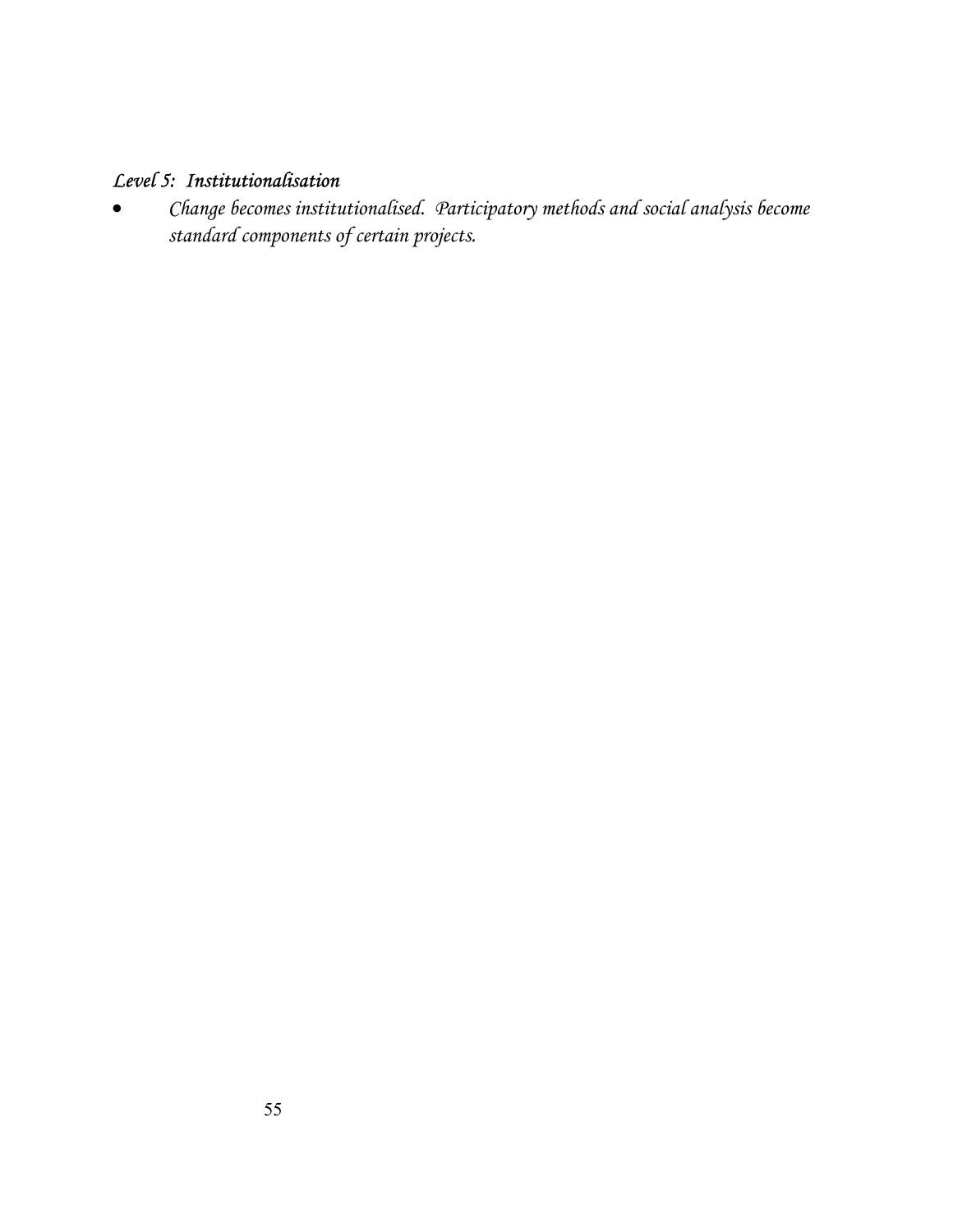*Level 5: Institutionalisation*

- *Change becomes institutionalised. Participatory methods and social analysis become standard components of certain projects.*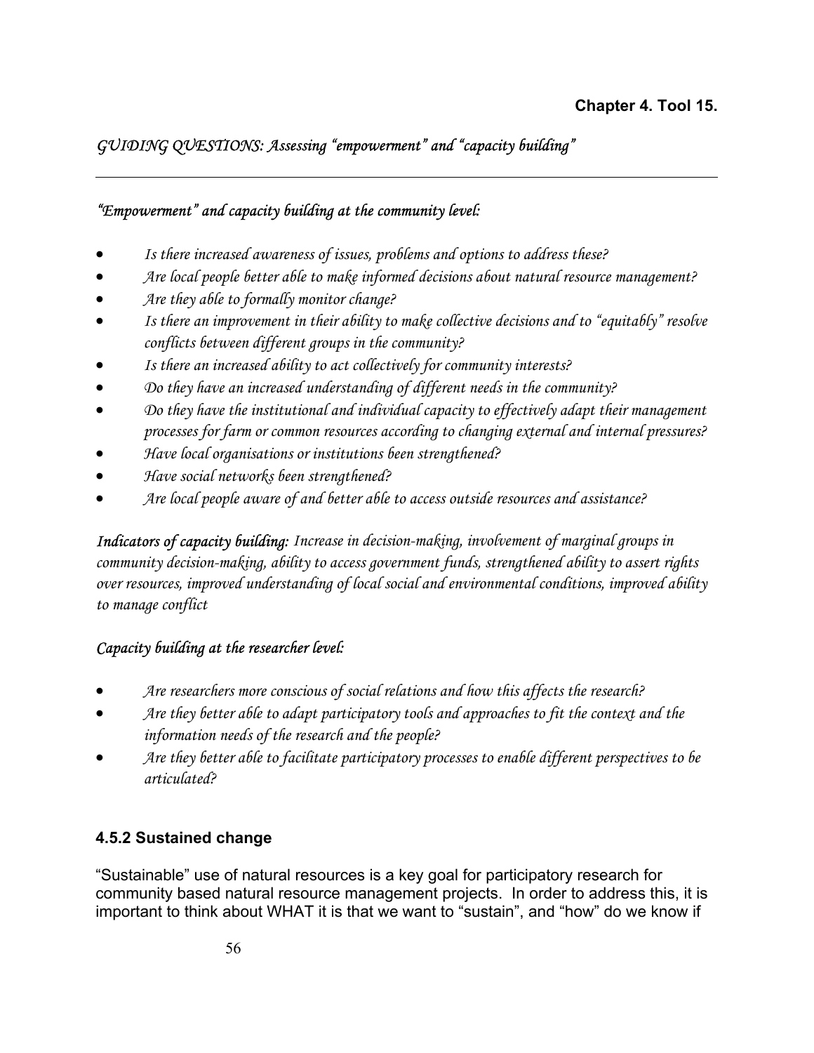**Chapter 4. Tool 15.**

*GUIDING QUESTIONS: Assessing "empowerment" and "capacity building"*

---

*"Empowerment" and capacity building at the community level:*

- *Is there increased awareness of issues, problems and options to address these?*
- *Are local people better able to make informed decisions about natural resource management?*
- *Are they able to formally monitor change?*
- *Is there an improvement in their ability to make collective decisions and to "equitably" resolve conflicts between different groups in the community?*
- *Is there an increased ability to act collectively for community interests?*
- *Do they have an increased understanding of different needs in the community?*
- *Do they have the institutional and individual capacity to effectively adapt their management processes for farm or common resources according to changing external and internal pressures?*
- *Have local organisations or institutions been strengthened?*
- *Have social networks been strengthened?*
- *Are local people aware of and better able to access outside resources and assistance?*

***Indicators of capacity building:*** *Increase in decision-making, involvement of marginal groups in community decision-making, ability to access government funds, strengthened ability to assert rights over resources, improved understanding of local social and environmental conditions, improved ability to manage conflict*

*Capacity building at the researcher level:*

- *Are researchers more conscious of social relations and how this affects the research?*
- *Are they better able to adapt participatory tools and approaches to fit the context and the information needs of the research and the people?*
- *Are they better able to facilitate participatory processes to enable different perspectives to be articulated?*

### 4.5.2 Sustained change

"Sustainable" use of natural resources is a key goal for participatory research for community based natural resource management projects. In order to address this, it is important to think about WHAT it is that we want to "sustain", and "how" do we know if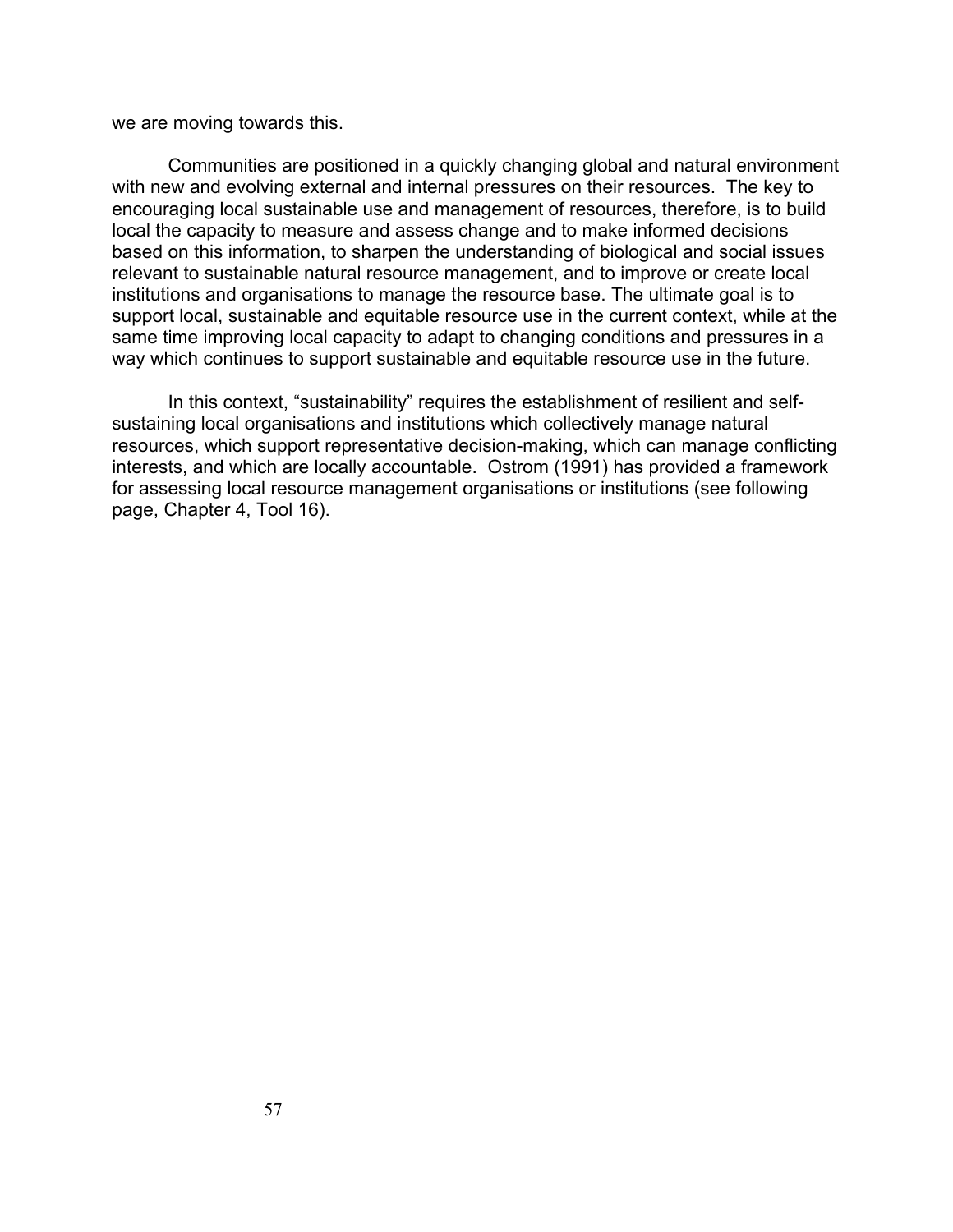we are moving towards this.

Communities are positioned in a quickly changing global and natural environment with new and evolving external and internal pressures on their resources. The key to encouraging local sustainable use and management of resources, therefore, is to build local the capacity to measure and assess change and to make informed decisions based on this information, to sharpen the understanding of biological and social issues relevant to sustainable natural resource management, and to improve or create local institutions and organisations to manage the resource base. The ultimate goal is to support local, sustainable and equitable resource use in the current context, while at the same time improving local capacity to adapt to changing conditions and pressures in a way which continues to support sustainable and equitable resource use in the future.

In this context, "sustainability" requires the establishment of resilient and self-sustaining local organisations and institutions which collectively manage natural resources, which support representative decision-making, which can manage conflicting interests, and which are locally accountable. Ostrom (1991) has provided a framework for assessing local resource management organisations or institutions (see following page, Chapter 4, Tool 16).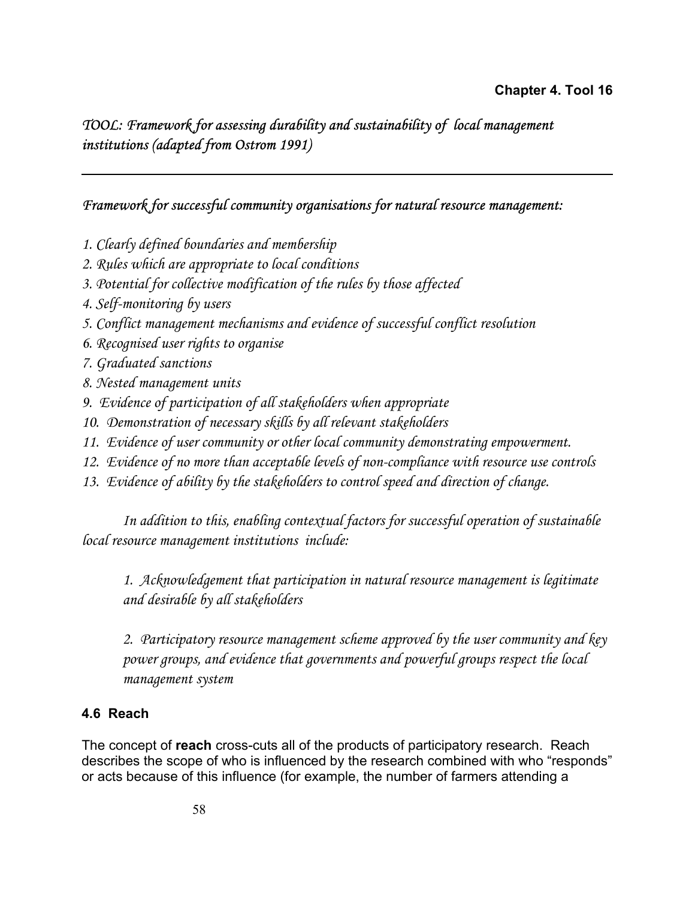**Chapter 4. Tool 16**

*TOOL: Framework for assessing durability and sustainability of local management institutions (adapted from Ostrom 1991)*

---

*Framework for successful community organisations for natural resource management:*

*1. Clearly defined boundaries and membership*
*2. Rules which are appropriate to local conditions*
*3. Potential for collective modification of the rules by those affected*
*4. Self-monitoring by users*
*5. Conflict management mechanisms and evidence of successful conflict resolution*
*6. Recognised user rights to organise*
*7. Graduated sanctions*
*8. Nested management units*
*9. Evidence of participation of all stakeholders when appropriate*
*10. Demonstration of necessary skills by all relevant stakeholders*
*11. Evidence of user community or other local community demonstrating empowerment.*
*12. Evidence of no more than acceptable levels of non-compliance with resource use controls*
*13. Evidence of ability by the stakeholders to control speed and direction of change.*

*In addition to this, enabling contextual factors for successful operation of sustainable local resource management institutions include:*

*1. Acknowledgement that participation in natural resource management is legitimate and desirable by all stakeholders*

*2. Participatory resource management scheme approved by the user community and key power groups, and evidence that governments and powerful groups respect the local management system*

### 4.6 Reach

The concept of **reach** cross-cuts all of the products of participatory research. Reach describes the scope of who is influenced by the research combined with who "responds" or acts because of this influence (for example, the number of farmers attending a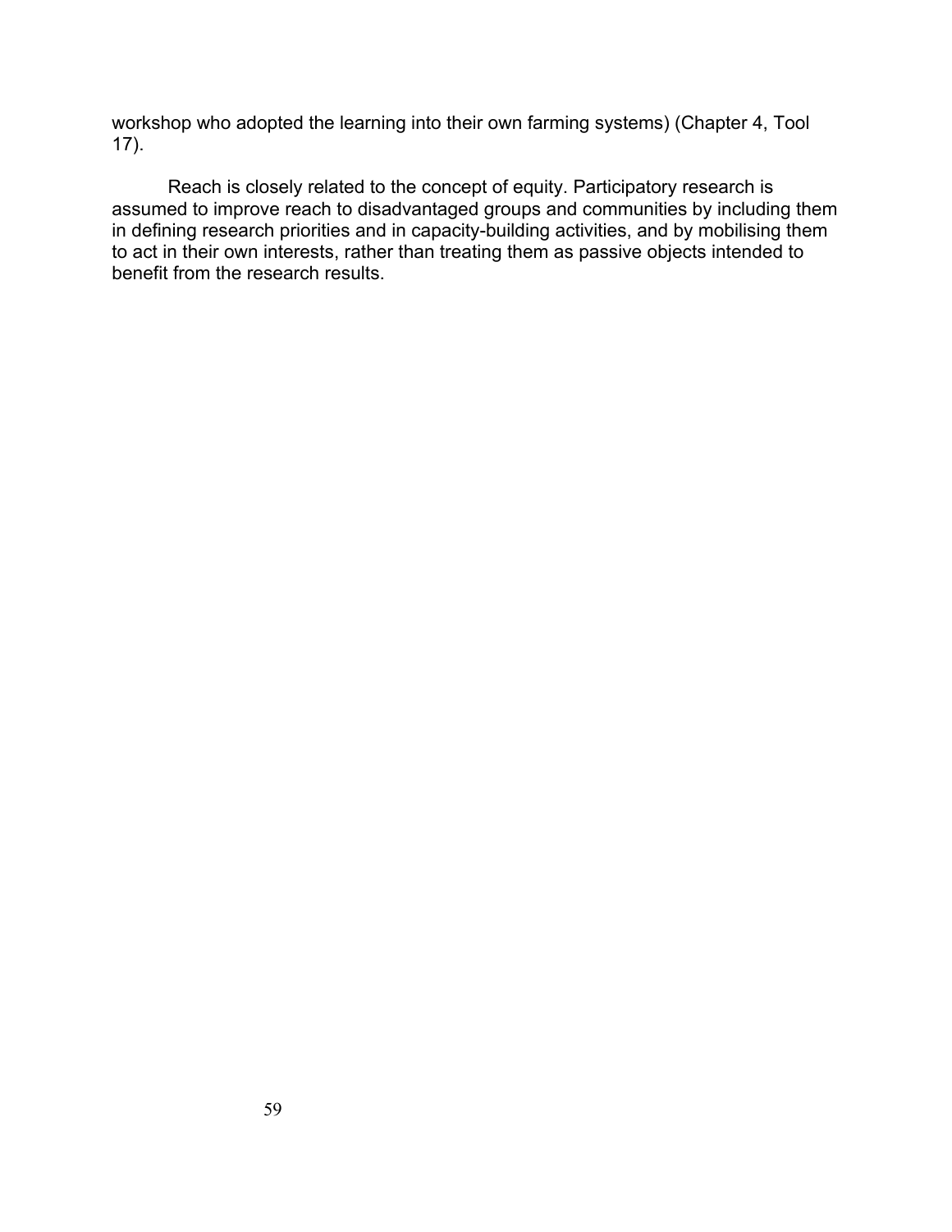workshop who adopted the learning into their own farming systems) (Chapter 4, Tool 17).

Reach is closely related to the concept of equity. Participatory research is assumed to improve reach to disadvantaged groups and communities by including them in defining research priorities and in capacity-building activities, and by mobilising them to act in their own interests, rather than treating them as passive objects intended to benefit from the research results.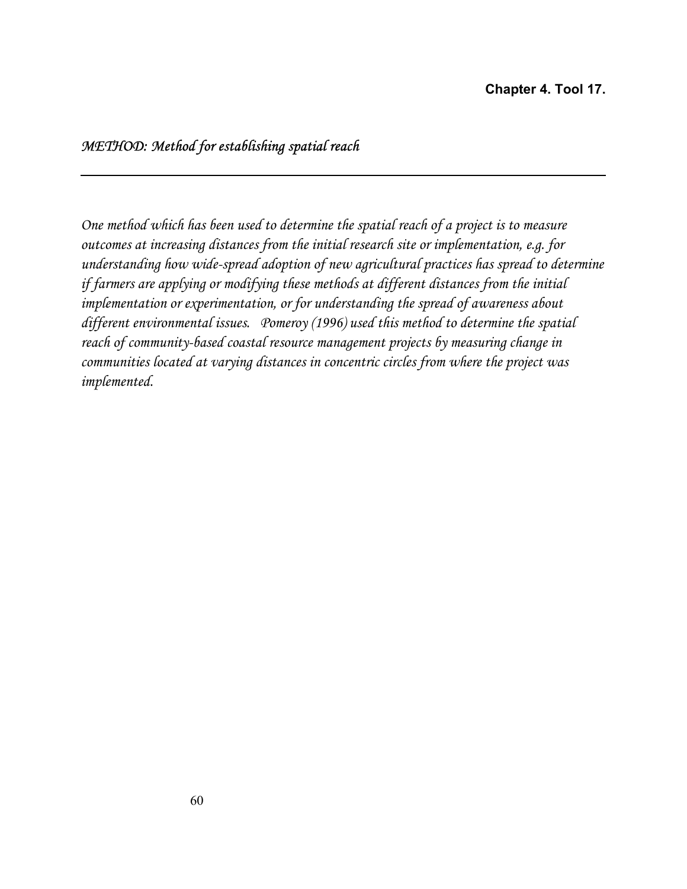**Chapter 4. Tool 17.**

## *METHOD: Method for establishing spatial reach*

---

*One method which has been used to determine the spatial reach of a project is to measure outcomes at increasing distances from the initial research site or implementation, e.g. for understanding how wide-spread adoption of new agricultural practices has spread to determine if farmers are applying or modifying these methods at different distances from the initial implementation or experimentation, or for understanding the spread of awareness about different environmental issues. Pomeroy (1996) used this method to determine the spatial reach of community-based coastal resource management projects by measuring change in communities located at varying distances in concentric circles from where the project was implemented.*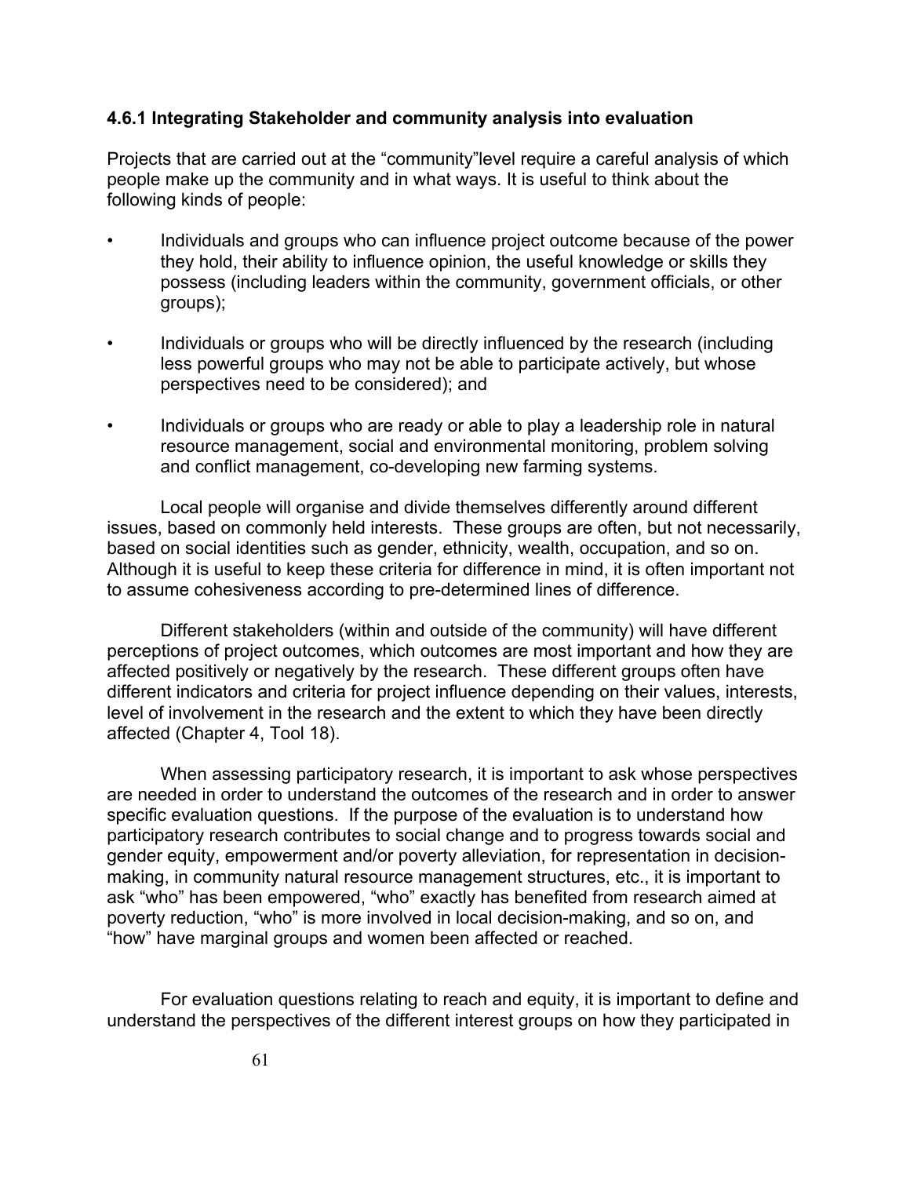### 4.6.1 Integrating Stakeholder and community analysis into evaluation

Projects that are carried out at the "community"level require a careful analysis of which people make up the community and in what ways. It is useful to think about the following kinds of people:

- Individuals and groups who can influence project outcome because of the power they hold, their ability to influence opinion, the useful knowledge or skills they possess (including leaders within the community, government officials, or other groups);
- Individuals or groups who will be directly influenced by the research (including less powerful groups who may not be able to participate actively, but whose perspectives need to be considered); and
- Individuals or groups who are ready or able to play a leadership role in natural resource management, social and environmental monitoring, problem solving and conflict management, co-developing new farming systems.

Local people will organise and divide themselves differently around different issues, based on commonly held interests. These groups are often, but not necessarily, based on social identities such as gender, ethnicity, wealth, occupation, and so on. Although it is useful to keep these criteria for difference in mind, it is often important not to assume cohesiveness according to pre-determined lines of difference.

Different stakeholders (within and outside of the community) will have different perceptions of project outcomes, which outcomes are most important and how they are affected positively or negatively by the research. These different groups often have different indicators and criteria for project influence depending on their values, interests, level of involvement in the research and the extent to which they have been directly affected (Chapter 4, Tool 18).

When assessing participatory research, it is important to ask whose perspectives are needed in order to understand the outcomes of the research and in order to answer specific evaluation questions. If the purpose of the evaluation is to understand how participatory research contributes to social change and to progress towards social and gender equity, empowerment and/or poverty alleviation, for representation in decision-making, in community natural resource management structures, etc., it is important to ask "who" has been empowered, "who" exactly has benefited from research aimed at poverty reduction, "who" is more involved in local decision-making, and so on, and "how" have marginal groups and women been affected or reached.

For evaluation questions relating to reach and equity, it is important to define and understand the perspectives of the different interest groups on how they participated in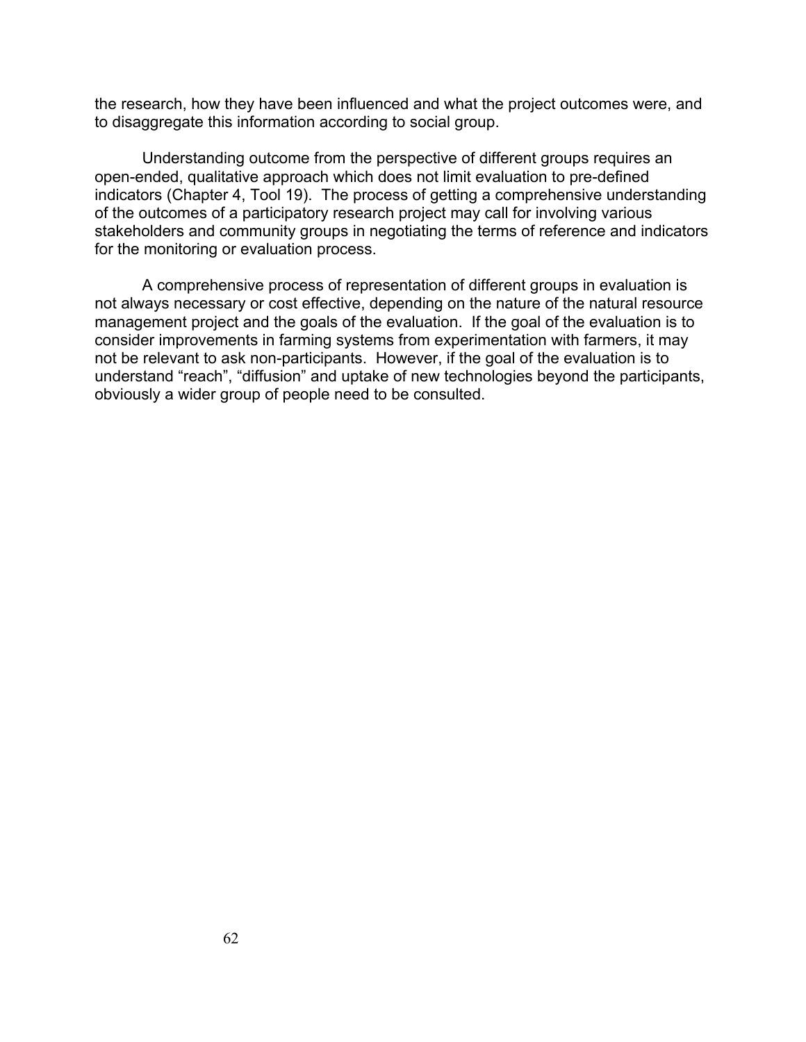the research, how they have been influenced and what the project outcomes were, and to disaggregate this information according to social group.

Understanding outcome from the perspective of different groups requires an open-ended, qualitative approach which does not limit evaluation to pre-defined indicators (Chapter 4, Tool 19). The process of getting a comprehensive understanding of the outcomes of a participatory research project may call for involving various stakeholders and community groups in negotiating the terms of reference and indicators for the monitoring or evaluation process.

A comprehensive process of representation of different groups in evaluation is not always necessary or cost effective, depending on the nature of the natural resource management project and the goals of the evaluation. If the goal of the evaluation is to consider improvements in farming systems from experimentation with farmers, it may not be relevant to ask non-participants. However, if the goal of the evaluation is to understand "reach", "diffusion" and uptake of new technologies beyond the participants, obviously a wider group of people need to be consulted.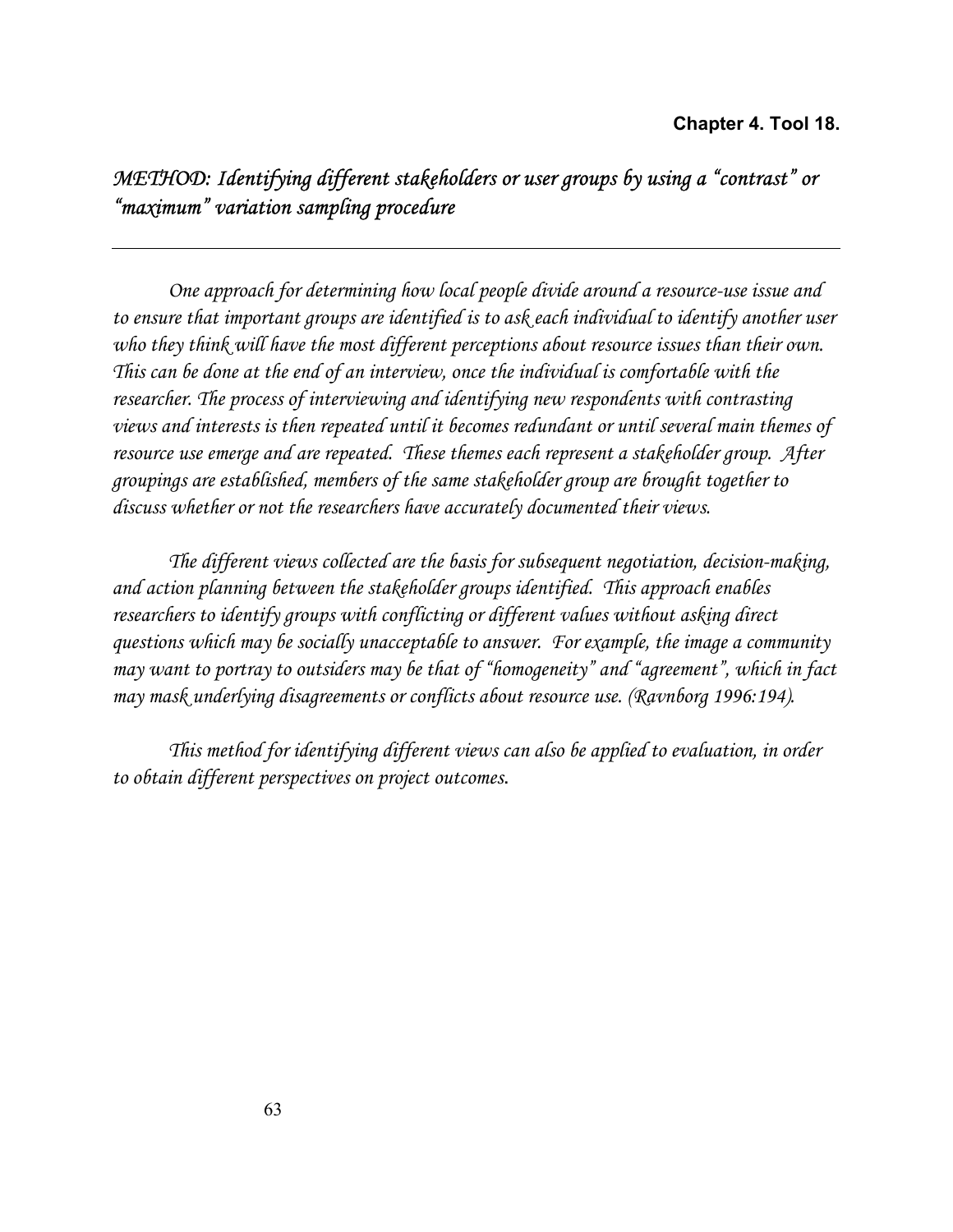**Chapter 4. Tool 18.**

## *METHOD: Identifying different stakeholders or user groups by using a "contrast" or "maximum" variation sampling procedure*

---

*One approach for determining how local people divide around a resource-use issue and to ensure that important groups are identified is to ask each individual to identify another user who they think will have the most different perceptions about resource issues than their own. This can be done at the end of an interview, once the individual is comfortable with the researcher. The process of interviewing and identifying new respondents with contrasting views and interests is then repeated until it becomes redundant or until several main themes of resource use emerge and are repeated. These themes each represent a stakeholder group. After groupings are established, members of the same stakeholder group are brought together to discuss whether or not the researchers have accurately documented their views.*

*The different views collected are the basis for subsequent negotiation, decision-making, and action planning between the stakeholder groups identified. This approach enables researchers to identify groups with conflicting or different values without asking direct questions which may be socially unacceptable to answer. For example, the image a community may want to portray to outsiders may be that of "homogeneity" and "agreement", which in fact may mask underlying disagreements or conflicts about resource use. (Ravnborg 1996:194).*

*This method for identifying different views can also be applied to evaluation, in order to obtain different perspectives on project outcomes.*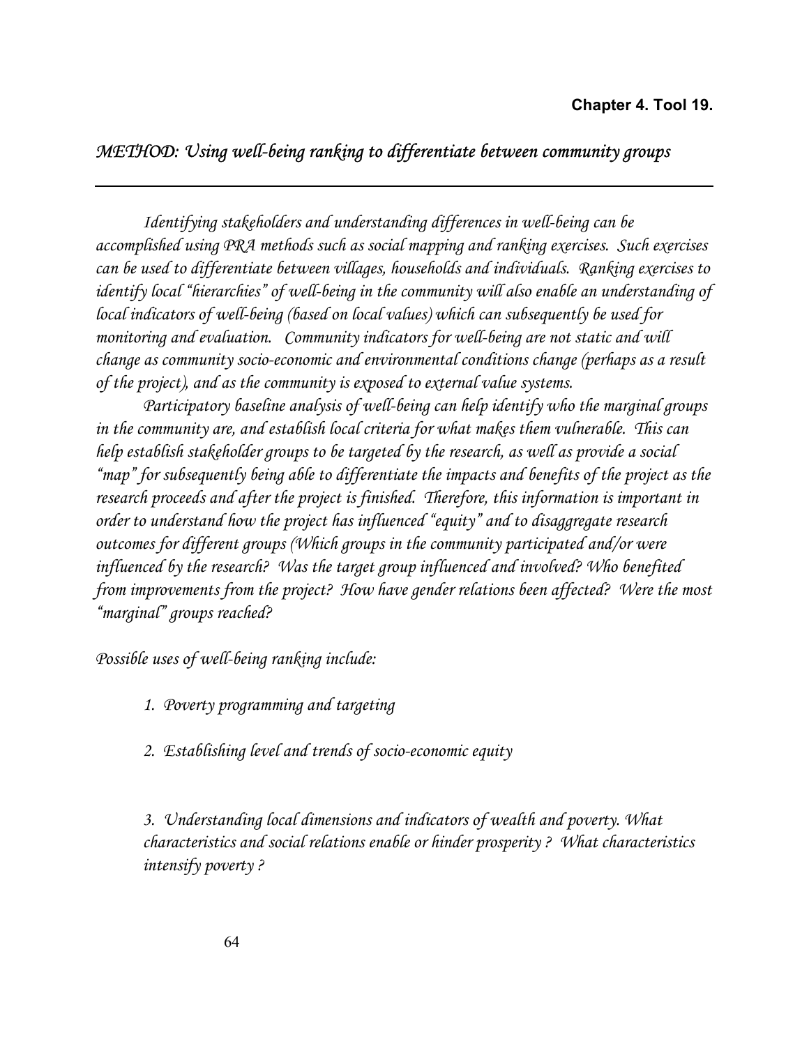**Chapter 4. Tool 19.**

## *METHOD: Using well-being ranking to differentiate between community groups*

*Identifying stakeholders and understanding differences in well-being can be accomplished using PRA methods such as social mapping and ranking exercises. Such exercises can be used to differentiate between villages, households and individuals. Ranking exercises to identify local "hierarchies" of well-being in the community will also enable an understanding of local indicators of well-being (based on local values) which can subsequently be used for monitoring and evaluation. Community indicators for well-being are not static and will change as community socio-economic and environmental conditions change (perhaps as a result of the project), and as the community is exposed to external value systems.*

*Participatory baseline analysis of well-being can help identify who the marginal groups in the community are, and establish local criteria for what makes them vulnerable. This can help establish stakeholder groups to be targeted by the research, as well as provide a social "map" for subsequently being able to differentiate the impacts and benefits of the project as the research proceeds and after the project is finished. Therefore, this information is important in order to understand how the project has influenced "equity" and to disaggregate research outcomes for different groups (Which groups in the community participated and/or were influenced by the research? Was the target group influenced and involved? Who benefited from improvements from the project? How have gender relations been affected? Were the most "marginal" groups reached?*

*Possible uses of well-being ranking include:*

1. *Poverty programming and targeting*
2. *Establishing level and trends of socio-economic equity*
3. *Understanding local dimensions and indicators of wealth and poverty. What characteristics and social relations enable or hinder prosperity ? What characteristics intensify poverty ?*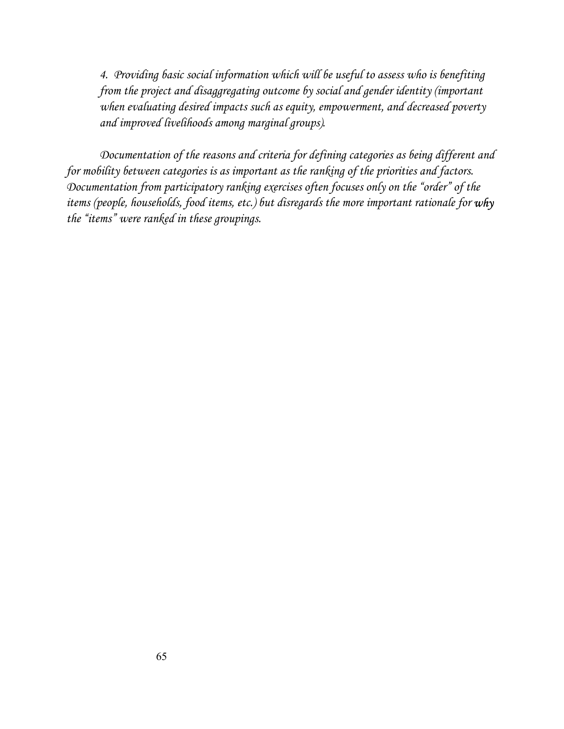*4. Providing basic social information which will be useful to assess who is benefiting from the project and disaggregating outcome by social and gender identity (important when evaluating desired impacts such as equity, empowerment, and decreased poverty and improved livelihoods among marginal groups).*

*Documentation of the reasons and criteria for defining categories as being different and for mobility between categories is as important as the ranking of the priorities and factors. Documentation from participatory ranking exercises often focuses only on the "order" of the items (people, households, food items, etc.) but disregards the more important rationale for **why** the "items" were ranked in these groupings.*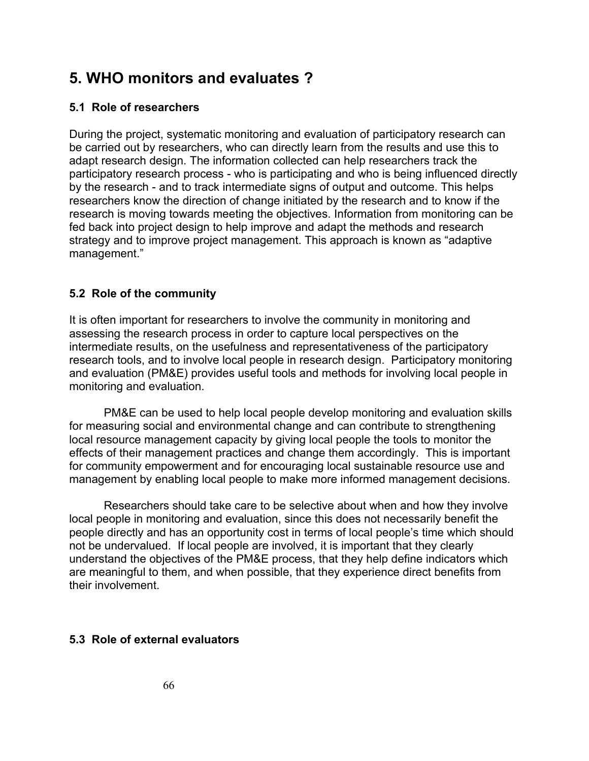# 5. WHO monitors and evaluates ?

## 5.1 Role of researchers

During the project, systematic monitoring and evaluation of participatory research can be carried out by researchers, who can directly learn from the results and use this to adapt research design. The information collected can help researchers track the participatory research process - who is participating and who is being influenced directly by the research - and to track intermediate signs of output and outcome. This helps researchers know the direction of change initiated by the research and to know if the research is moving towards meeting the objectives. Information from monitoring can be fed back into project design to help improve and adapt the methods and research strategy and to improve project management. This approach is known as "adaptive management."

## 5.2 Role of the community

It is often important for researchers to involve the community in monitoring and assessing the research process in order to capture local perspectives on the intermediate results, on the usefulness and representativeness of the participatory research tools, and to involve local people in research design. Participatory monitoring and evaluation (PM&E) provides useful tools and methods for involving local people in monitoring and evaluation.

PM&E can be used to help local people develop monitoring and evaluation skills for measuring social and environmental change and can contribute to strengthening local resource management capacity by giving local people the tools to monitor the effects of their management practices and change them accordingly. This is important for community empowerment and for encouraging local sustainable resource use and management by enabling local people to make more informed management decisions.

Researchers should take care to be selective about when and how they involve local people in monitoring and evaluation, since this does not necessarily benefit the people directly and has an opportunity cost in terms of local people's time which should not be undervalued. If local people are involved, it is important that they clearly understand the objectives of the PM&E process, that they help define indicators which are meaningful to them, and when possible, that they experience direct benefits from their involvement.

## 5.3 Role of external evaluators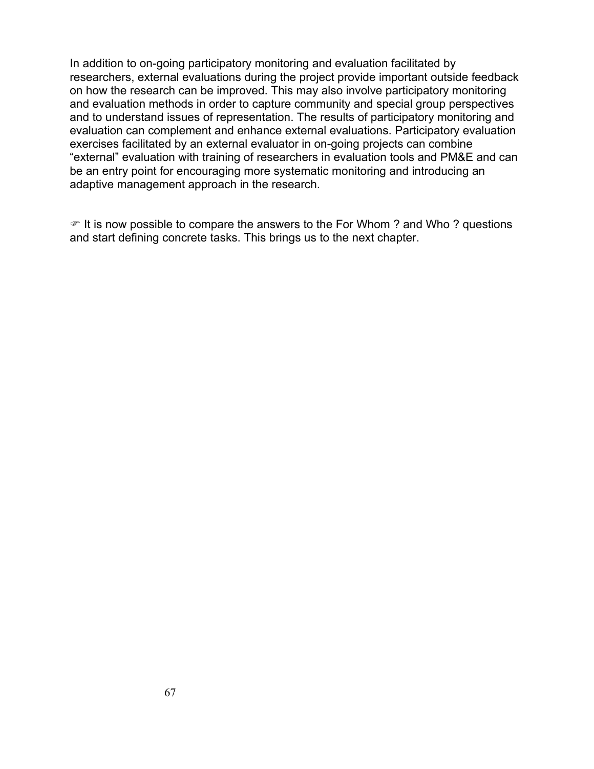In addition to on-going participatory monitoring and evaluation facilitated by researchers, external evaluations during the project provide important outside feedback on how the research can be improved. This may also involve participatory monitoring and evaluation methods in order to capture community and special group perspectives and to understand issues of representation. The results of participatory monitoring and evaluation can complement and enhance external evaluations. Participatory evaluation exercises facilitated by an external evaluator in on-going projects can combine "external" evaluation with training of researchers in evaluation tools and PM&E and can be an entry point for encouraging more systematic monitoring and introducing an adaptive management approach in the research.

☞ It is now possible to compare the answers to the For Whom ? and Who ? questions and start defining concrete tasks. This brings us to the next chapter.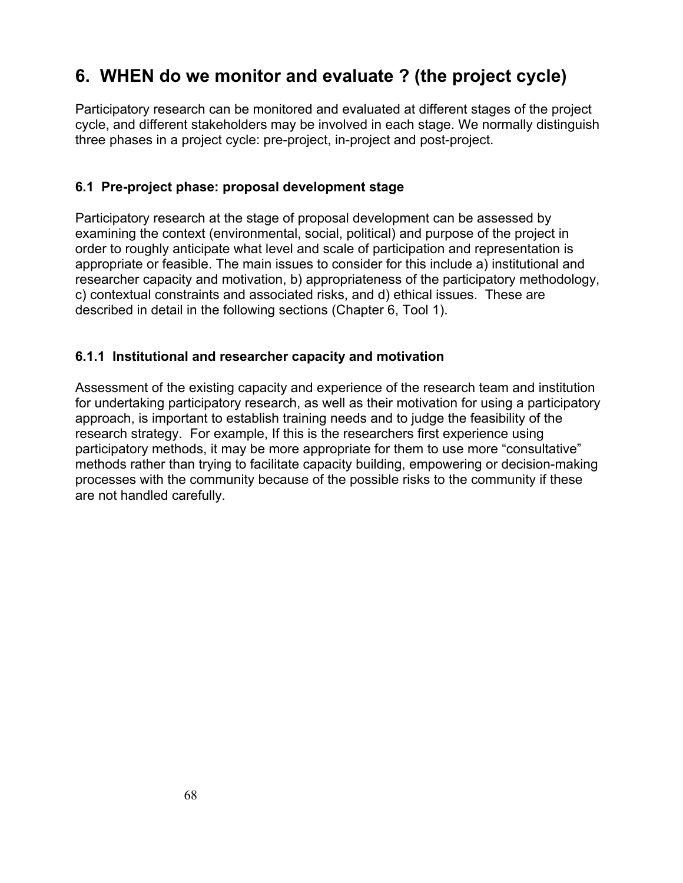# 6. WHEN do we monitor and evaluate ? (the project cycle)

Participatory research can be monitored and evaluated at different stages of the project cycle, and different stakeholders may be involved in each stage. We normally distinguish three phases in a project cycle: pre-project, in-project and post-project.

### 6.1 Pre-project phase: proposal development stage

Participatory research at the stage of proposal development can be assessed by examining the context (environmental, social, political) and purpose of the project in order to roughly anticipate what level and scale of participation and representation is appropriate or feasible. The main issues to consider for this include a) institutional and researcher capacity and motivation, b) appropriateness of the participatory methodology, c) contextual constraints and associated risks, and d) ethical issues. These are described in detail in the following sections (Chapter 6, Tool 1).

### 6.1.1 Institutional and researcher capacity and motivation

Assessment of the existing capacity and experience of the research team and institution for undertaking participatory research, as well as their motivation for using a participatory approach, is important to establish training needs and to judge the feasibility of the research strategy. For example, If this is the researchers first experience using participatory methods, it may be more appropriate for them to use more "consultative" methods rather than trying to facilitate capacity building, empowering or decision-making processes with the community because of the possible risks to the community if these are not handled carefully.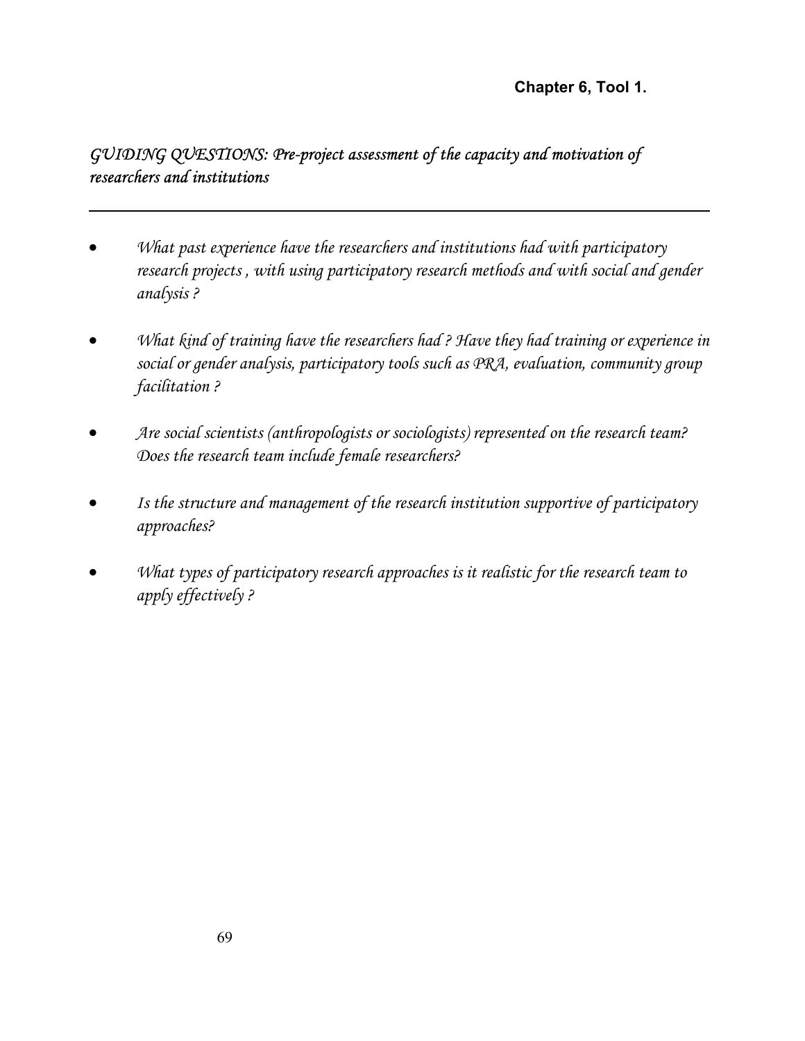**Chapter 6, Tool 1.**

## *GUIDING QUESTIONS: Pre-project assessment of the capacity and motivation of researchers and institutions*

---

- *What past experience have the researchers and institutions had with participatory research projects , with using participatory research methods and with social and gender analysis ?*

- *What kind of training have the researchers had ? Have they had training or experience in social or gender analysis, participatory tools such as PRA, evaluation, community group facilitation ?*

- *Are social scientists (anthropologists or sociologists) represented on the research team? Does the research team include female researchers?*

- *Is the structure and management of the research institution supportive of participatory approaches?*

- *What types of participatory research approaches is it realistic for the research team to apply effectively ?*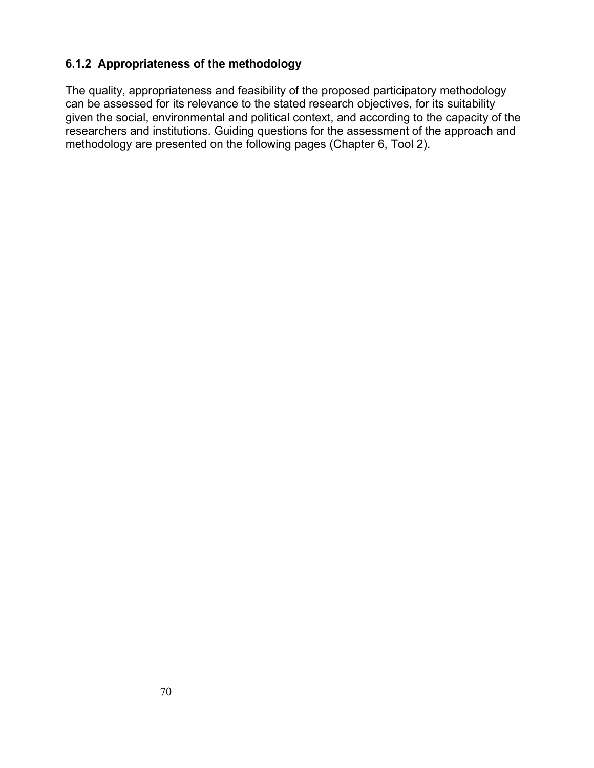### 6.1.2 Appropriateness of the methodology

The quality, appropriateness and feasibility of the proposed participatory methodology can be assessed for its relevance to the stated research objectives, for its suitability given the social, environmental and political context, and according to the capacity of the researchers and institutions. Guiding questions for the assessment of the approach and methodology are presented on the following pages (Chapter 6, Tool 2).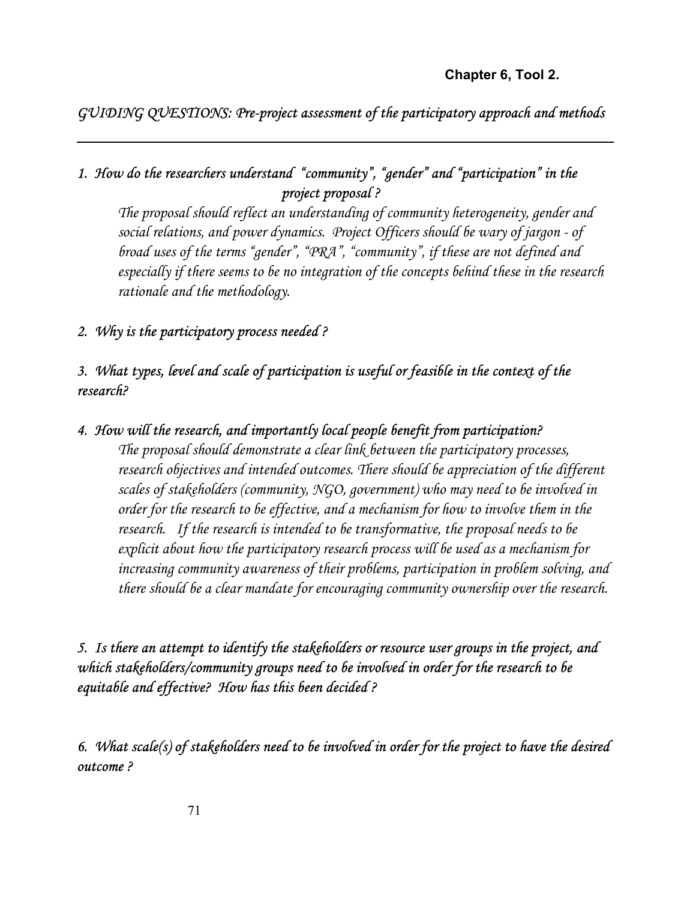**Chapter 6, Tool 2.**

*GUIDING QUESTIONS: Pre-project assessment of the participatory approach and methods*

---

*1. How do the researchers understand "community", "gender" and "participation" in the project proposal ?*

*The proposal should reflect an understanding of community heterogeneity, gender and social relations, and power dynamics. Project Officers should be wary of jargon - of broad uses of the terms "gender", "PRA", "community", if these are not defined and especially if there seems to be no integration of the concepts behind these in the research rationale and the methodology.*

*2. Why is the participatory process needed ?*

*3. What types, level and scale of participation is useful or feasible in the context of the research?*

*4. How will the research, and importantly local people benefit from participation?*

*The proposal should demonstrate a clear link between the participatory processes, research objectives and intended outcomes. There should be appreciation of the different scales of stakeholders (community, NGO, government) who may need to be involved in order for the research to be effective, and a mechanism for how to involve them in the research. If the research is intended to be transformative, the proposal needs to be explicit about how the participatory research process will be used as a mechanism for increasing community awareness of their problems, participation in problem solving, and there should be a clear mandate for encouraging community ownership over the research.*

*5. Is there an attempt to identify the stakeholders or resource user groups in the project, and which stakeholders/community groups need to be involved in order for the research to be equitable and effective? How has this been decided ?*

*6. What scale(s) of stakeholders need to be involved in order for the project to have the desired outcome ?*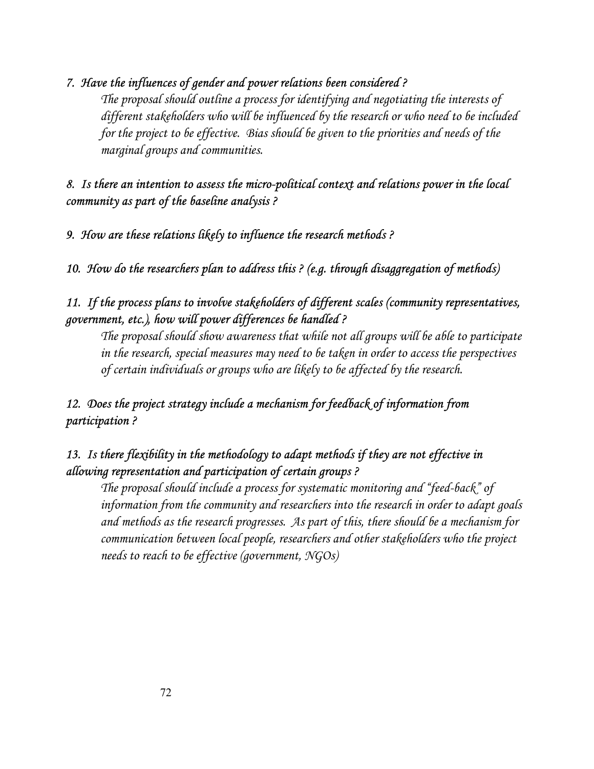*7. Have the influences of gender and power relations been considered ?*

> *The proposal should outline a process for identifying and negotiating the interests of different stakeholders who will be influenced by the research or who need to be included for the project to be effective. Bias should be given to the priorities and needs of the marginal groups and communities.*

*8. Is there an intention to assess the micro-political context and relations power in the local community as part of the baseline analysis ?*

*9. How are these relations likely to influence the research methods ?*

*10. How do the researchers plan to address this ? (e.g. through disaggregation of methods)*

*11. If the process plans to involve stakeholders of different scales (community representatives, government, etc.), how will power differences be handled ?*

> *The proposal should show awareness that while not all groups will be able to participate in the research, special measures may need to be taken in order to access the perspectives of certain individuals or groups who are likely to be affected by the research.*

*12. Does the project strategy include a mechanism for feedback of information from participation ?*

*13. Is there flexibility in the methodology to adapt methods if they are not effective in allowing representation and participation of certain groups ?*

> *The proposal should include a process for systematic monitoring and "feed-back" of information from the community and researchers into the research in order to adapt goals and methods as the research progresses. As part of this, there should be a mechanism for communication between local people, researchers and other stakeholders who the project needs to reach to be effective (government, NGOs)*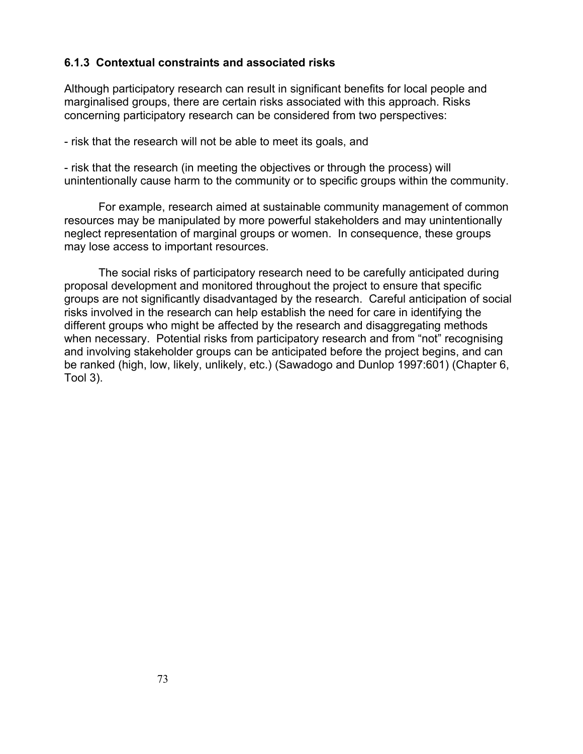### 6.1.3 Contextual constraints and associated risks

Although participatory research can result in significant benefits for local people and marginalised groups, there are certain risks associated with this approach. Risks concerning participatory research can be considered from two perspectives:

- risk that the research will not be able to meet its goals, and

- risk that the research (in meeting the objectives or through the process) will unintentionally cause harm to the community or to specific groups within the community.

For example, research aimed at sustainable community management of common resources may be manipulated by more powerful stakeholders and may unintentionally neglect representation of marginal groups or women. In consequence, these groups may lose access to important resources.

The social risks of participatory research need to be carefully anticipated during proposal development and monitored throughout the project to ensure that specific groups are not significantly disadvantaged by the research. Careful anticipation of social risks involved in the research can help establish the need for care in identifying the different groups who might be affected by the research and disaggregating methods when necessary. Potential risks from participatory research and from “not” recognising and involving stakeholder groups can be anticipated before the project begins, and can be ranked (high, low, likely, unlikely, etc.) (Sawadogo and Dunlop 1997:601) (Chapter 6, Tool 3).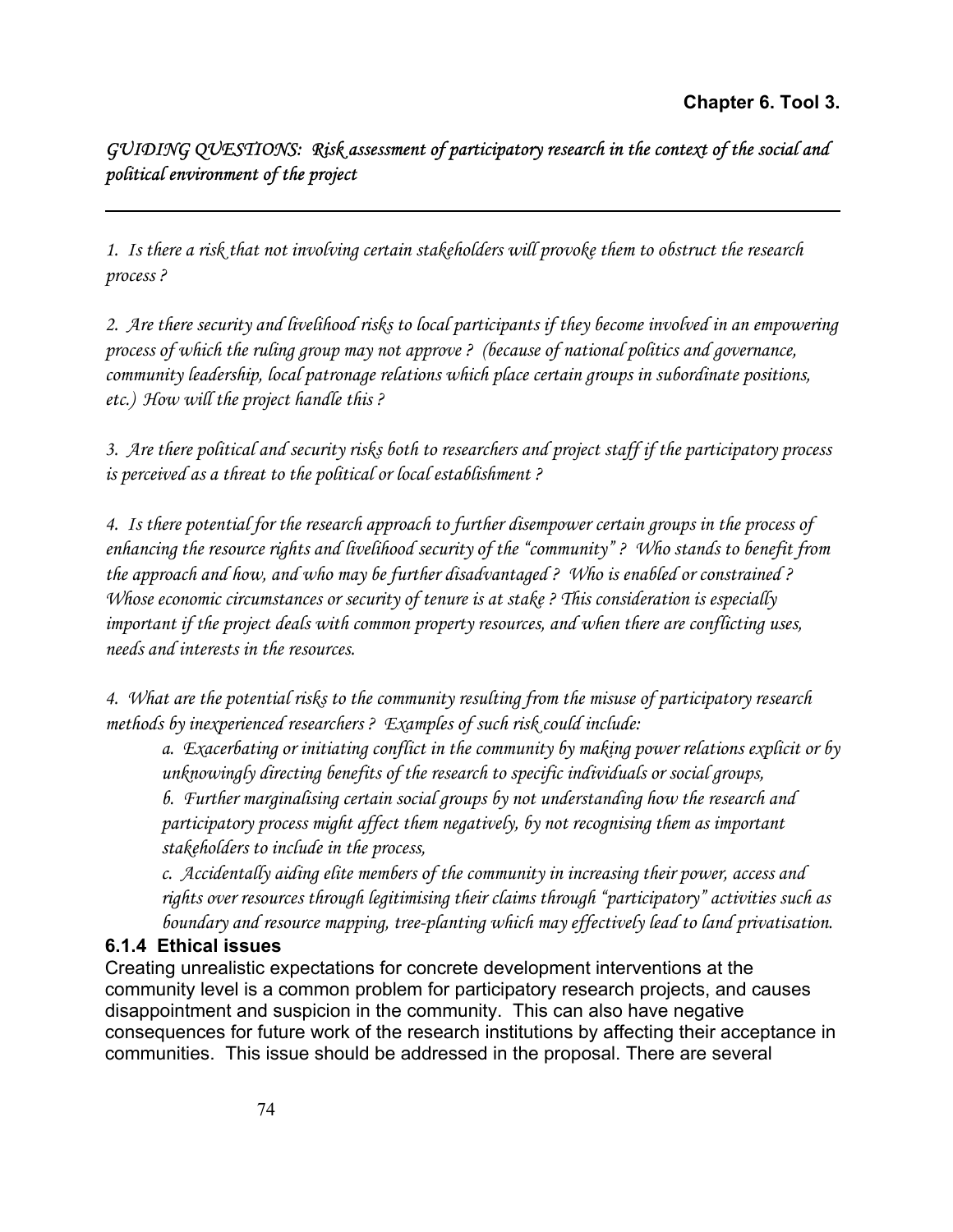**Chapter 6. Tool 3.**

*GUIDING QUESTIONS: Risk assessment of participatory research in the context of the social and political environment of the project*

---

*1. Is there a risk that not involving certain stakeholders will provoke them to obstruct the research process ?*

*2. Are there security and livelihood risks to local participants if they become involved in an empowering process of which the ruling group may not approve ? (because of national politics and governance, community leadership, local patronage relations which place certain groups in subordinate positions, etc.) How will the project handle this ?*

*3. Are there political and security risks both to researchers and project staff if the participatory process is perceived as a threat to the political or local establishment ?*

*4. Is there potential for the research approach to further disempower certain groups in the process of enhancing the resource rights and livelihood security of the "community" ? Who stands to benefit from the approach and how, and who may be further disadvantaged ? Who is enabled or constrained ? Whose economic circumstances or security of tenure is at stake ? This consideration is especially important if the project deals with common property resources, and when there are conflicting uses, needs and interests in the resources.*

*4. What are the potential risks to the community resulting from the misuse of participatory research methods by inexperienced researchers ? Examples of such risk could include:*

> *a. Exacerbating or initiating conflict in the community by making power relations explicit or by unknowingly directing benefits of the research to specific individuals or social groups,*
>
> *b. Further marginalising certain social groups by not understanding how the research and participatory process might affect them negatively, by not recognising them as important stakeholders to include in the process,*
>
> *c. Accidentally aiding elite members of the community in increasing their power, access and rights over resources through legitimising their claims through "participatory" activities such as boundary and resource mapping, tree-planting which may effectively lead to land privatisation.*

### 6.1.4 Ethical issues

Creating unrealistic expectations for concrete development interventions at the community level is a common problem for participatory research projects, and causes disappointment and suspicion in the community. This can also have negative consequences for future work of the research institutions by affecting their acceptance in communities. This issue should be addressed in the proposal. There are several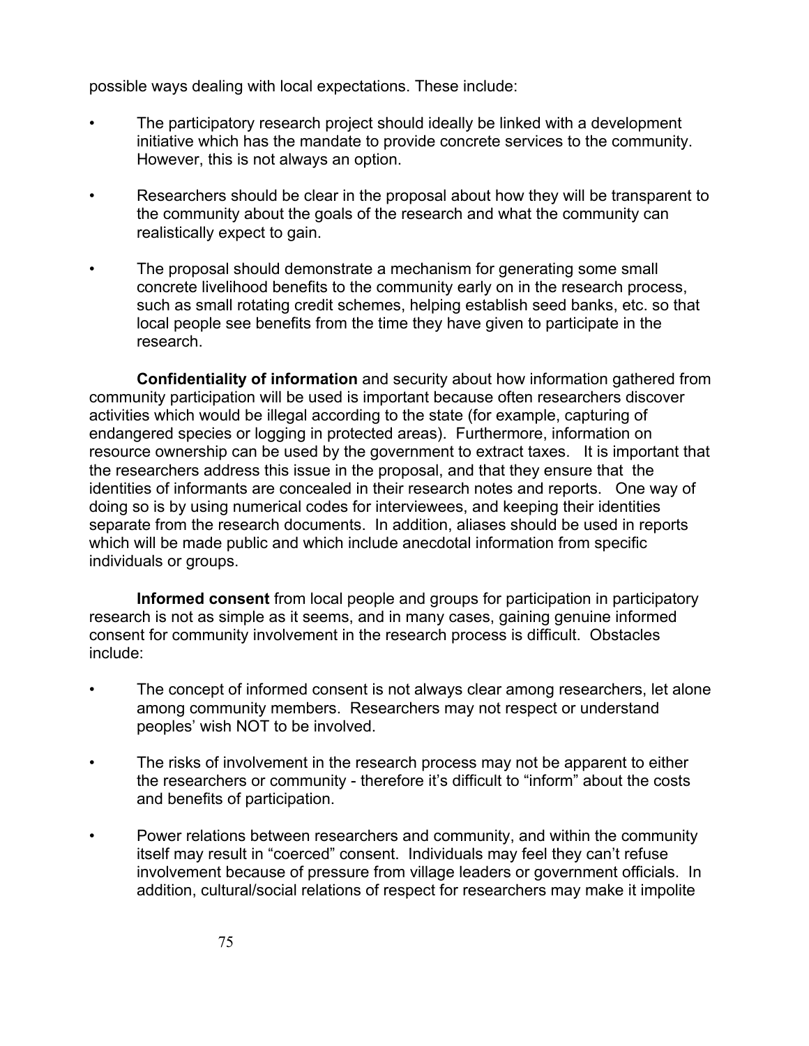possible ways dealing with local expectations. These include:

- The participatory research project should ideally be linked with a development initiative which has the mandate to provide concrete services to the community. However, this is not always an option.
- Researchers should be clear in the proposal about how they will be transparent to the community about the goals of the research and what the community can realistically expect to gain.
- The proposal should demonstrate a mechanism for generating some small concrete livelihood benefits to the community early on in the research process, such as small rotating credit schemes, helping establish seed banks, etc. so that local people see benefits from the time they have given to participate in the research.

**Confidentiality of information** and security about how information gathered from community participation will be used is important because often researchers discover activities which would be illegal according to the state (for example, capturing of endangered species or logging in protected areas). Furthermore, information on resource ownership can be used by the government to extract taxes. It is important that the researchers address this issue in the proposal, and that they ensure that the identities of informants are concealed in their research notes and reports. One way of doing so is by using numerical codes for interviewees, and keeping their identities separate from the research documents. In addition, aliases should be used in reports which will be made public and which include anecdotal information from specific individuals or groups.

**Informed consent** from local people and groups for participation in participatory research is not as simple as it seems, and in many cases, gaining genuine informed consent for community involvement in the research process is difficult. Obstacles include:

- The concept of informed consent is not always clear among researchers, let alone among community members. Researchers may not respect or understand peoples' wish NOT to be involved.
- The risks of involvement in the research process may not be apparent to either the researchers or community - therefore it's difficult to "inform" about the costs and benefits of participation.
- Power relations between researchers and community, and within the community itself may result in "coerced" consent. Individuals may feel they can't refuse involvement because of pressure from village leaders or government officials. In addition, cultural/social relations of respect for researchers may make it impolite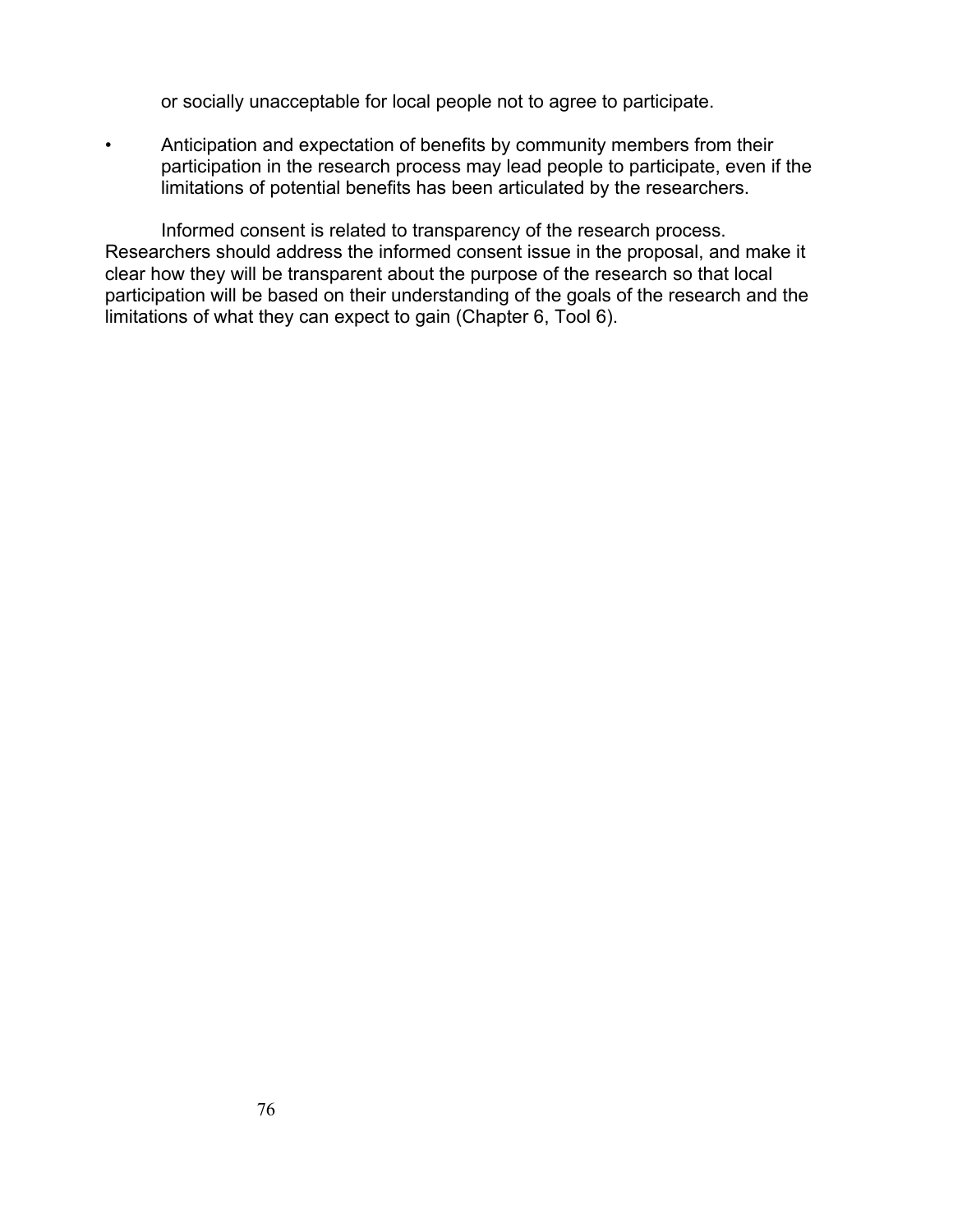or socially unacceptable for local people not to agree to participate.

- Anticipation and expectation of benefits by community members from their participation in the research process may lead people to participate, even if the limitations of potential benefits has been articulated by the researchers.

Informed consent is related to transparency of the research process. Researchers should address the informed consent issue in the proposal, and make it clear how they will be transparent about the purpose of the research so that local participation will be based on their understanding of the goals of the research and the limitations of what they can expect to gain (Chapter 6, Tool 6).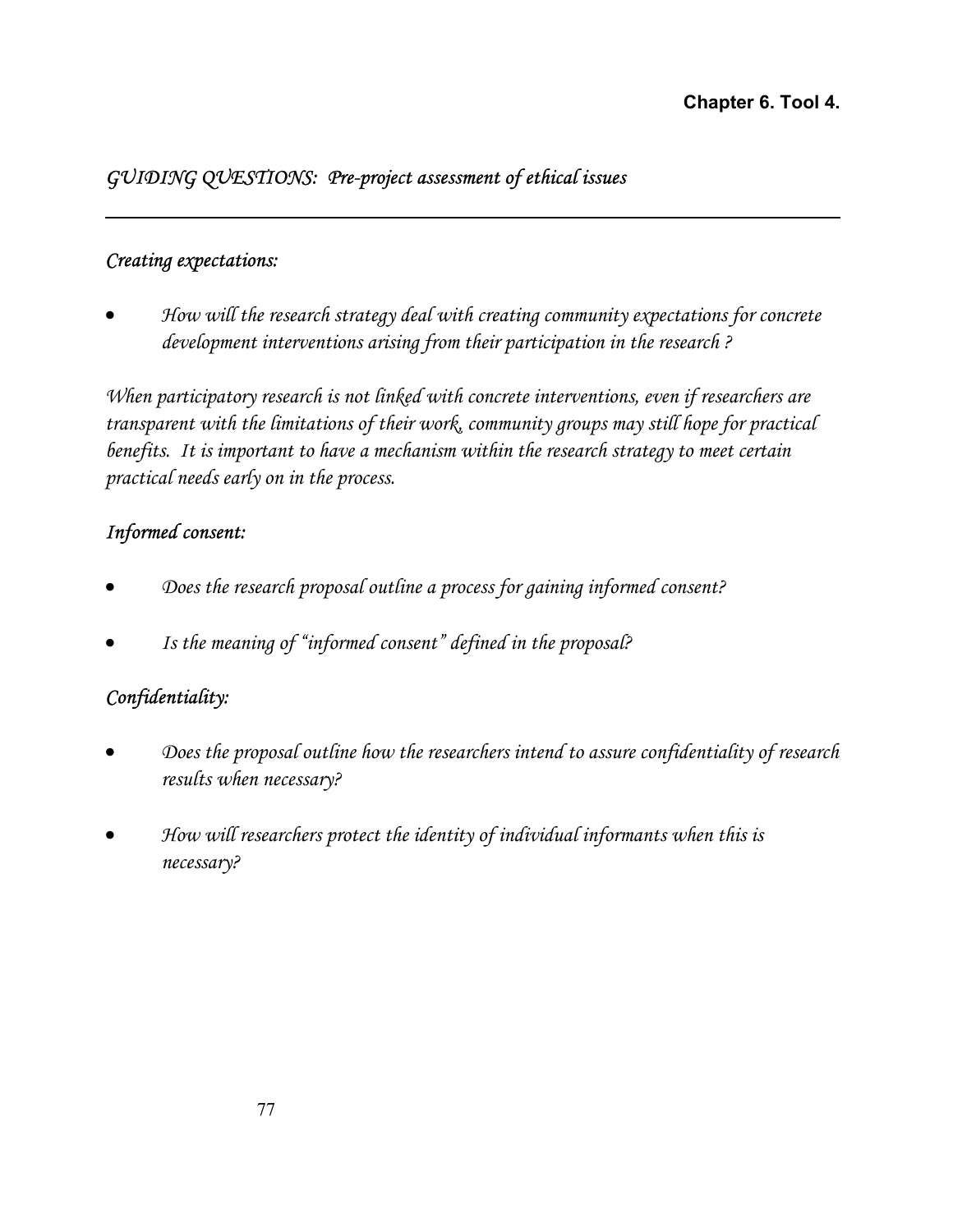**Chapter 6. Tool 4.**

## *GUIDING QUESTIONS: Pre-project assessment of ethical issues*

### *Creating expectations:*

- *How will the research strategy deal with creating community expectations for concrete development interventions arising from their participation in the research ?*

*When participatory research is not linked with concrete interventions, even if researchers are transparent with the limitations of their work, community groups may still hope for practical benefits. It is important to have a mechanism within the research strategy to meet certain practical needs early on in the process.*

### *Informed consent:*

- *Does the research proposal outline a process for gaining informed consent?*
- *Is the meaning of "informed consent" defined in the proposal?*

### *Confidentiality:*

- *Does the proposal outline how the researchers intend to assure confidentiality of research results when necessary?*
- *How will researchers protect the identity of individual informants when this is necessary?*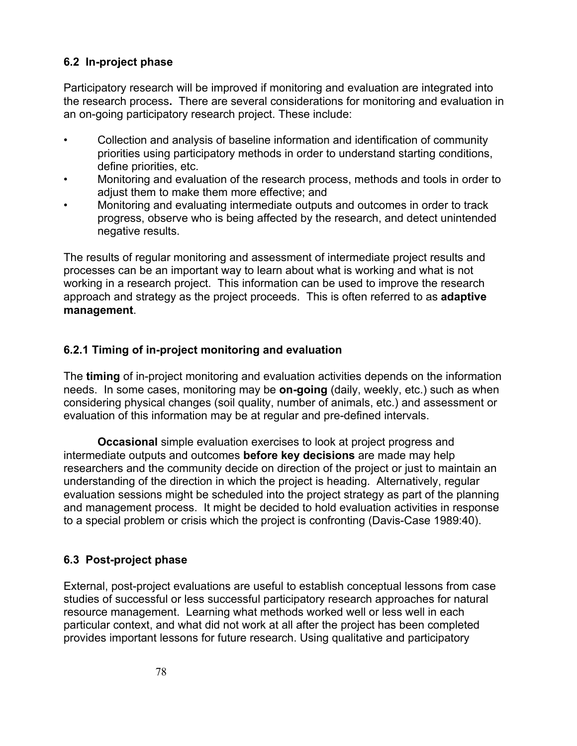## 6.2 In-project phase

Participatory research will be improved if monitoring and evaluation are integrated into the research process**.** There are several considerations for monitoring and evaluation in an on-going participatory research project. These include:

- Collection and analysis of baseline information and identification of community priorities using participatory methods in order to understand starting conditions, define priorities, etc.
- Monitoring and evaluation of the research process, methods and tools in order to adjust them to make them more effective; and
- Monitoring and evaluating intermediate outputs and outcomes in order to track progress, observe who is being affected by the research, and detect unintended negative results.

The results of regular monitoring and assessment of intermediate project results and processes can be an important way to learn about what is working and what is not working in a research project. This information can be used to improve the research approach and strategy as the project proceeds. This is often referred to as **adaptive management**.

### 6.2.1 Timing of in-project monitoring and evaluation

The **timing** of in-project monitoring and evaluation activities depends on the information needs. In some cases, monitoring may be **on-going** (daily, weekly, etc.) such as when considering physical changes (soil quality, number of animals, etc.) and assessment or evaluation of this information may be at regular and pre-defined intervals.

**Occasional** simple evaluation exercises to look at project progress and intermediate outputs and outcomes **before key decisions** are made may help researchers and the community decide on direction of the project or just to maintain an understanding of the direction in which the project is heading. Alternatively, regular evaluation sessions might be scheduled into the project strategy as part of the planning and management process. It might be decided to hold evaluation activities in response to a special problem or crisis which the project is confronting (Davis-Case 1989:40).

## 6.3 Post-project phase

External, post-project evaluations are useful to establish conceptual lessons from case studies of successful or less successful participatory research approaches for natural resource management. Learning what methods worked well or less well in each particular context, and what did not work at all after the project has been completed provides important lessons for future research. Using qualitative and participatory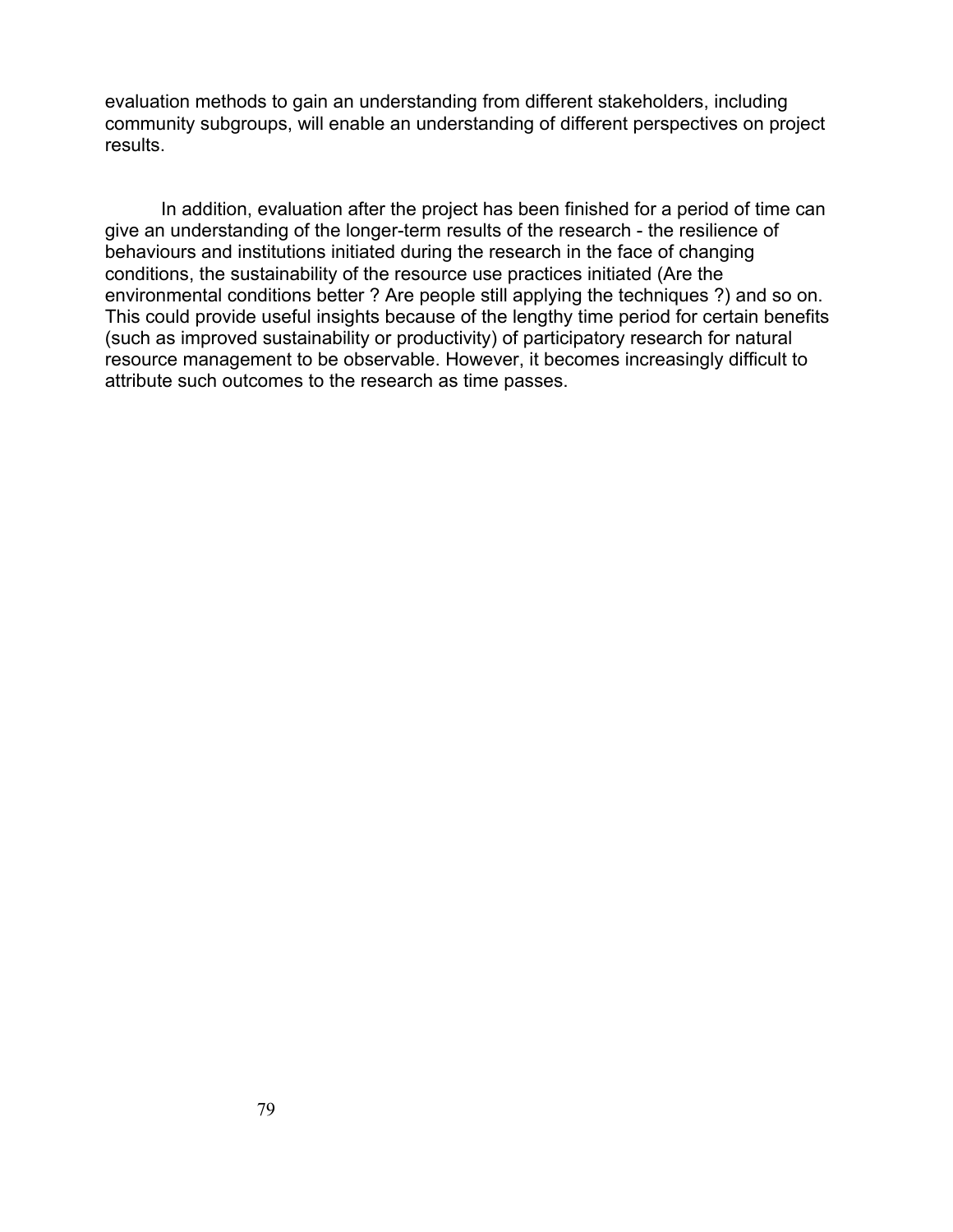evaluation methods to gain an understanding from different stakeholders, including community subgroups, will enable an understanding of different perspectives on project results.

In addition, evaluation after the project has been finished for a period of time can give an understanding of the longer-term results of the research - the resilience of behaviours and institutions initiated during the research in the face of changing conditions, the sustainability of the resource use practices initiated (Are the environmental conditions better ? Are people still applying the techniques ?) and so on. This could provide useful insights because of the lengthy time period for certain benefits (such as improved sustainability or productivity) of participatory research for natural resource management to be observable. However, it becomes increasingly difficult to attribute such outcomes to the research as time passes.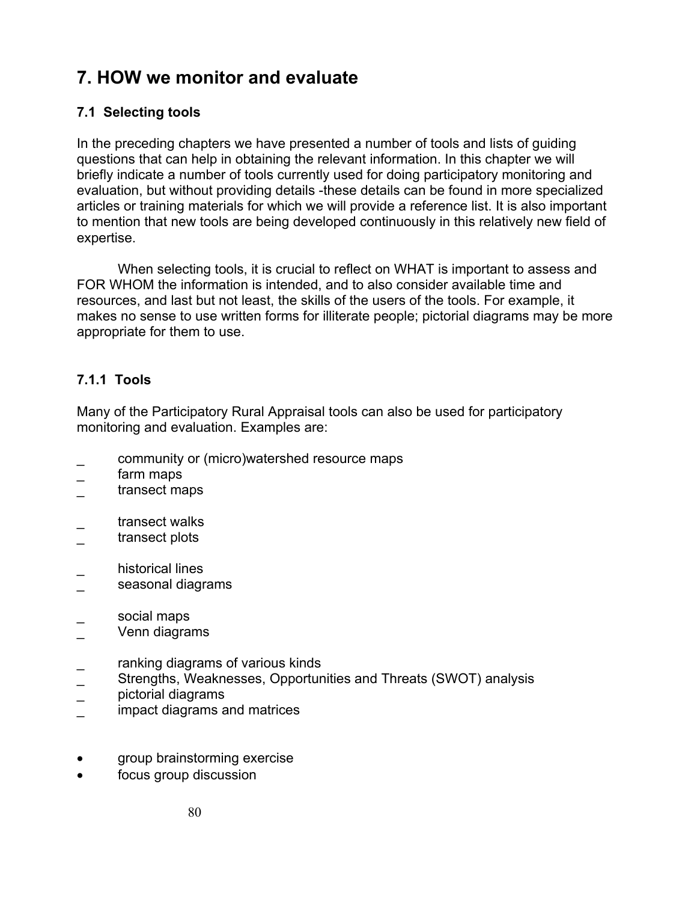# 7. HOW we monitor and evaluate

## 7.1 Selecting tools

In the preceding chapters we have presented a number of tools and lists of guiding questions that can help in obtaining the relevant information. In this chapter we will briefly indicate a number of tools currently used for doing participatory monitoring and evaluation, but without providing details -these details can be found in more specialized articles or training materials for which we will provide a reference list. It is also important to mention that new tools are being developed continuously in this relatively new field of expertise.

When selecting tools, it is crucial to reflect on WHAT is important to assess and FOR WHOM the information is intended, and to also consider available time and resources, and last but not least, the skills of the users of the tools. For example, it makes no sense to use written forms for illiterate people; pictorial diagrams may be more appropriate for them to use.

### 7.1.1 Tools

Many of the Participatory Rural Appraisal tools can also be used for participatory monitoring and evaluation. Examples are:

- community or (micro)watershed resource maps
- farm maps
- transect maps

- transect walks
- transect plots

- historical lines
- seasonal diagrams

- social maps
- Venn diagrams

- ranking diagrams of various kinds
- Strengths, Weaknesses, Opportunities and Threats (SWOT) analysis
- pictorial diagrams
- impact diagrams and matrices

- group brainstorming exercise
- focus group discussion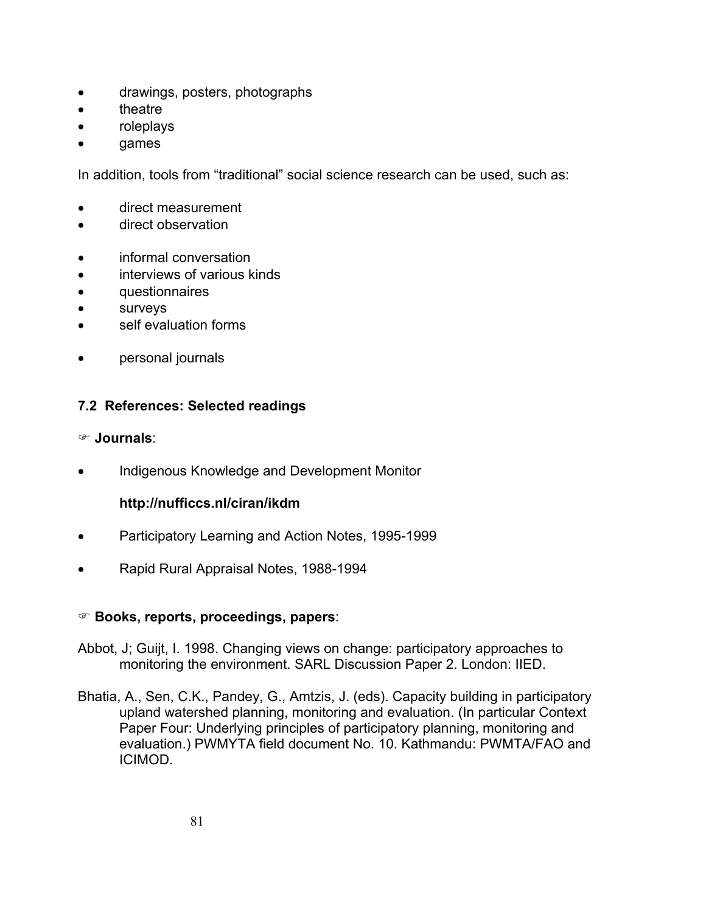- drawings, posters, photographs
- theatre
- roleplays
- games

In addition, tools from "traditional" social science research can be used, such as:

- direct measurement
- direct observation

- informal conversation
- interviews of various kinds
- questionnaires
- surveys
- self evaluation forms

- personal journals

### 7.2 References: Selected readings

☞ **Journals**:

- Indigenous Knowledge and Development Monitor

  **http://nufficcs.nl/ciran/ikdm**

- Participatory Learning and Action Notes, 1995-1999

- Rapid Rural Appraisal Notes, 1988-1994

☞ **Books, reports, proceedings, papers**:

Abbot, J; Guijt, I. 1998. Changing views on change: participatory approaches to monitoring the environment. SARL Discussion Paper 2. London: IIED.

Bhatia, A., Sen, C.K., Pandey, G., Amtzis, J. (eds). Capacity building in participatory upland watershed planning, monitoring and evaluation. (In particular Context Paper Four: Underlying principles of participatory planning, monitoring and evaluation.) PWMYTA field document No. 10. Kathmandu: PWMTA/FAO and ICIMOD.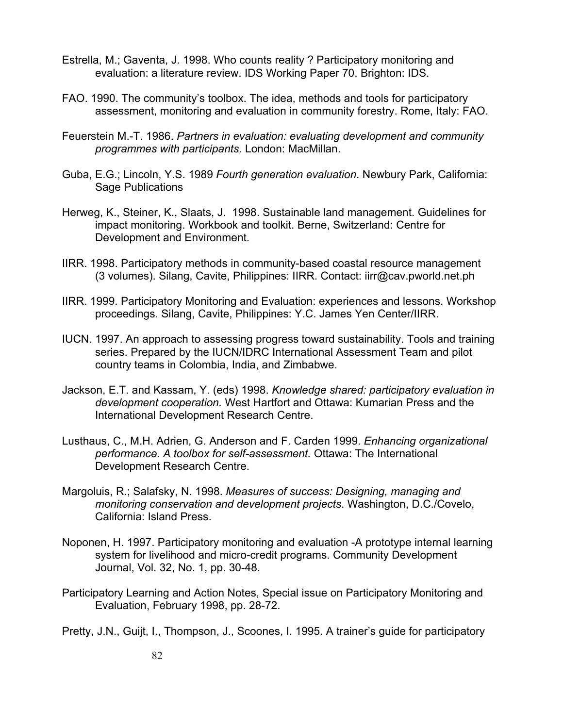Estrella, M.; Gaventa, J. 1998. Who counts reality ? Participatory monitoring and evaluation: a literature review. IDS Working Paper 70. Brighton: IDS.

FAO. 1990. The community's toolbox. The idea, methods and tools for participatory assessment, monitoring and evaluation in community forestry. Rome, Italy: FAO.

Feuerstein M.-T. 1986. *Partners in evaluation: evaluating development and community programmes with participants.* London: MacMillan.

Guba, E.G.; Lincoln, Y.S. 1989 *Fourth generation evaluation*. Newbury Park, California: Sage Publications

Herweg, K., Steiner, K., Slaats, J. 1998. Sustainable land management. Guidelines for impact monitoring. Workbook and toolkit. Berne, Switzerland: Centre for Development and Environment.

IIRR. 1998. Participatory methods in community-based coastal resource management (3 volumes). Silang, Cavite, Philippines: IIRR. Contact: iirr@cav.pworld.net.ph

IIRR. 1999. Participatory Monitoring and Evaluation: experiences and lessons. Workshop proceedings. Silang, Cavite, Philippines: Y.C. James Yen Center/IIRR.

IUCN. 1997. An approach to assessing progress toward sustainability. Tools and training series. Prepared by the IUCN/IDRC International Assessment Team and pilot country teams in Colombia, India, and Zimbabwe.

Jackson, E.T. and Kassam, Y. (eds) 1998. *Knowledge shared: participatory evaluation in development cooperation.* West Hartfort and Ottawa: Kumarian Press and the International Development Research Centre.

Lusthaus, C., M.H. Adrien, G. Anderson and F. Carden 1999. *Enhancing organizational performance. A toolbox for self-assessment.* Ottawa: The International Development Research Centre.

Margoluis, R.; Salafsky, N. 1998. *Measures of success: Designing, managing and monitoring conservation and development projects*. Washington, D.C./Covelo, California: Island Press.

Noponen, H. 1997. Participatory monitoring and evaluation -A prototype internal learning system for livelihood and micro-credit programs. Community Development Journal, Vol. 32, No. 1, pp. 30-48.

Participatory Learning and Action Notes, Special issue on Participatory Monitoring and Evaluation, February 1998, pp. 28-72.

Pretty, J.N., Guijt, I., Thompson, J., Scoones, I. 1995. A trainer's guide for participatory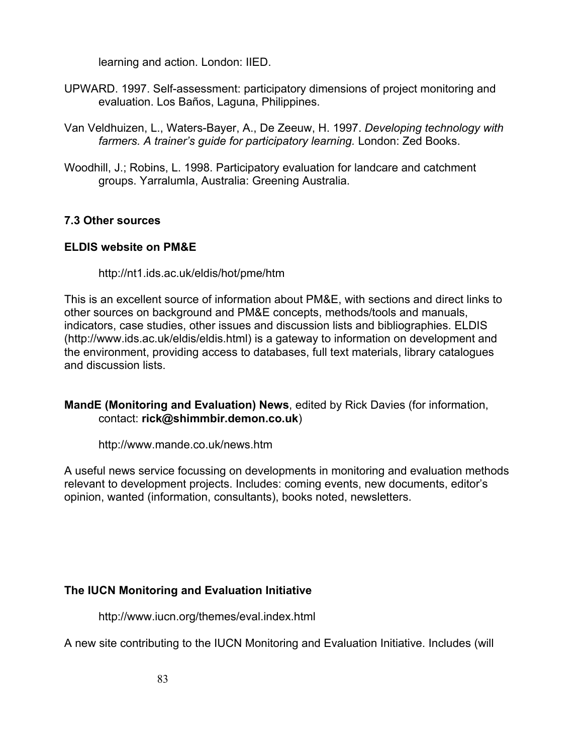learning and action. London: IIED.

UPWARD. 1997. Self-assessment: participatory dimensions of project monitoring and evaluation. Los Baños, Laguna, Philippines.

Van Veldhuizen, L., Waters-Bayer, A., De Zeeuw, H. 1997. *Developing technology with farmers. A trainer's guide for participatory learning.* London: Zed Books.

Woodhill, J.; Robins, L. 1998. Participatory evaluation for landcare and catchment groups. Yarralumla, Australia: Greening Australia.

### 7.3 Other sources

**ELDIS website on PM&E**

http://nt1.ids.ac.uk/eldis/hot/pme/htm

This is an excellent source of information about PM&E, with sections and direct links to other sources on background and PM&E concepts, methods/tools and manuals, indicators, case studies, other issues and discussion lists and bibliographies. ELDIS (http://www.ids.ac.uk/eldis/eldis.html) is a gateway to information on development and the environment, providing access to databases, full text materials, library catalogues and discussion lists.

**MandE (Monitoring and Evaluation) News**, edited by Rick Davies (for information, contact: **rick@shimmbir.demon.co.uk**)

http://www.mande.co.uk/news.htm

A useful news service focussing on developments in monitoring and evaluation methods relevant to development projects. Includes: coming events, new documents, editor's opinion, wanted (information, consultants), books noted, newsletters.

**The IUCN Monitoring and Evaluation Initiative**

http://www.iucn.org/themes/eval.index.html

A new site contributing to the IUCN Monitoring and Evaluation Initiative. Includes (will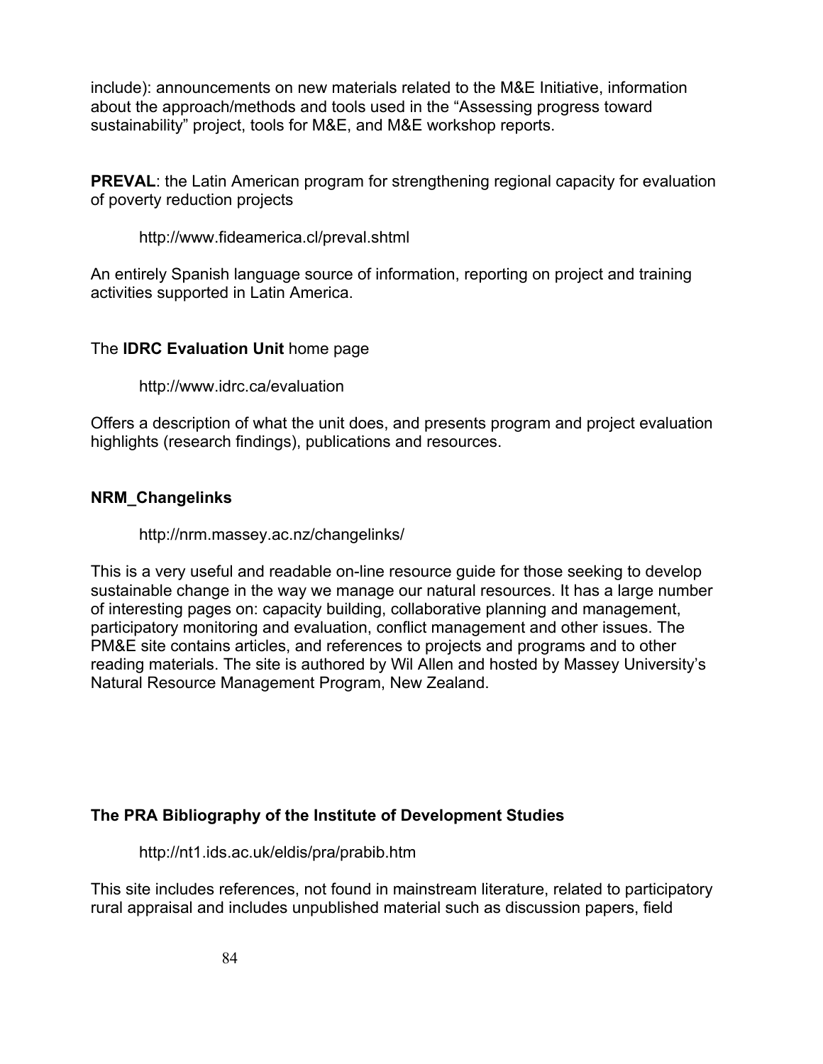include): announcements on new materials related to the M&E Initiative, information about the approach/methods and tools used in the "Assessing progress toward sustainability" project, tools for M&E, and M&E workshop reports.

**PREVAL**: the Latin American program for strengthening regional capacity for evaluation of poverty reduction projects

http://www.fideamerica.cl/preval.shtml

An entirely Spanish language source of information, reporting on project and training activities supported in Latin America.

The **IDRC Evaluation Unit** home page

http://www.idrc.ca/evaluation

Offers a description of what the unit does, and presents program and project evaluation highlights (research findings), publications and resources.

**NRM_Changelinks**

http://nrm.massey.ac.nz/changelinks/

This is a very useful and readable on-line resource guide for those seeking to develop sustainable change in the way we manage our natural resources. It has a large number of interesting pages on: capacity building, collaborative planning and management, participatory monitoring and evaluation, conflict management and other issues. The PM&E site contains articles, and references to projects and programs and to other reading materials. The site is authored by Wil Allen and hosted by Massey University's Natural Resource Management Program, New Zealand.

**The PRA Bibliography of the Institute of Development Studies**

http://nt1.ids.ac.uk/eldis/pra/prabib.htm

This site includes references, not found in mainstream literature, related to participatory rural appraisal and includes unpublished material such as discussion papers, field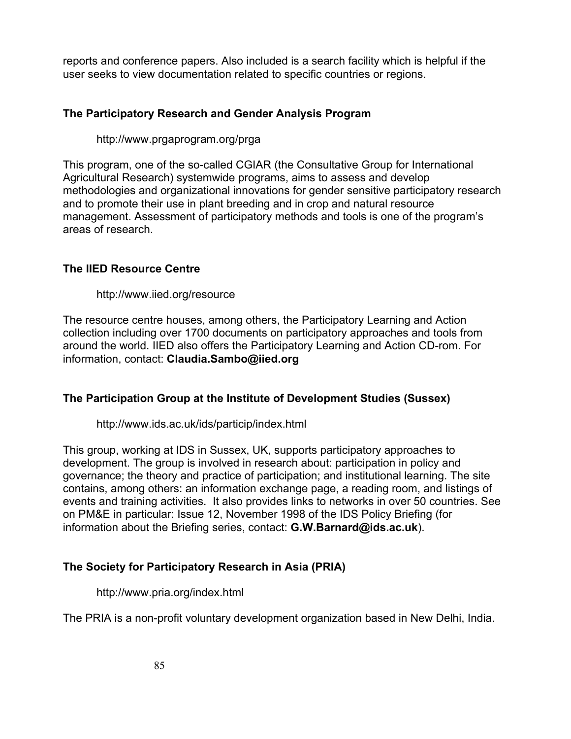reports and conference papers. Also included is a search facility which is helpful if the user seeks to view documentation related to specific countries or regions.

### The Participatory Research and Gender Analysis Program

http://www.prgaprogram.org/prga

This program, one of the so-called CGIAR (the Consultative Group for International Agricultural Research) systemwide programs, aims to assess and develop methodologies and organizational innovations for gender sensitive participatory research and to promote their use in plant breeding and in crop and natural resource management. Assessment of participatory methods and tools is one of the program's areas of research.

### The IIED Resource Centre

http://www.iied.org/resource

The resource centre houses, among others, the Participatory Learning and Action collection including over 1700 documents on participatory approaches and tools from around the world. IIED also offers the Participatory Learning and Action CD-rom. For information, contact: **Claudia.Sambo@iied.org**

### The Participation Group at the Institute of Development Studies (Sussex)

http://www.ids.ac.uk/ids/particip/index.html

This group, working at IDS in Sussex, UK, supports participatory approaches to development. The group is involved in research about: participation in policy and governance; the theory and practice of participation; and institutional learning. The site contains, among others: an information exchange page, a reading room, and listings of events and training activities. It also provides links to networks in over 50 countries. See on PM&E in particular: Issue 12, November 1998 of the IDS Policy Briefing (for information about the Briefing series, contact: **G.W.Barnard@ids.ac.uk**).

### The Society for Participatory Research in Asia (PRIA)

http://www.pria.org/index.html

The PRIA is a non-profit voluntary development organization based in New Delhi, India.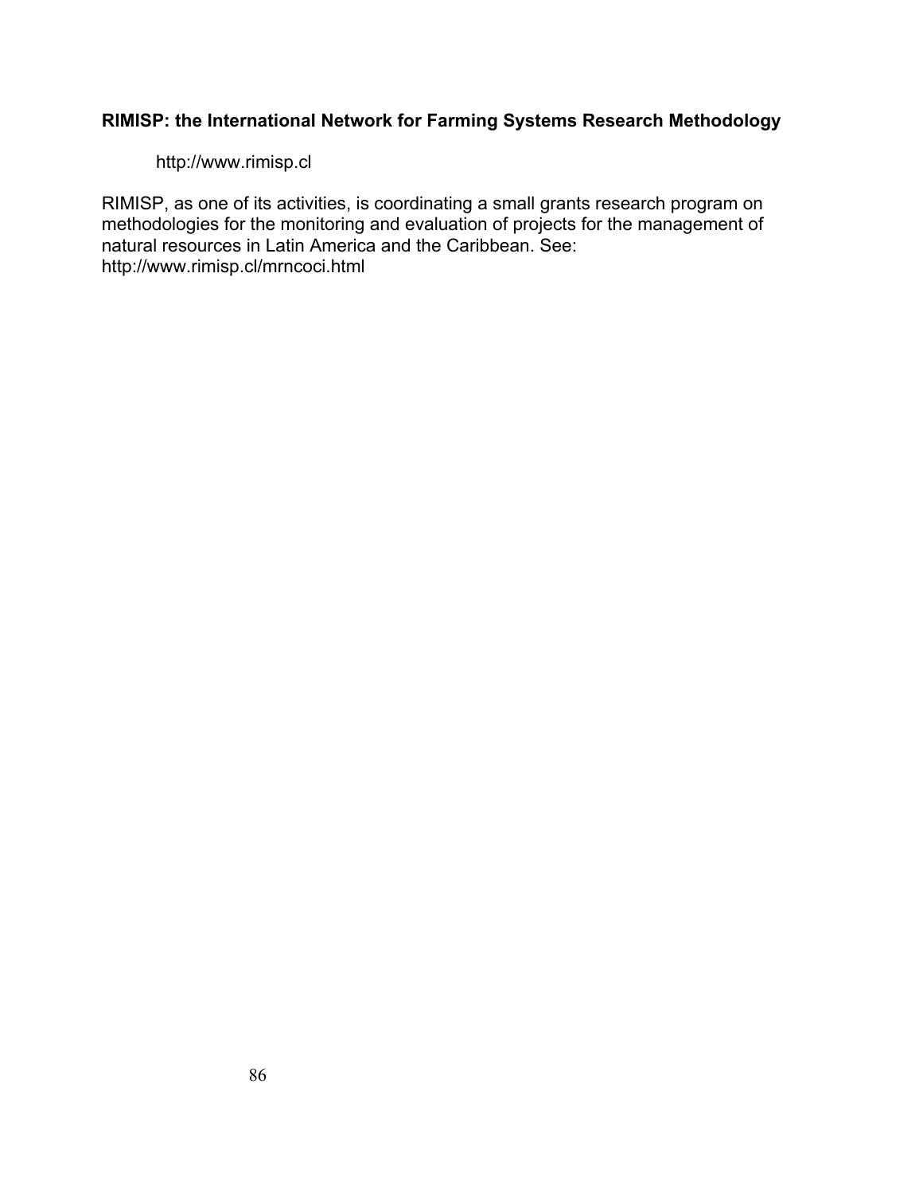**RIMISP: the International Network for Farming Systems Research Methodology**

http://www.rimisp.cl

RIMISP, as one of its activities, is coordinating a small grants research program on methodologies for the monitoring and evaluation of projects for the management of natural resources in Latin America and the Caribbean. See: http://www.rimisp.cl/mrncoci.html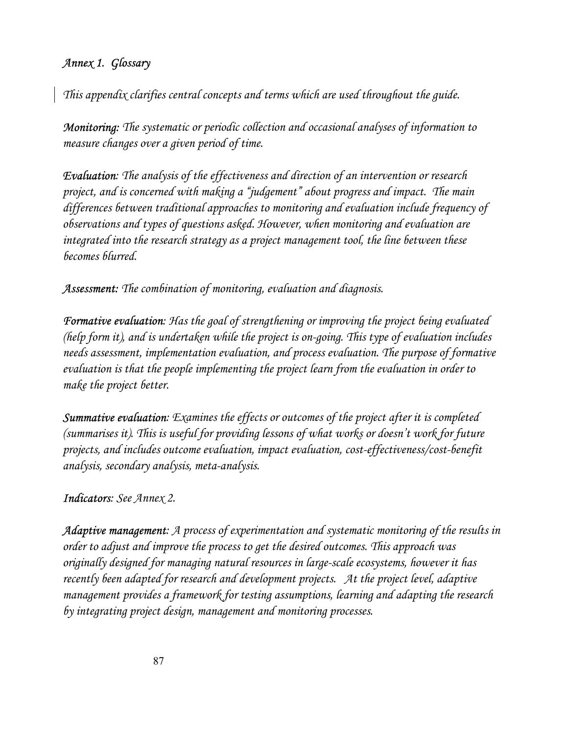## *Annex 1. Glossary*

*This appendix clarifies central concepts and terms which are used throughout the guide.*

***Monitoring:*** *The systematic or periodic collection and occasional analyses of information to measure changes over a given period of time.*

***Evaluation:*** *The analysis of the effectiveness and direction of an intervention or research project, and is concerned with making a "judgement" about progress and impact. The main differences between traditional approaches to monitoring and evaluation include frequency of observations and types of questions asked. However, when monitoring and evaluation are integrated into the research strategy as a project management tool, the line between these becomes blurred.*

***Assessment:*** *The combination of monitoring, evaluation and diagnosis.*

***Formative evaluation:*** *Has the goal of strengthening or improving the project being evaluated (help form it), and is undertaken while the project is on-going. This type of evaluation includes needs assessment, implementation evaluation, and process evaluation. The purpose of formative evaluation is that the people implementing the project learn from the evaluation in order to make the project better.*

***Summative evaluation:*** *Examines the effects or outcomes of the project after it is completed (summarises it). This is useful for providing lessons of what works or doesn't work for future projects, and includes outcome evaluation, impact evaluation, cost-effectiveness/cost-benefit analysis, secondary analysis, meta-analysis.*

***Indicators:*** *See Annex 2.*

***Adaptive management:*** *A process of experimentation and systematic monitoring of the results in order to adjust and improve the process to get the desired outcomes. This approach was originally designed for managing natural resources in large-scale ecosystems, however it has recently been adapted for research and development projects. At the project level, adaptive management provides a framework for testing assumptions, learning and adapting the research by integrating project design, management and monitoring processes.*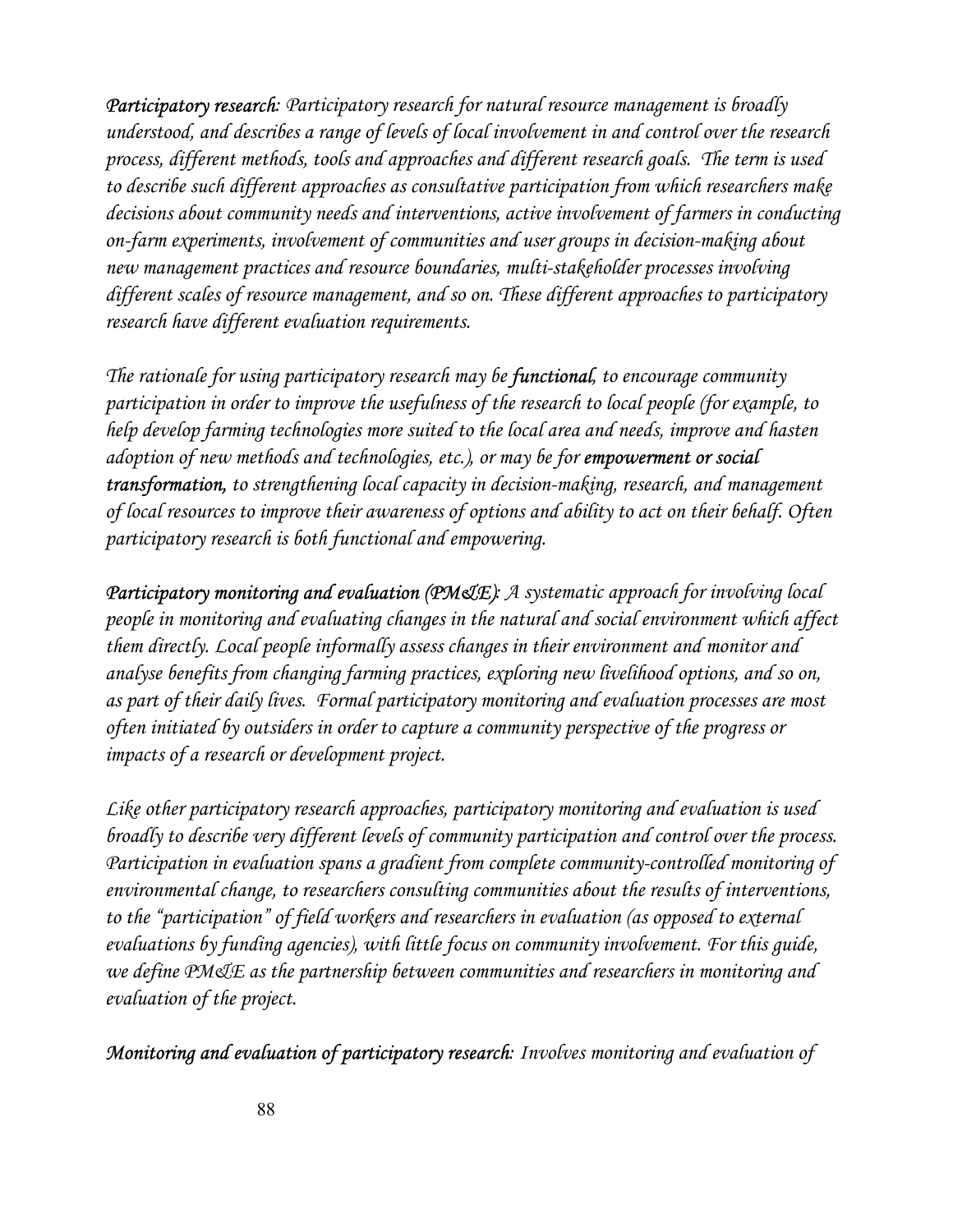***Participatory research:*** *Participatory research for natural resource management is broadly understood, and describes a range of levels of local involvement in and control over the research process, different methods, tools and approaches and different research goals. The term is used to describe such different approaches as consultative participation from which researchers make decisions about community needs and interventions, active involvement of farmers in conducting on-farm experiments, involvement of communities and user groups in decision-making about new management practices and resource boundaries, multi-stakeholder processes involving different scales of resource management, and so on. These different approaches to participatory research have different evaluation requirements.*

*The rationale for using participatory research may be* ***functional****, to encourage community participation in order to improve the usefulness of the research to local people (for example, to help develop farming technologies more suited to the local area and needs, improve and hasten adoption of new methods and technologies, etc.), or may be for* ***empowerment or social transformation,*** *to strengthening local capacity in decision-making, research, and management of local resources to improve their awareness of options and ability to act on their behalf. Often participatory research is both functional and empowering.*

***Participatory monitoring and evaluation (PM&E):*** *A systematic approach for involving local people in monitoring and evaluating changes in the natural and social environment which affect them directly. Local people informally assess changes in their environment and monitor and analyse benefits from changing farming practices, exploring new livelihood options, and so on, as part of their daily lives. Formal participatory monitoring and evaluation processes are most often initiated by outsiders in order to capture a community perspective of the progress or impacts of a research or development project.*

*Like other participatory research approaches, participatory monitoring and evaluation is used broadly to describe very different levels of community participation and control over the process. Participation in evaluation spans a gradient from complete community-controlled monitoring of environmental change, to researchers consulting communities about the results of interventions, to the "participation" of field workers and researchers in evaluation (as opposed to external evaluations by funding agencies), with little focus on community involvement. For this guide, we define PM&E as the partnership between communities and researchers in monitoring and evaluation of the project.*

***Monitoring and evaluation of participatory research:*** *Involves monitoring and evaluation of*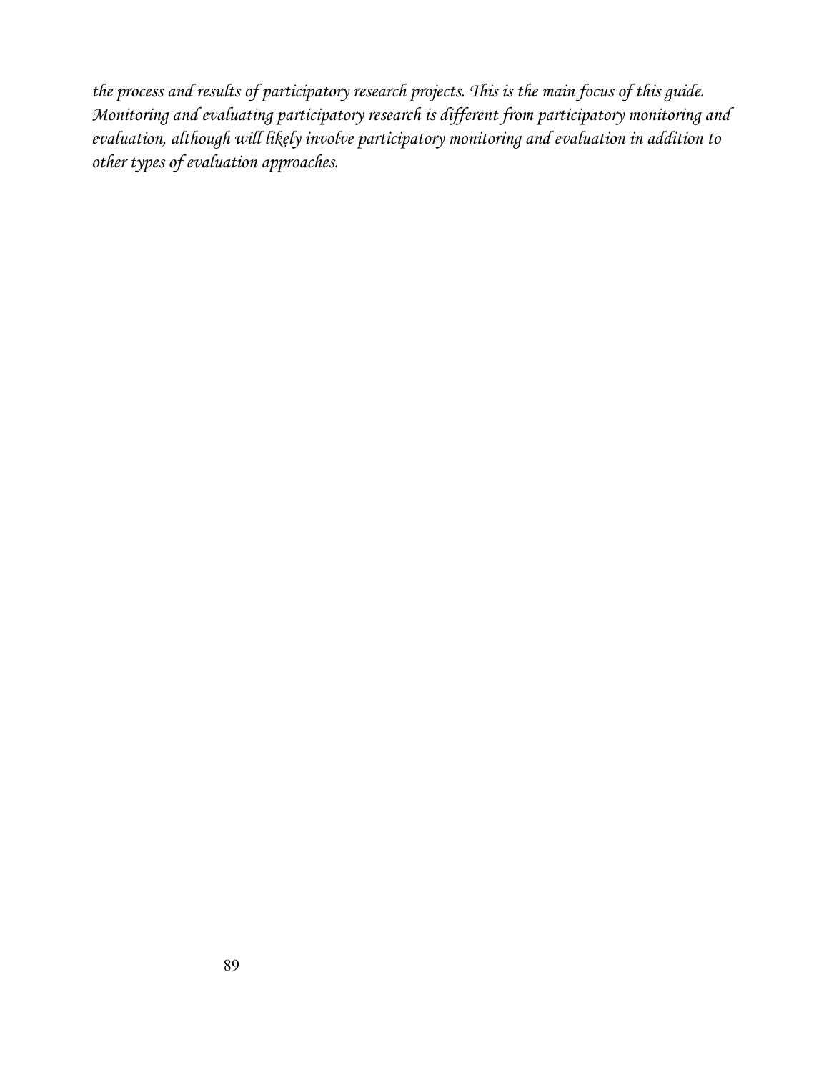*the process and results of participatory research projects. This is the main focus of this guide. Monitoring and evaluating participatory research is different from participatory monitoring and evaluation, although will likely involve participatory monitoring and evaluation in addition to other types of evaluation approaches.*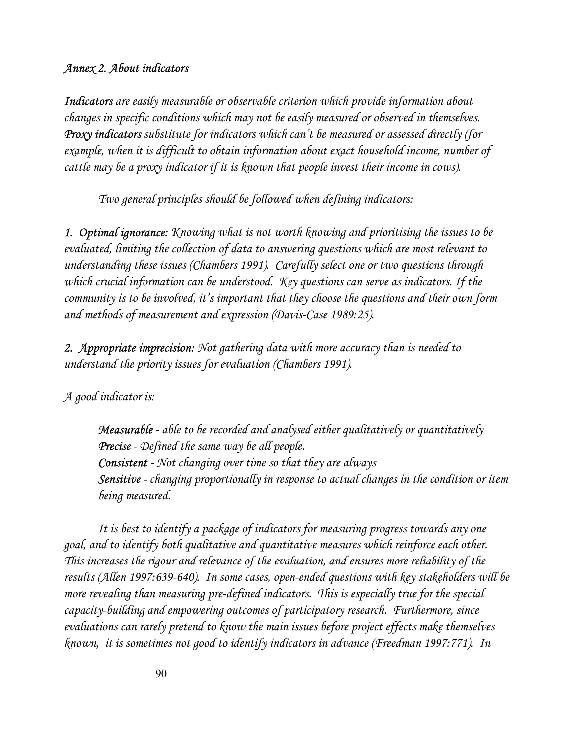*Annex 2. About indicators*

***Indicators*** *are easily measurable or observable criterion which provide information about changes in specific conditions which may not be easily measured or observed in themselves.* ***Proxy indicators*** *substitute for indicators which can't be measured or assessed directly (for example, when it is difficult to obtain information about exact household income, number of cattle may be a proxy indicator if it is known that people invest their income in cows).*

*Two general principles should be followed when defining indicators:*

***1. Optimal ignorance:*** *Knowing what is not worth knowing and prioritising the issues to be evaluated, limiting the collection of data to answering questions which are most relevant to understanding these issues (Chambers 1991). Carefully select one or two questions through which crucial information can be understood. Key questions can serve as indicators. If the community is to be involved, it's important that they choose the questions and their own form and methods of measurement and expression (Davis-Case 1989:25).*

***2. Appropriate imprecision:*** *Not gathering data with more accuracy than is needed to understand the priority issues for evaluation (Chambers 1991).*

*A good indicator is:*

> ***Measurable*** *- able to be recorded and analysed either qualitatively or quantitatively*
> ***Precise*** *- Defined the same way be all people.*
> ***Consistent*** *- Not changing over time so that they are always*
> ***Sensitive*** *- changing proportionally in response to actual changes in the condition or item being measured.*

*It is best to identify a package of indicators for measuring progress towards any one goal, and to identify both qualitative and quantitative measures which reinforce each other. This increases the rigour and relevance of the evaluation, and ensures more reliability of the results (Allen 1997:639-640). In some cases, open-ended questions with key stakeholders will be more revealing than measuring pre-defined indicators. This is especially true for the special capacity-building and empowering outcomes of participatory research. Furthermore, since evaluations can rarely pretend to know the main issues before project effects make themselves known, it is sometimes not good to identify indicators in advance (Freedman 1997:771). In*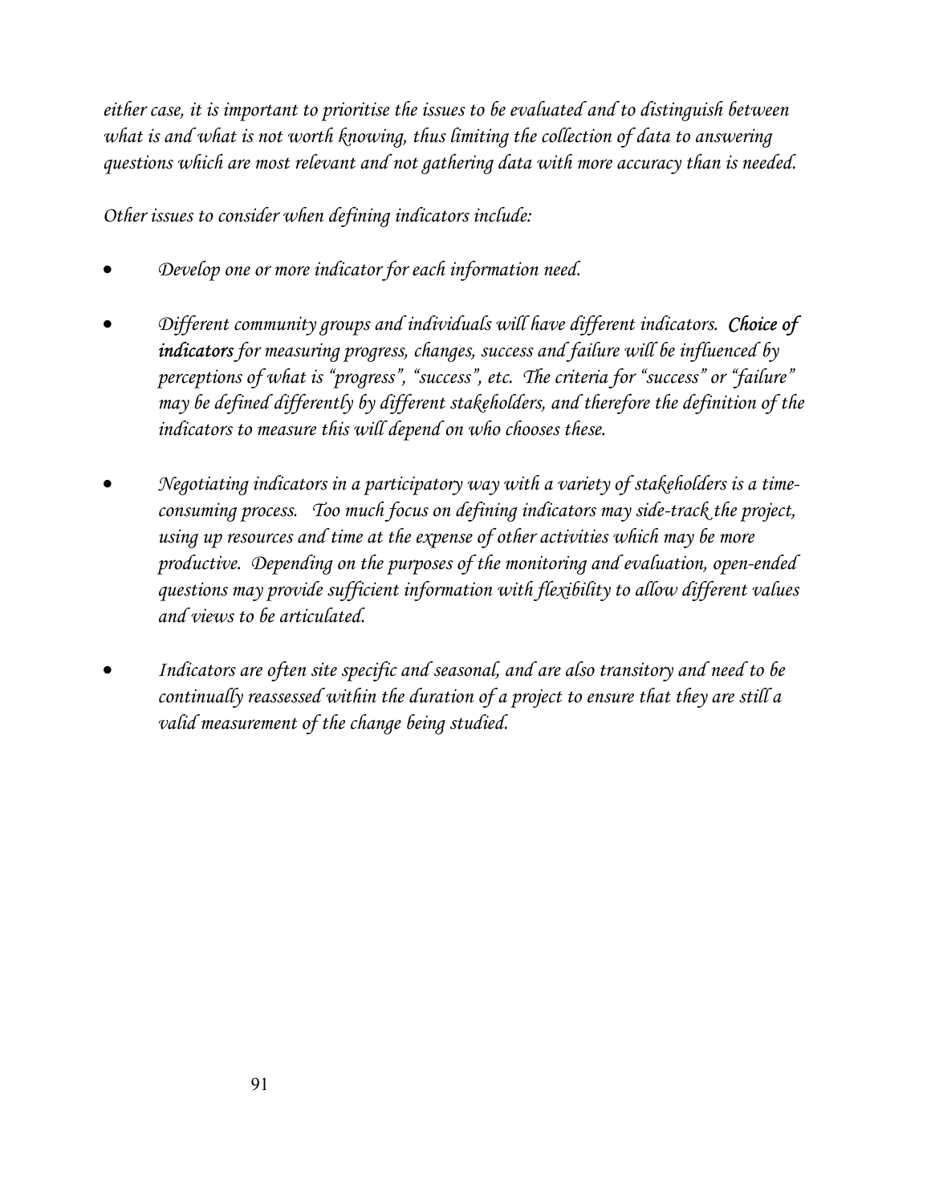*either case, it is important to prioritise the issues to be evaluated and to distinguish between what is and what is not worth knowing, thus limiting the collection of data to answering questions which are most relevant and not gathering data with more accuracy than is needed.*

*Other issues to consider when defining indicators include:*

- *Develop one or more indicator for each information need.*

- *Different community groups and individuals will have different indicators.* ***Choice of indicators*** *for measuring progress, changes, success and failure will be influenced by perceptions of what is "progress", "success", etc. The criteria for "success" or "failure" may be defined differently by different stakeholders, and therefore the definition of the indicators to measure this will depend on who chooses these.*

- *Negotiating indicators in a participatory way with a variety of stakeholders is a time-consuming process. Too much focus on defining indicators may side-track the project, using up resources and time at the expense of other activities which may be more productive. Depending on the purposes of the monitoring and evaluation, open-ended questions may provide sufficient information with flexibility to allow different values and views to be articulated.*

- *Indicators are often site specific and seasonal, and are also transitory and need to be continually reassessed within the duration of a project to ensure that they are still a valid measurement of the change being studied.*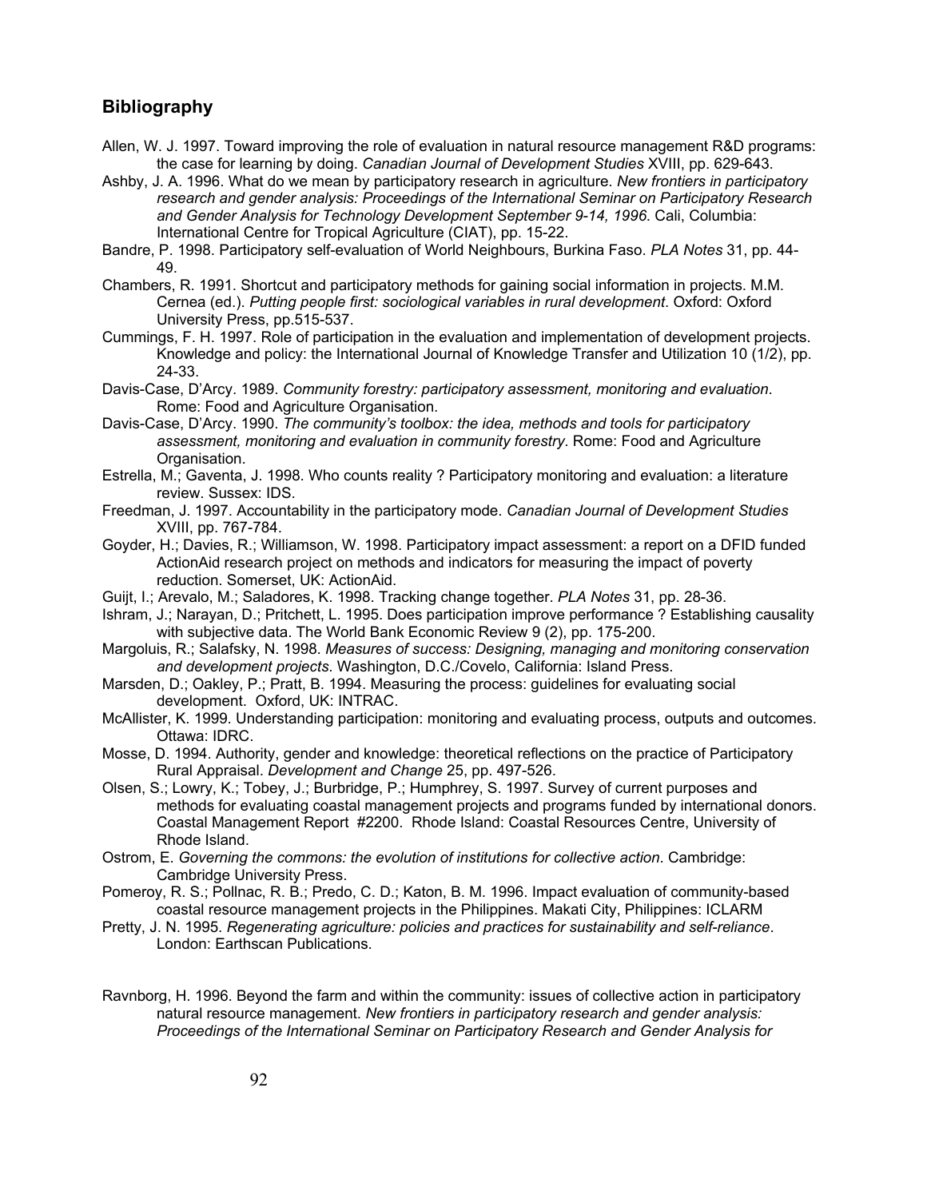## Bibliography

Allen, W. J. 1997. Toward improving the role of evaluation in natural resource management R&D programs: the case for learning by doing. *Canadian Journal of Development Studies* XVIII, pp. 629-643.

Ashby, J. A. 1996. What do we mean by participatory research in agriculture. *New frontiers in participatory research and gender analysis: Proceedings of the International Seminar on Participatory Research and Gender Analysis for Technology Development September 9-14, 1996*. Cali, Columbia: International Centre for Tropical Agriculture (CIAT), pp. 15-22.

Bandre, P. 1998. Participatory self-evaluation of World Neighbours, Burkina Faso. *PLA Notes* 31, pp. 44-49.

Chambers, R. 1991. Shortcut and participatory methods for gaining social information in projects. M.M. Cernea (ed.). *Putting people first: sociological variables in rural development*. Oxford: Oxford University Press, pp.515-537.

Cummings, F. H. 1997. Role of participation in the evaluation and implementation of development projects. Knowledge and policy: the International Journal of Knowledge Transfer and Utilization 10 (1/2), pp. 24-33.

Davis-Case, D'Arcy. 1989. *Community forestry: participatory assessment, monitoring and evaluation*. Rome: Food and Agriculture Organisation.

Davis-Case, D'Arcy. 1990. *The community's toolbox: the idea, methods and tools for participatory assessment, monitoring and evaluation in community forestry*. Rome: Food and Agriculture Organisation.

Estrella, M.; Gaventa, J. 1998. Who counts reality ? Participatory monitoring and evaluation: a literature review. Sussex: IDS.

Freedman, J. 1997. Accountability in the participatory mode. *Canadian Journal of Development Studies* XVIII, pp. 767-784.

Goyder, H.; Davies, R.; Williamson, W. 1998. Participatory impact assessment: a report on a DFID funded ActionAid research project on methods and indicators for measuring the impact of poverty reduction. Somerset, UK: ActionAid.

Guijt, I.; Arevalo, M.; Saladores, K. 1998. Tracking change together. *PLA Notes* 31, pp. 28-36.

Ishram, J.; Narayan, D.; Pritchett, L. 1995. Does participation improve performance ? Establishing causality with subjective data. The World Bank Economic Review 9 (2), pp. 175-200.

Margoluis, R.; Salafsky, N. 1998. *Measures of success: Designing, managing and monitoring conservation and development projects*. Washington, D.C./Covelo, California: Island Press.

Marsden, D.; Oakley, P.; Pratt, B. 1994. Measuring the process: guidelines for evaluating social development. Oxford, UK: INTRAC.

McAllister, K. 1999. Understanding participation: monitoring and evaluating process, outputs and outcomes. Ottawa: IDRC.

Mosse, D. 1994. Authority, gender and knowledge: theoretical reflections on the practice of Participatory Rural Appraisal. *Development and Change* 25, pp. 497-526.

Olsen, S.; Lowry, K.; Tobey, J.; Burbridge, P.; Humphrey, S. 1997. Survey of current purposes and methods for evaluating coastal management projects and programs funded by international donors. Coastal Management Report #2200. Rhode Island: Coastal Resources Centre, University of Rhode Island.

Ostrom, E. *Governing the commons: the evolution of institutions for collective action*. Cambridge: Cambridge University Press.

Pomeroy, R. S.; Pollnac, R. B.; Predo, C. D.; Katon, B. M. 1996. Impact evaluation of community-based coastal resource management projects in the Philippines. Makati City, Philippines: ICLARM

Pretty, J. N. 1995. *Regenerating agriculture: policies and practices for sustainability and self-reliance*. London: Earthscan Publications.

Ravnborg, H. 1996. Beyond the farm and within the community: issues of collective action in participatory natural resource management. *New frontiers in participatory research and gender analysis: Proceedings of the International Seminar on Participatory Research and Gender Analysis for*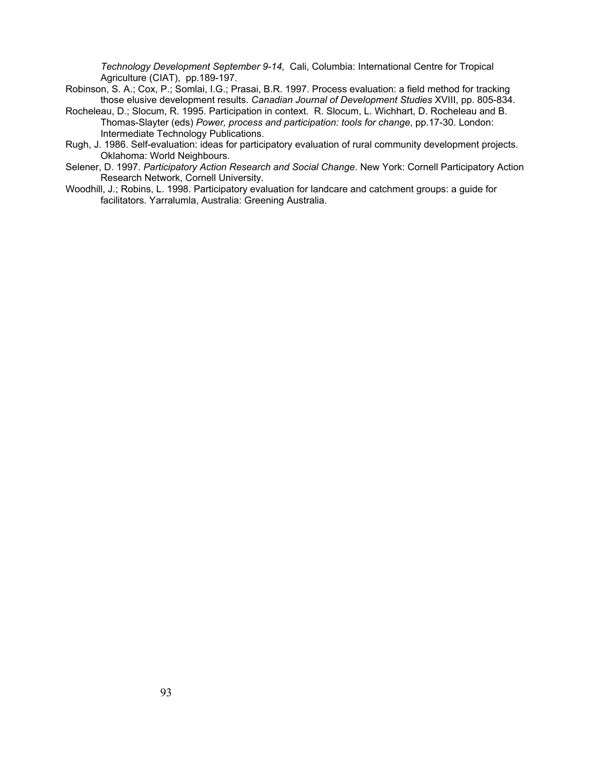*Technology Development September 9-14,* Cali, Columbia: International Centre for Tropical Agriculture (CIAT), pp.189-197.

Robinson, S. A.; Cox, P.; Somlai, I.G.; Prasai, B.R. 1997. Process evaluation: a field method for tracking those elusive development results. *Canadian Journal of Development Studies* XVIII, pp. 805-834.

Rocheleau, D.; Slocum, R. 1995. Participation in context. R. Slocum, L. Wichhart, D. Rocheleau and B. Thomas-Slayter (eds) *Power, process and participation: tools for change*, pp.17-30. London: Intermediate Technology Publications.

Rugh, J. 1986. Self-evaluation: ideas for participatory evaluation of rural community development projects. Oklahoma: World Neighbours.

Selener, D. 1997. *Participatory Action Research and Social Change*. New York: Cornell Participatory Action Research Network, Cornell University.

Woodhill, J.; Robins, L. 1998. Participatory evaluation for landcare and catchment groups: a guide for facilitators. Yarralumla, Australia: Greening Australia.